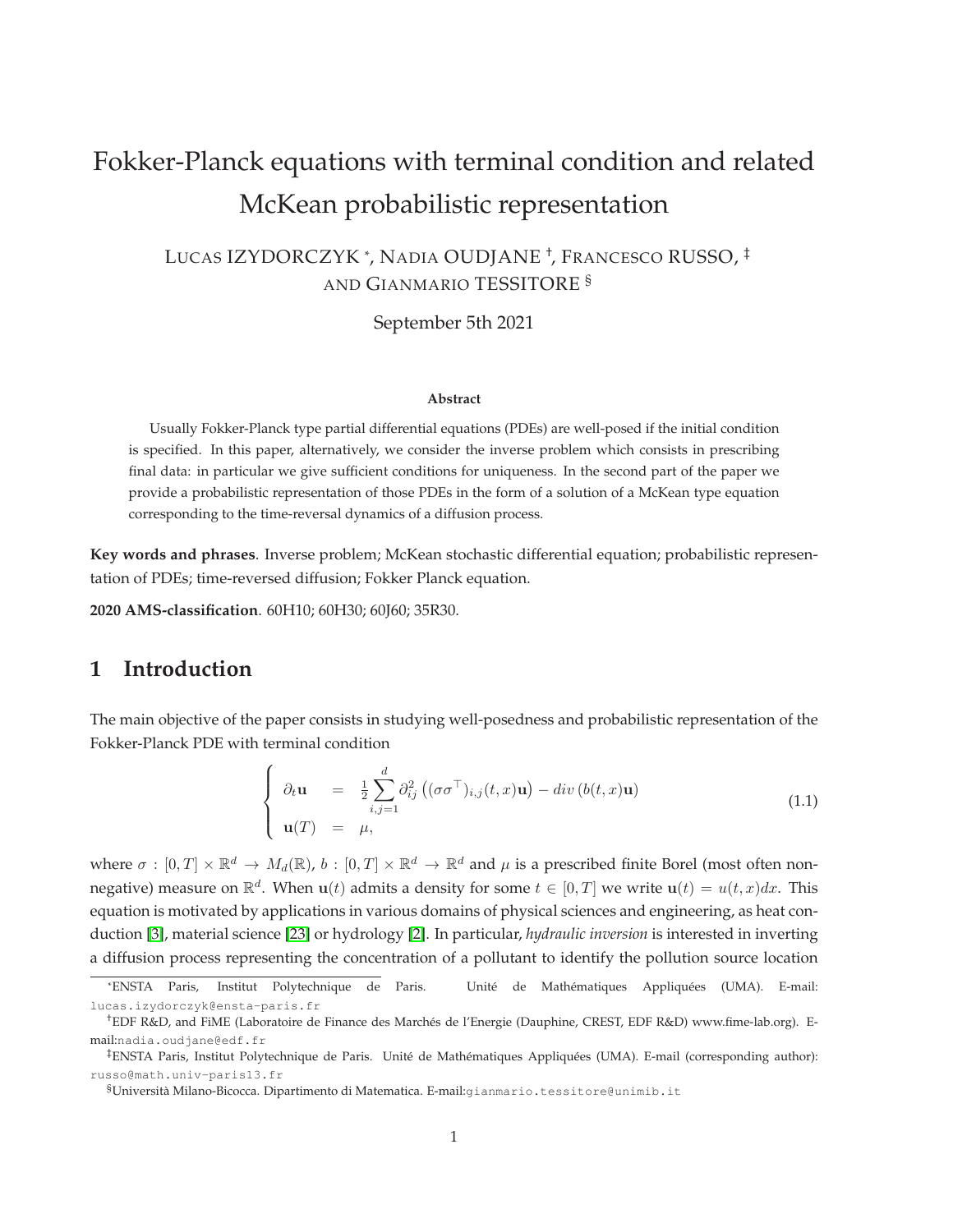# Fokker-Planck equations with terminal condition and related McKean probabilistic representation

LUCAS IZYDORCZYK [*], NADIA OUDJANE [†], FRANCESCO RUSSO, [‡] AND GIANMARIO TESSITORE [§]

September 5th 2021

**Abstract**

Usually Fokker-Planck type partial differential equations (PDEs) are well-posed if the initial condition is specified. In this paper, alternatively, we consider the inverse problem which consists in prescribing final data: in particular we give sufficient conditions for uniqueness. In the second part of the paper we provide a probabilistic representation of those PDEs in the form of a solution of a McKean type equation corresponding to the time-reversal dynamics of a diffusion process.

**Key words and phrases**. Inverse problem; McKean stochastic differential equation; probabilistic representation of PDEs; time-reversed diffusion; Fokker Planck equation.

**2020 AMS-classification**. 60H10; 60H30; 60J60; 35R30.

## 1 Introduction

The main objective of the paper consists in studying well-posedness and probabilistic representation of the Fokker-Planck PDE with terminal condition

$$
\left\{
\begin{array}{rcl}
\partial_t \mathbf{u} & = & \frac{1}{2}\sum_{i,j=1}^{d} \partial_{ij}^2 \left( (\sigma\sigma^\top)_{i,j}(t,x)\mathbf{u} \right) - div\left( b(t,x)\mathbf{u} \right) \\
\mathbf{u}(T) & = & \mu,
\end{array}
\right.
\tag{1.1}
$$

where $\sigma : [0,T] \times \mathbb{R}^d \to M_d(\mathbb{R})$, $b : [0,T] \times \mathbb{R}^d \to \mathbb{R}^d$ and $\mu$ is a prescribed finite Borel (most often non-negative) measure on $\mathbb{R}^d$. When $\mathbf{u}(t)$ admits a density for some $t \in [0,T]$ we write $\mathbf{u}(t) = u(t,x)dx$. This equation is motivated by applications in various domains of physical sciences and engineering, as heat conduction [3], material science [23] or hydrology [2]. In particular, *hydraulic inversion* is interested in inverting a diffusion process representing the concentration of a pollutant to identify the pollution source location

[*] ENSTA Paris, Institut Polytechnique de Paris. Unité de Mathématiques Appliquées (UMA). E-mail: lucas.izydorczyk@ensta-paris.fr

[†] EDF R&D, and FiME (Laboratoire de Finance des Marchés de l'Energie (Dauphine, CREST, EDF R&D) www.fime-lab.org). E-mail:nadia.oudjane@edf.fr

[‡] ENSTA Paris, Institut Polytechnique de Paris. Unité de Mathématiques Appliquées (UMA). E-mail (corresponding author): russo@math.univ-paris13.fr

[§] Università Milano-Bicocca. Dipartimento di Matematica. E-mail:gianmario.tessitore@unimib.it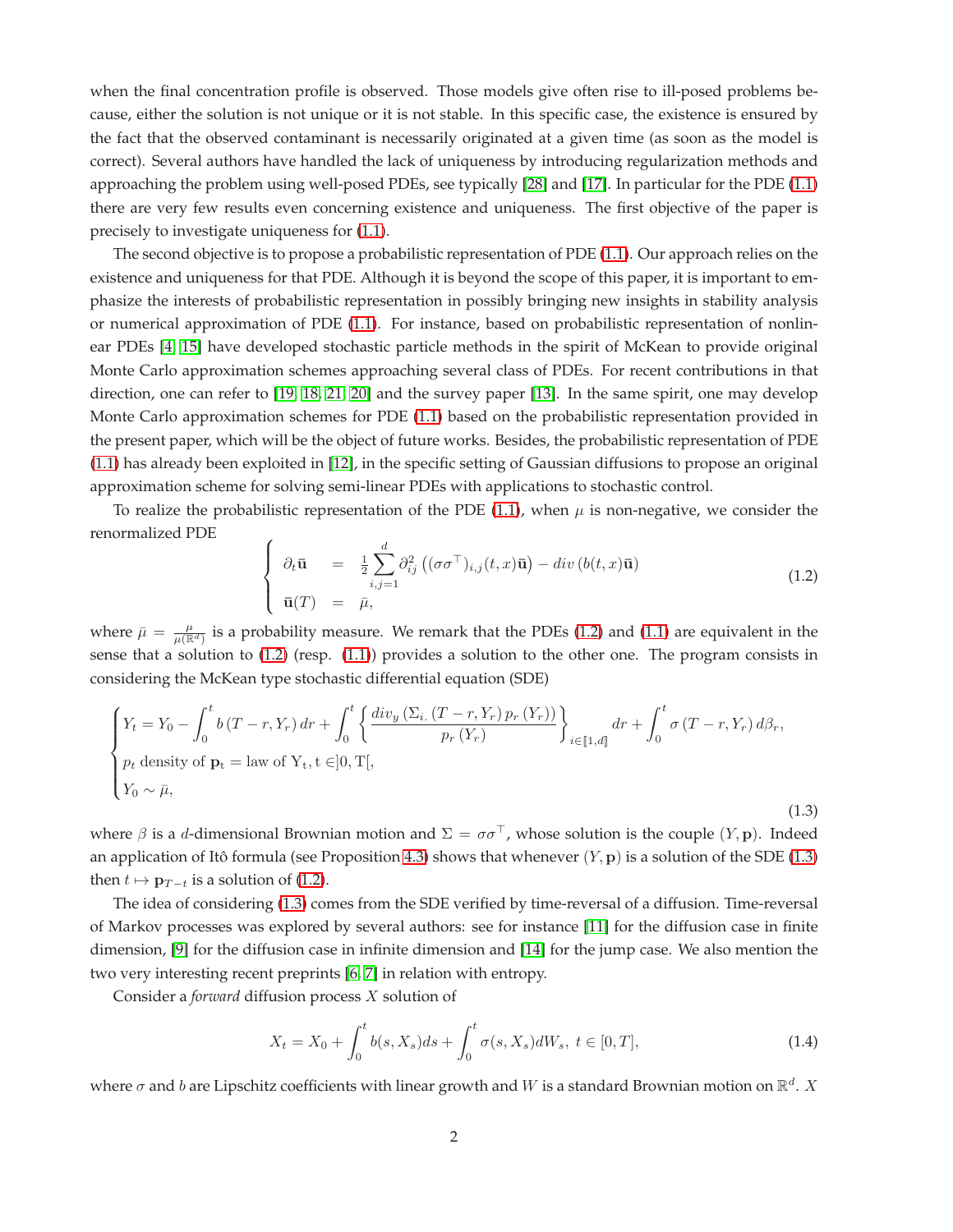when the final concentration profile is observed. Those models give often rise to ill-posed problems because, either the solution is not unique or it is not stable. In this specific case, the existence is ensured by the fact that the observed contaminant is necessarily originated at a given time (as soon as the model is correct). Several authors have handled the lack of uniqueness by introducing regularization methods and approaching the problem using well-posed PDEs, see typically [28] and [17]. In particular for the PDE (1.1) there are very few results even concerning existence and uniqueness. The first objective of the paper is precisely to investigate uniqueness for (1.1).

The second objective is to propose a probabilistic representation of PDE (1.1). Our approach relies on the existence and uniqueness for that PDE. Although it is beyond the scope of this paper, it is important to emphasize the interests of probabilistic representation in possibly bringing new insights in stability analysis or numerical approximation of PDE (1.1). For instance, based on probabilistic representation of nonlinear PDEs [4, 15] have developed stochastic particle methods in the spirit of McKean to provide original Monte Carlo approximation schemes approaching several class of PDEs. For recent contributions in that direction, one can refer to [19, 18, 21, 20] and the survey paper [13]. In the same spirit, one may develop Monte Carlo approximation schemes for PDE (1.1) based on the probabilistic representation provided in the present paper, which will be the object of future works. Besides, the probabilistic representation of PDE (1.1) has already been exploited in [12], in the specific setting of Gaussian diffusions to propose an original approximation scheme for solving semi-linear PDEs with applications to stochastic control.

To realize the probabilistic representation of the PDE (1.1), when $\mu$ is non-negative, we consider the renormalized PDE

$$
\left\{
\begin{array}{rcl}
\partial_t \bar{\mathbf{u}} & = & \frac{1}{2}\displaystyle\sum_{i,j=1}^{d} \partial_{ij}^2 \left( (\sigma\sigma^\top)_{i,j}(t,x)\bar{\mathbf{u}} \right) - div\left(b(t,x)\bar{\mathbf{u}}\right) \\
\bar{\mathbf{u}}(T) & = & \bar{\mu},
\end{array}
\right.
\tag{1.2}
$$

where $\bar{\mu} = \frac{\mu}{\mu(\mathbb{R}^d)}$ is a probability measure. We remark that the PDEs (1.2) and (1.1) are equivalent in the sense that a solution to (1.2) (resp. (1.1)) provides a solution to the other one. The program consists in considering the McKean type stochastic differential equation (SDE)

$$
\begin{cases}
Y_t = Y_0 - \displaystyle\int_0^t b\left(T-r, Y_r\right) dr + \int_0^t \left\{ \frac{div_y \left( \Sigma_{i.}\left(T-r, Y_r\right) p_r\left(Y_r\right) \right)}{p_r\left(Y_r\right)} \right\}_{i \in [\![1,d]\!]} dr + \int_0^t \sigma\left(T-r, Y_r\right) d\beta_r, \\
p_t \text{ density of } \mathbf{p}_t = \text{law of } Y_t, t \in ]0,T[, \\
Y_0 \sim \bar{\mu},
\end{cases}
\tag{1.3}
$$

where $\beta$ is a $d$-dimensional Brownian motion and $\Sigma = \sigma\sigma^\top$, whose solution is the couple $(Y, \mathbf{p})$. Indeed an application of Itô formula (see Proposition 4.3) shows that whenever $(Y, \mathbf{p})$ is a solution of the SDE (1.3) then $t \mapsto \mathbf{p}_{T-t}$ is a solution of (1.2).

The idea of considering (1.3) comes from the SDE verified by time-reversal of a diffusion. Time-reversal of Markov processes was explored by several authors: see for instance [11] for the diffusion case in finite dimension, [9] for the diffusion case in infinite dimension and [14] for the jump case. We also mention the two very interesting recent preprints [6, 7] in relation with entropy.

Consider a *forward* diffusion process $X$ solution of

$$
X_t = X_0 + \int_0^t b(s, X_s) ds + \int_0^t \sigma(s, X_s) dW_s, \ t \in [0,T],
\tag{1.4}
$$

where $\sigma$ and $b$ are Lipschitz coefficients with linear growth and $W$ is a standard Brownian motion on $\mathbb{R}^d$. $X$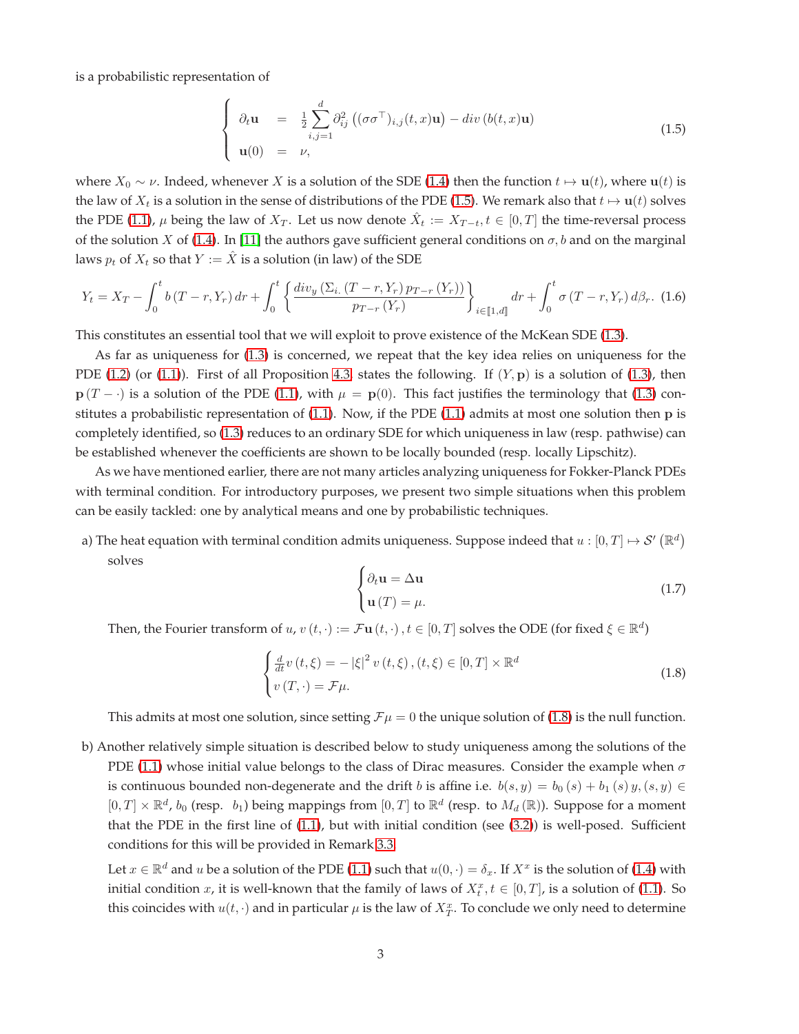is a probabilistic representation of

$$
\left\{
\begin{array}{rcl}
\partial_t \mathbf{u} & = & \frac{1}{2} \sum_{i,j=1}^{d} \partial^2_{ij} \left( (\sigma\sigma^\top)_{i,j}(t,x) \mathbf{u} \right) - div \left( b(t,x) \mathbf{u} \right) \\
\mathbf{u}(0) & = & \nu,
\end{array}
\right.
\tag{1.5}
$$

where $X_0 \sim \nu$. Indeed, whenever $X$ is a solution of the SDE (1.4) then the function $t \mapsto \mathbf{u}(t)$, where $\mathbf{u}(t)$ is the law of $X_t$ is a solution in the sense of distributions of the PDE (1.5). We remark also that $t \mapsto \mathbf{u}(t)$ solves the PDE (1.1), $\mu$ being the law of $X_T$. Let us now denote $\hat{X}_t := X_{T-t}, t \in [0,T]$ the time-reversal process of the solution $X$ of (1.4). In [11] the authors gave sufficient general conditions on $\sigma, b$ and on the marginal laws $p_t$ of $X_t$ so that $Y := \hat{X}$ is a solution (in law) of the SDE

$$
Y_t = X_T - \int_0^t b\left(T-r, Y_r\right) dr + \int_0^t \left\{ \frac{div_y \left( \Sigma_{i.}\left(T-r, Y_r\right) p_{T-r}\left(Y_r\right)\right)}{p_{T-r}\left(Y_r\right)} \right\}_{i \in [\![1,d]\!]} dr + \int_0^t \sigma\left(T-r, Y_r\right) d\beta_r. \tag{1.6}
$$

This constitutes an essential tool that we will exploit to prove existence of the McKean SDE (1.3).

As far as uniqueness for (1.3) is concerned, we repeat that the key idea relies on uniqueness for the PDE (1.2) (or (1.1)). First of all Proposition 4.3 states the following. If $(Y, \mathbf{p})$ is a solution of (1.3), then $\mathbf{p}(T - \cdot)$ is a solution of the PDE (1.1), with $\mu = \mathbf{p}(0)$. This fact justifies the terminology that (1.3) constitutes a probabilistic representation of (1.1). Now, if the PDE (1.1) admits at most one solution then $\mathbf{p}$ is completely identified, so (1.3) reduces to an ordinary SDE for which uniqueness in law (resp. pathwise) can be established whenever the coefficients are shown to be locally bounded (resp. locally Lipschitz).

As we have mentioned earlier, there are not many articles analyzing uniqueness for Fokker-Planck PDEs with terminal condition. For introductory purposes, we present two simple situations when this problem can be easily tackled: one by analytical means and one by probabilistic techniques.

a) The heat equation with terminal condition admits uniqueness. Suppose indeed that $u : [0,T] \mapsto \mathcal{S}'\left(\mathbb{R}^d\right)$ solves

$$
\begin{cases}
\partial_t \mathbf{u} = \Delta \mathbf{u} \\
\mathbf{u}\left(T\right) = \mu.
\end{cases}
\tag{1.7}
$$

Then, the Fourier transform of $u$, $v\left(t,\cdot\right) := \mathcal{F}\mathbf{u}\left(t,\cdot\right), t \in [0,T]$ solves the ODE (for fixed $\xi \in \mathbb{R}^d$)

$$
\begin{cases}
\frac{d}{dt} v\left(t,\xi\right) = - \left|\xi\right|^2 v\left(t,\xi\right), (t,\xi) \in [0,T] \times \mathbb{R}^d \\
v\left(T,\cdot\right) = \mathcal{F}\mu.
\end{cases}
\tag{1.8}
$$

This admits at most one solution, since setting $\mathcal{F}\mu = 0$ the unique solution of (1.8) is the null function.

b) Another relatively simple situation is described below to study uniqueness among the solutions of the PDE (1.1) whose initial value belongs to the class of Dirac measures. Consider the example when $\sigma$ is continuous bounded non-degenerate and the drift $b$ is affine i.e. $b(s,y) = b_0\left(s\right) + b_1\left(s\right) y, (s,y) \in [0,T] \times \mathbb{R}^d$, $b_0$ (resp. $b_1$) being mappings from $[0,T]$ to $\mathbb{R}^d$ (resp. to $M_d\left(\mathbb{R}\right)$). Suppose for a moment that the PDE in the first line of (1.1), but with initial condition (see (3.2)) is well-posed. Sufficient conditions for this will be provided in Remark 3.3.

Let $x \in \mathbb{R}^d$ and $u$ be a solution of the PDE (1.1) such that $u(0,\cdot) = \delta_x$. If $X^x$ is the solution of (1.4) with initial condition $x$, it is well-known that the family of laws of $X_t^x, t \in [0,T]$, is a solution of (1.1). So this coincides with $u(t,\cdot)$ and in particular $\mu$ is the law of $X_T^x$. To conclude we only need to determine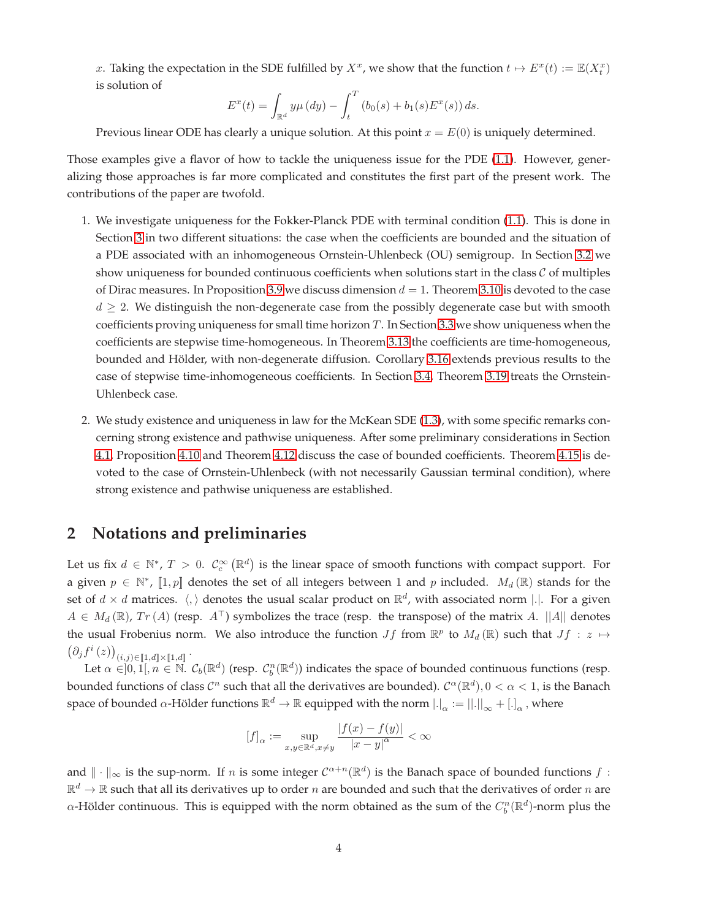$x$. Taking the expectation in the SDE fulfilled by $X^x$, we show that the function $t \mapsto E^x(t) := \mathbb{E}(X^x_t)$ is solution of

$$E^x(t) = \int_{\mathbb{R}^d} y\mu(dy) - \int_t^T (b_0(s) + b_1(s)E^x(s))\, ds.$$

Previous linear ODE has clearly a unique solution. At this point $x = E(0)$ is uniquely determined.

Those examples give a flavor of how to tackle the uniqueness issue for the PDE (1.1). However, generalizing those approaches is far more complicated and constitutes the first part of the present work. The contributions of the paper are twofold.

1. We investigate uniqueness for the Fokker-Planck PDE with terminal condition (1.1). This is done in Section 3 in two different situations: the case when the coefficients are bounded and the situation of a PDE associated with an inhomogeneous Ornstein-Uhlenbeck (OU) semigroup. In Section 3.2 we show uniqueness for bounded continuous coefficients when solutions start in the class $\mathcal{C}$ of multiples of Dirac measures. In Proposition 3.9 we discuss dimension $d = 1$. Theorem 3.10 is devoted to the case $d \geq 2$. We distinguish the non-degenerate case from the possibly degenerate case but with smooth coefficients proving uniqueness for small time horizon $T$. In Section 3.3 we show uniqueness when the coefficients are stepwise time-homogeneous. In Theorem 3.13 the coefficients are time-homogeneous, bounded and Hölder, with non-degenerate diffusion. Corollary 3.16 extends previous results to the case of stepwise time-inhomogeneous coefficients. In Section 3.4, Theorem 3.19 treats the Ornstein-Uhlenbeck case.

2. We study existence and uniqueness in law for the McKean SDE (1.3), with some specific remarks concerning strong existence and pathwise uniqueness. After some preliminary considerations in Section 4.1, Proposition 4.10 and Theorem 4.12 discuss the case of bounded coefficients. Theorem 4.15 is devoted to the case of Ornstein-Uhlenbeck (with not necessarily Gaussian terminal condition), where strong existence and pathwise uniqueness are established.

## 2 Notations and preliminaries

Let us fix $d \in \mathbb{N}^*$, $T > 0$. $\mathcal{C}^\infty_c(\mathbb{R}^d)$ is the linear space of smooth functions with compact support. For a given $p \in \mathbb{N}^*$, $[\![1, p]\!]$ denotes the set of all integers between 1 and $p$ included. $M_d(\mathbb{R})$ stands for the set of $d \times d$ matrices. $\langle , \rangle$ denotes the usual scalar product on $\mathbb{R}^d$, with associated norm $|.|$. For a given $A \in M_d(\mathbb{R})$, $Tr(A)$ (resp. $A^\top$) symbolizes the trace (resp. the transpose) of the matrix $A$. $||A||$ denotes the usual Frobenius norm. We also introduce the function $Jf$ from $\mathbb{R}^p$ to $M_d(\mathbb{R})$ such that $Jf : z \mapsto \left(\partial_j f^i(z)\right)_{(i,j)\in[\![1,d]\!]\times[\![1,d]\!]}$.

Let $\alpha \in ]0, 1[$, $n \in \mathbb{N}$. $\mathcal{C}_b(\mathbb{R}^d)$ (resp. $\mathcal{C}^n_b(\mathbb{R}^d)$) indicates the space of bounded continuous functions (resp. bounded functions of class $\mathcal{C}^n$ such that all the derivatives are bounded). $\mathcal{C}^\alpha(\mathbb{R}^d)$, $0 < \alpha < 1$, is the Banach space of bounded $\alpha$-Hölder functions $\mathbb{R}^d \to \mathbb{R}$ equipped with the norm $|.|_\alpha := ||.||_\infty + [.]_\alpha$, where

$$[f]_\alpha := \sup_{x,y\in\mathbb{R}^d, x\neq y} \frac{|f(x) - f(y)|}{|x - y|^\alpha} < \infty$$

and $\| \cdot \|_\infty$ is the sup-norm. If $n$ is some integer $\mathcal{C}^{\alpha+n}(\mathbb{R}^d)$ is the Banach space of bounded functions $f : \mathbb{R}^d \to \mathbb{R}$ such that all its derivatives up to order $n$ are bounded and such that the derivatives of order $n$ are $\alpha$-Hölder continuous. This is equipped with the norm obtained as the sum of the $C^n_b(\mathbb{R}^d)$-norm plus the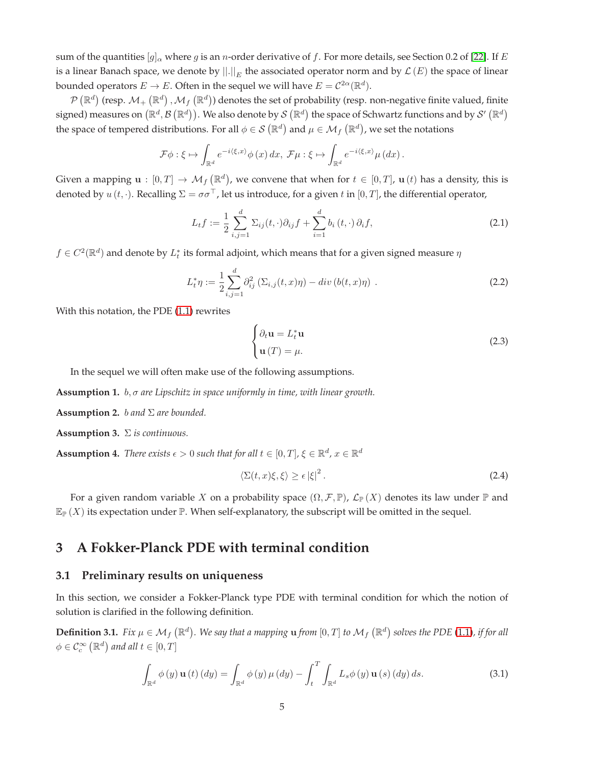sum of the quantities $[g]_\alpha$ where $g$ is an $n$-order derivative of $f$. For more details, see Section 0.2 of [22]. If $E$ is a linear Banach space, we denote by $||.||_E$ the associated operator norm and by $\mathcal{L}(E)$ the space of linear bounded operators $E \to E$. Often in the sequel we will have $E = \mathcal{C}^{2\alpha}(\mathbb{R}^d)$.

$\mathcal{P}(\mathbb{R}^d)$ (resp. $\mathcal{M}_+(\mathbb{R}^d)$, $\mathcal{M}_f(\mathbb{R}^d)$) denotes the set of probability (resp. non-negative finite valued, finite signed) measures on $(\mathbb{R}^d, \mathcal{B}(\mathbb{R}^d))$. We also denote by $\mathcal{S}(\mathbb{R}^d)$ the space of Schwartz functions and by $\mathcal{S}'(\mathbb{R}^d)$ the space of tempered distributions. For all $\phi \in \mathcal{S}(\mathbb{R}^d)$ and $\mu \in \mathcal{M}_f(\mathbb{R}^d)$, we set the notations

$$\mathcal{F}\phi : \xi \mapsto \int_{\mathbb{R}^d} e^{-i\langle \xi, x\rangle} \phi(x)\, dx,\ \mathcal{F}\mu : \xi \mapsto \int_{\mathbb{R}^d} e^{-i\langle \xi, x\rangle} \mu(dx).$$

Given a mapping $\mathbf{u} : [0,T] \to \mathcal{M}_f(\mathbb{R}^d)$, we convene that when for $t \in [0,T]$, $\mathbf{u}(t)$ has a density, this is denoted by $u(t,\cdot)$. Recalling $\Sigma = \sigma\sigma^\top$, let us introduce, for a given $t$ in $[0,T]$, the differential operator,

$$L_t f := \frac{1}{2}\sum_{i,j=1}^d \Sigma_{ij}(t,\cdot)\partial_{ij} f + \sum_{i=1}^d b_i(t,\cdot)\,\partial_i f, \tag{2.1}$$

$f \in C^2(\mathbb{R}^d)$ and denote by $L_t^*$ its formal adjoint, which means that for a given signed measure $\eta$

$$L_t^*\eta := \frac{1}{2}\sum_{i,j=1}^d \partial_{ij}^2\left(\Sigma_{i,j}(t,x)\eta\right) - div\left(b(t,x)\eta\right). \tag{2.2}$$

With this notation, the PDE (1.1) rewrites

$$\begin{cases} \partial_t \mathbf{u} = L_t^* \mathbf{u} \\ \mathbf{u}(T) = \mu. \end{cases} \tag{2.3}$$

In the sequel we will often make use of the following assumptions.

**Assumption 1.** *$b, \sigma$ are Lipschitz in space uniformly in time, with linear growth.*

**Assumption 2.** *$b$ and $\Sigma$ are bounded.*

**Assumption 3.** *$\Sigma$ is continuous.*

**Assumption 4.** *There exists $\epsilon > 0$ such that for all $t \in [0,T]$, $\xi \in \mathbb{R}^d$, $x \in \mathbb{R}^d$*

$$\langle \Sigma(t,x)\xi, \xi\rangle \geq \epsilon\,|\xi|^2. \tag{2.4}$$

For a given random variable $X$ on a probability space $(\Omega, \mathcal{F}, \mathbb{P})$, $\mathcal{L}_{\mathbb{P}}(X)$ denotes its law under $\mathbb{P}$ and $\mathbb{E}_{\mathbb{P}}(X)$ its expectation under $\mathbb{P}$. When self-explanatory, the subscript will be omitted in the sequel.

# 3 A Fokker-Planck PDE with terminal condition

## 3.1 Preliminary results on uniqueness

In this section, we consider a Fokker-Planck type PDE with terminal condition for which the notion of solution is clarified in the following definition.

**Definition 3.1.** *Fix $\mu \in \mathcal{M}_f(\mathbb{R}^d)$. We say that a mapping $\mathbf{u}$ from $[0,T]$ to $\mathcal{M}_f(\mathbb{R}^d)$ solves the PDE (1.1), if for all $\phi \in \mathcal{C}_c^\infty(\mathbb{R}^d)$ and all $t \in [0,T]$*

$$\int_{\mathbb{R}^d} \phi(y)\,\mathbf{u}(t)(dy) = \int_{\mathbb{R}^d} \phi(y)\,\mu(dy) - \int_t^T \int_{\mathbb{R}^d} L_s\phi(y)\,\mathbf{u}(s)(dy)\,ds. \tag{3.1}$$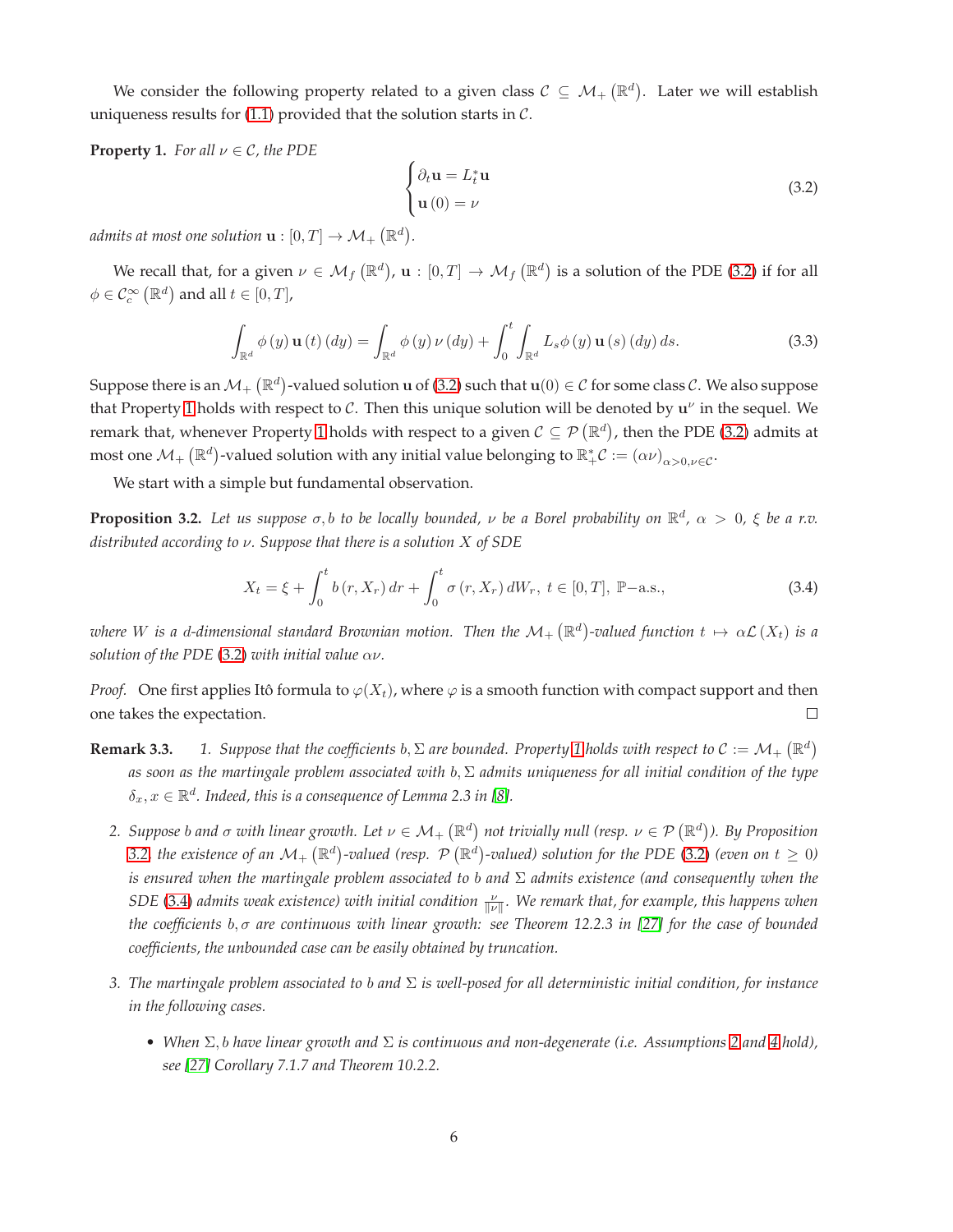We consider the following property related to a given class $\mathcal{C} \subseteq \mathcal{M}_+(\mathbb{R}^d)$. Later we will establish uniqueness results for (1.1) provided that the solution starts in $\mathcal{C}$.

**Property 1.** *For all $\nu \in \mathcal{C}$, the PDE*

$$
\begin{cases} \partial_t \mathbf{u} = L_t^* \mathbf{u} \\ \mathbf{u}(0) = \nu \end{cases} \tag{3.2}
$$

*admits at most one solution $\mathbf{u} : [0,T] \to \mathcal{M}_+(\mathbb{R}^d)$.*

We recall that, for a given $\nu \in \mathcal{M}_f(\mathbb{R}^d)$, $\mathbf{u} : [0,T] \to \mathcal{M}_f(\mathbb{R}^d)$ is a solution of the PDE (3.2) if for all $\phi \in \mathcal{C}_c^\infty(\mathbb{R}^d)$ and all $t \in [0,T]$,

$$
\int_{\mathbb{R}^d} \phi(y)\, \mathbf{u}(t)(dy) = \int_{\mathbb{R}^d} \phi(y)\, \nu(dy) + \int_0^t \int_{\mathbb{R}^d} L_s \phi(y)\, \mathbf{u}(s)(dy)\, ds. \tag{3.3}
$$

Suppose there is an $\mathcal{M}_+(\mathbb{R}^d)$-valued solution $\mathbf{u}$ of (3.2) such that $\mathbf{u}(0) \in \mathcal{C}$ for some class $\mathcal{C}$. We also suppose that Property 1 holds with respect to $\mathcal{C}$. Then this unique solution will be denoted by $\mathbf{u}^\nu$ in the sequel. We remark that, whenever Property 1 holds with respect to a given $\mathcal{C} \subseteq \mathcal{P}(\mathbb{R}^d)$, then the PDE (3.2) admits at most one $\mathcal{M}_+(\mathbb{R}^d)$-valued solution with any initial value belonging to $\mathbb{R}_+^* \mathcal{C} := (\alpha\nu)_{\alpha > 0, \nu \in \mathcal{C}}$.

We start with a simple but fundamental observation.

**Proposition 3.2.** *Let us suppose $\sigma, b$ to be locally bounded, $\nu$ be a Borel probability on $\mathbb{R}^d$, $\alpha > 0$, $\xi$ be a r.v. distributed according to $\nu$. Suppose that there is a solution $X$ of SDE*

$$
X_t = \xi + \int_0^t b(r, X_r)\, dr + \int_0^t \sigma(r, X_r)\, dW_r,\ t \in [0,T],\ \mathbb{P}\text{-a.s.}, \tag{3.4}
$$

*where $W$ is a $d$-dimensional standard Brownian motion. Then the $\mathcal{M}_+(\mathbb{R}^d)$-valued function $t \mapsto \alpha \mathcal{L}(X_t)$ is a solution of the PDE (3.2) with initial value $\alpha\nu$.*

*Proof.* One first applies Itô formula to $\varphi(X_t)$, where $\varphi$ is a smooth function with compact support and then one takes the expectation. $\square$

**Remark 3.3.**

1. *Suppose that the coefficients $b, \Sigma$ are bounded. Property 1 holds with respect to $\mathcal{C} := \mathcal{M}_+(\mathbb{R}^d)$ as soon as the martingale problem associated with $b, \Sigma$ admits uniqueness for all initial condition of the type $\delta_x, x \in \mathbb{R}^d$. Indeed, this is a consequence of Lemma 2.3 in [8].*

2. *Suppose $b$ and $\sigma$ with linear growth. Let $\nu \in \mathcal{M}_+(\mathbb{R}^d)$ not trivially null (resp. $\nu \in \mathcal{P}(\mathbb{R}^d)$). By Proposition 3.2, the existence of an $\mathcal{M}_+(\mathbb{R}^d)$-valued (resp. $\mathcal{P}(\mathbb{R}^d)$-valued) solution for the PDE (3.2) (even on $t \geq 0$) is ensured when the martingale problem associated to $b$ and $\Sigma$ admits existence (and consequently when the SDE (3.4) admits weak existence) with initial condition $\frac{\nu}{\|\nu\|}$. We remark that, for example, this happens when the coefficients $b, \sigma$ are continuous with linear growth: see Theorem 12.2.3 in [27] for the case of bounded coefficients, the unbounded case can be easily obtained by truncation.*

3. *The martingale problem associated to $b$ and $\Sigma$ is well-posed for all deterministic initial condition, for instance in the following cases.*

   - *When $\Sigma, b$ have linear growth and $\Sigma$ is continuous and non-degenerate (i.e. Assumptions 2 and 4 hold), see [27] Corollary 7.1.7 and Theorem 10.2.2.*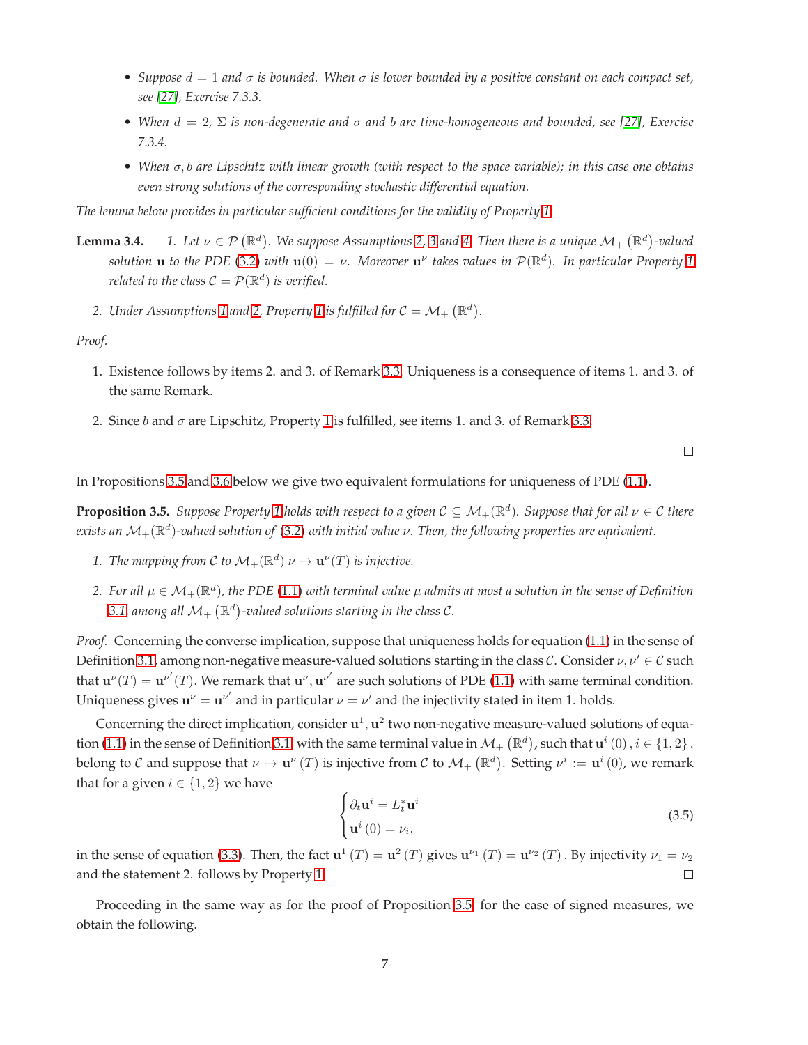- *Suppose $d = 1$ and $\sigma$ is bounded. When $\sigma$ is lower bounded by a positive constant on each compact set, see [27], Exercise 7.3.3.*
- *When $d = 2$, $\Sigma$ is non-degenerate and $\sigma$ and $b$ are time-homogeneous and bounded, see [27], Exercise 7.3.4.*
- *When $\sigma, b$ are Lipschitz with linear growth (with respect to the space variable); in this case one obtains even strong solutions of the corresponding stochastic differential equation.*

*The lemma below provides in particular sufficient conditions for the validity of Property 1.*

**Lemma 3.4.** *1. Let $\nu \in \mathcal{P}(\mathbb{R}^d)$. We suppose Assumptions 2, 3 and 4. Then there is a unique $\mathcal{M}_+(\mathbb{R}^d)$-valued solution $\mathbf{u}$ to the PDE (3.2) with $\mathbf{u}(0) = \nu$. Moreover $\mathbf{u}^\nu$ takes values in $\mathcal{P}(\mathbb{R}^d)$. In particular Property 1 related to the class $\mathcal{C} = \mathcal{P}(\mathbb{R}^d)$ is verified.*

*2. Under Assumptions 1 and 2, Property 1 is fulfilled for $\mathcal{C} = \mathcal{M}_+(\mathbb{R}^d)$.*

*Proof.*

1. Existence follows by items 2. and 3. of Remark 3.3. Uniqueness is a consequence of items 1. and 3. of the same Remark.
2. Since $b$ and $\sigma$ are Lipschitz, Property 1 is fulfilled, see items 1. and 3. of Remark 3.3.

□

In Propositions 3.5 and 3.6 below we give two equivalent formulations for uniqueness of PDE (1.1).

**Proposition 3.5.** *Suppose Property 1 holds with respect to a given $\mathcal{C} \subseteq \mathcal{M}_+(\mathbb{R}^d)$. Suppose that for all $\nu \in \mathcal{C}$ there exists an $\mathcal{M}_+(\mathbb{R}^d)$-valued solution of (3.2) with initial value $\nu$. Then, the following properties are equivalent.*

1. *The mapping from $\mathcal{C}$ to $\mathcal{M}_+(\mathbb{R}^d)$ $\nu \mapsto \mathbf{u}^\nu(T)$ is injective.*
2. *For all $\mu \in \mathcal{M}_+(\mathbb{R}^d)$, the PDE (1.1) with terminal value $\mu$ admits at most a solution in the sense of Definition 3.1 among all $\mathcal{M}_+(\mathbb{R}^d)$-valued solutions starting in the class $\mathcal{C}$.*

*Proof.* Concerning the converse implication, suppose that uniqueness holds for equation (1.1) in the sense of Definition 3.1 among non-negative measure-valued solutions starting in the class $\mathcal{C}$. Consider $\nu, \nu' \in \mathcal{C}$ such that $\mathbf{u}^\nu(T) = \mathbf{u}^{\nu'}(T)$. We remark that $\mathbf{u}^\nu, \mathbf{u}^{\nu'}$ are such solutions of PDE (1.1) with same terminal condition. Uniqueness gives $\mathbf{u}^\nu = \mathbf{u}^{\nu'}$ and in particular $\nu = \nu'$ and the injectivity stated in item 1. holds.

Concerning the direct implication, consider $\mathbf{u}^1, \mathbf{u}^2$ two non-negative measure-valued solutions of equation (1.1) in the sense of Definition 3.1, with the same terminal value in $\mathcal{M}_+(\mathbb{R}^d)$, such that $\mathbf{u}^i(0), i \in \{1, 2\}$, belong to $\mathcal{C}$ and suppose that $\nu \mapsto \mathbf{u}^\nu(T)$ is injective from $\mathcal{C}$ to $\mathcal{M}_+(\mathbb{R}^d)$. Setting $\nu^i := \mathbf{u}^i(0)$, we remark that for a given $i \in \{1, 2\}$ we have

$$
\begin{cases}
\partial_t \mathbf{u}^i = L_t^* \mathbf{u}^i \\
\mathbf{u}^i(0) = \nu_i,
\end{cases}
\tag{3.5}
$$

in the sense of equation (3.3). Then, the fact $\mathbf{u}^1(T) = \mathbf{u}^2(T)$ gives $\mathbf{u}^{\nu_1}(T) = \mathbf{u}^{\nu_2}(T)$. By injectivity $\nu_1 = \nu_2$ and the statement 2. follows by Property 1. □

Proceeding in the same way as for the proof of Proposition 3.5, for the case of signed measures, we obtain the following.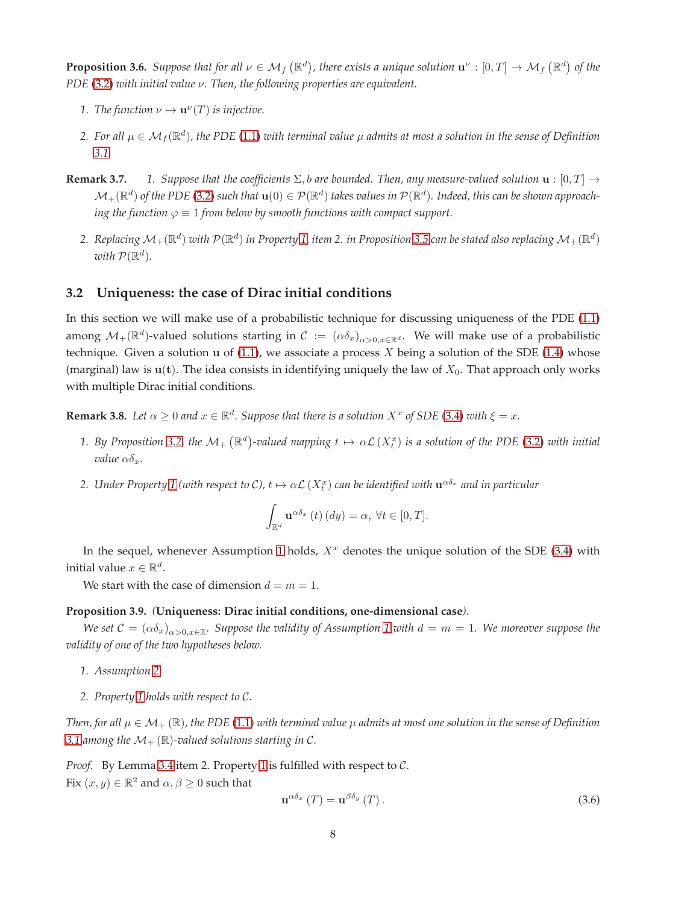**Proposition 3.6.** *Suppose that for all $\nu \in \mathcal{M}_f\left(\mathbb{R}^d\right)$, there exists a unique solution $\mathbf{u}^\nu : [0,T] \to \mathcal{M}_f\left(\mathbb{R}^d\right)$ of the PDE (3.2) with initial value $\nu$. Then, the following properties are equivalent.*

1. *The function $\nu \mapsto \mathbf{u}^\nu(T)$ is injective.*
2. *For all $\mu \in \mathcal{M}_f(\mathbb{R}^d)$, the PDE (1.1) with terminal value $\mu$ admits at most a solution in the sense of Definition 3.1*

**Remark 3.7.**

1. *Suppose that the coefficients $\Sigma, b$ are bounded. Then, any measure-valued solution $\mathbf{u} : [0,T] \to \mathcal{M}_+(\mathbb{R}^d)$ of the PDE (3.2) such that $\mathbf{u}(0) \in \mathcal{P}(\mathbb{R}^d)$ takes values in $\mathcal{P}(\mathbb{R}^d)$. Indeed, this can be shown approaching the function $\varphi \equiv 1$ from below by smooth functions with compact support.*
2. *Replacing $\mathcal{M}_+(\mathbb{R}^d)$ with $\mathcal{P}(\mathbb{R}^d)$ in Property 1, item 2. in Proposition 3.5 can be stated also replacing $\mathcal{M}_+(\mathbb{R}^d)$ with $\mathcal{P}(\mathbb{R}^d)$.*

## 3.2 Uniqueness: the case of Dirac initial conditions

In this section we will make use of a probabilistic technique for discussing uniqueness of the PDE (1.1) among $\mathcal{M}_+(\mathbb{R}^d)$-valued solutions starting in $\mathcal{C} := (\alpha\delta_x)_{\alpha>0, x\in\mathbb{R}^d}$. We will make use of a probabilistic technique. Given a solution $\mathbf{u}$ of (1.1), we associate a process $X$ being a solution of the SDE (1.4) whose (marginal) law is $\mathbf{u}(\mathbf{t})$. The idea consists in identifying uniquely the law of $X_0$. That approach only works with multiple Dirac initial conditions.

**Remark 3.8.** *Let $\alpha \geq 0$ and $x \in \mathbb{R}^d$. Suppose that there is a solution $X^x$ of SDE (3.4) with $\xi = x$.*

1. *By Proposition 3.2, the $\mathcal{M}_+\left(\mathbb{R}^d\right)$-valued mapping $t \mapsto \alpha\mathcal{L}\left(X_t^x\right)$ is a solution of the PDE (3.2) with initial value $\alpha\delta_x$.*
2. *Under Property 1 (with respect to $\mathcal{C}$), $t \mapsto \alpha\mathcal{L}\left(X_t^x\right)$ can be identified with $\mathbf{u}^{\alpha\delta_x}$ and in particular*

$$
\int_{\mathbb{R}^d} \mathbf{u}^{\alpha\delta_x}(t)(dy) = \alpha, \ \forall t \in [0,T].
$$

In the sequel, whenever Assumption 1 holds, $X^x$ denotes the unique solution of the SDE (3.4) with initial value $x \in \mathbb{R}^d$.

We start with the case of dimension $d = m = 1$.

**Proposition 3.9.** *(**Uniqueness: Dirac initial conditions, one-dimensional case**).*

*We set $\mathcal{C} = (\alpha\delta_x)_{\alpha>0, x\in\mathbb{R}}$. Suppose the validity of Assumption 1 with $d = m = 1$. We moreover suppose the validity of one of the two hypotheses below.*

1. *Assumption 2.*
2. *Property 1 holds with respect to $\mathcal{C}$.*

*Then, for all $\mu \in \mathcal{M}_+(\mathbb{R})$, the PDE (1.1) with terminal value $\mu$ admits at most one solution in the sense of Definition 3.1 among the $\mathcal{M}_+(\mathbb{R})$-valued solutions starting in $\mathcal{C}$.*

*Proof.* By Lemma 3.4 item 2. Property 1 is fulfilled with respect to $\mathcal{C}$.
Fix $(x,y) \in \mathbb{R}^2$ and $\alpha, \beta \geq 0$ such that

$$
\mathbf{u}^{\alpha\delta_x}(T) = \mathbf{u}^{\beta\delta_y}(T). \tag{3.6}
$$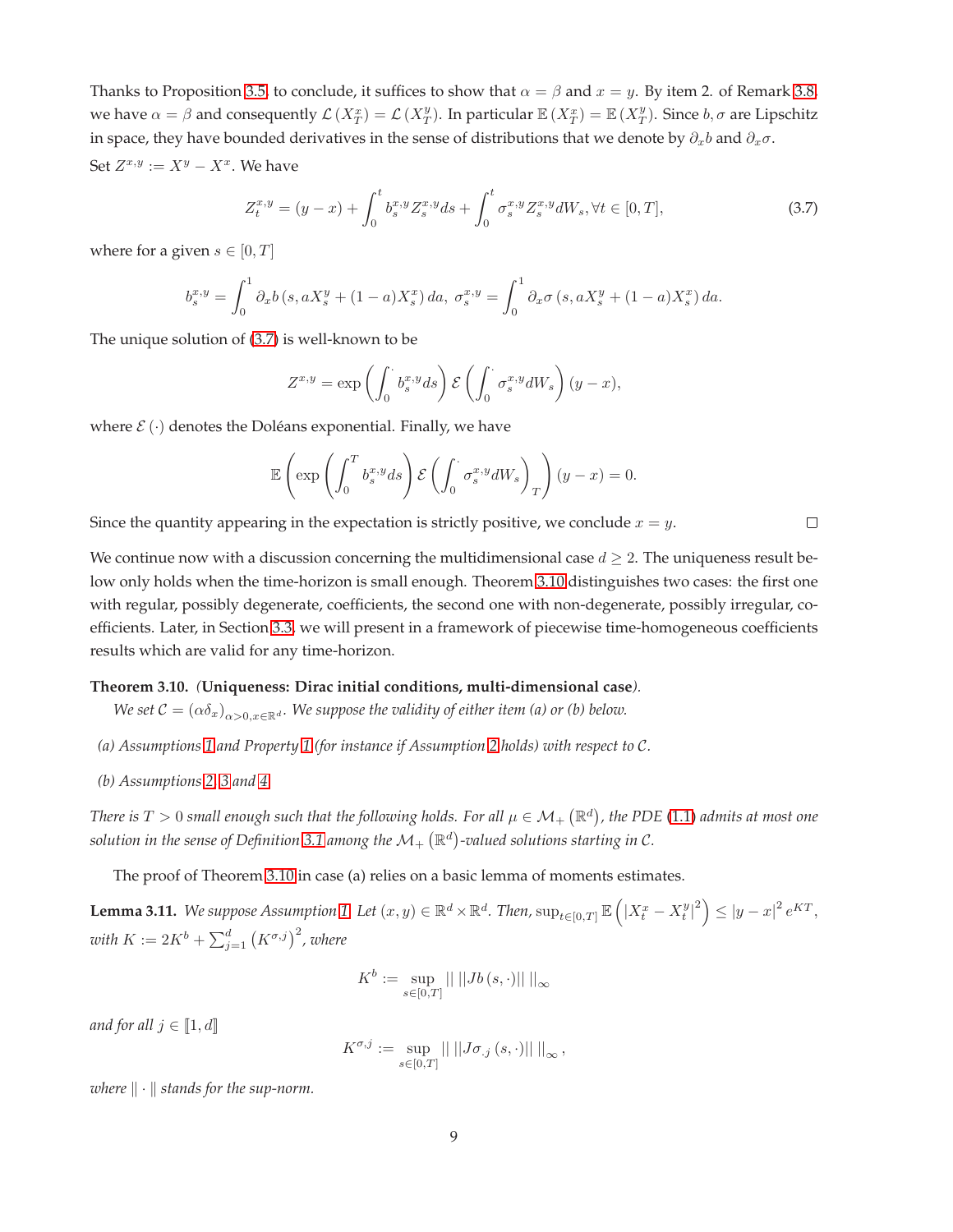Thanks to Proposition 3.5, to conclude, it suffices to show that $\alpha = \beta$ and $x = y$. By item 2. of Remark 3.8, we have $\alpha = \beta$ and consequently $\mathcal{L}(X_T^x) = \mathcal{L}(X_T^y)$. In particular $\mathbb{E}(X_T^x) = \mathbb{E}(X_T^y)$. Since $b, \sigma$ are Lipschitz in space, they have bounded derivatives in the sense of distributions that we denote by $\partial_x b$ and $\partial_x \sigma$.

Set $Z^{x,y} := X^y - X^x$. We have

$$Z_t^{x,y} = (y - x) + \int_0^t b_s^{x,y} Z_s^{x,y} ds + \int_0^t \sigma_s^{x,y} Z_s^{x,y} dW_s, \forall t \in [0, T], \tag{3.7}$$

where for a given $s \in [0, T]$

$$b_s^{x,y} = \int_0^1 \partial_x b\left(s, aX_s^y + (1-a)X_s^x\right) da,\ \sigma_s^{x,y} = \int_0^1 \partial_x \sigma\left(s, aX_s^y + (1-a)X_s^x\right) da.$$

The unique solution of (3.7) is well-known to be

$$Z^{x,y} = \exp\left(\int_0^\cdot b_s^{x,y} ds\right) \mathcal{E}\left(\int_0^\cdot \sigma_s^{x,y} dW_s\right)(y - x),$$

where $\mathcal{E}(\cdot)$ denotes the Doléans exponential. Finally, we have

$$\mathbb{E}\left(\exp\left(\int_0^T b_s^{x,y} ds\right) \mathcal{E}\left(\int_0^\cdot \sigma_s^{x,y} dW_s\right)_T\right)(y - x) = 0.$$

Since the quantity appearing in the expectation is strictly positive, we conclude $x = y$. $\square$

We continue now with a discussion concerning the multidimensional case $d \geq 2$. The uniqueness result below only holds when the time-horizon is small enough. Theorem 3.10 distinguishes two cases: the first one with regular, possibly degenerate, coefficients, the second one with non-degenerate, possibly irregular, coefficients. Later, in Section 3.3, we will present in a framework of piecewise time-homogeneous coefficients results which are valid for any time-horizon.

**Theorem 3.10.** *(**Uniqueness: Dirac initial conditions, multi-dimensional case**).*
*We set $\mathcal{C} = (\alpha\delta_x)_{\alpha>0, x\in\mathbb{R}^d}$. We suppose the validity of either item (a) or (b) below.*

*(a) Assumptions 1 and Property 1 (for instance if Assumption 2 holds) with respect to $\mathcal{C}$.*

*(b) Assumptions 2, 3 and 4.*

*There is $T > 0$ small enough such that the following holds. For all $\mu \in \mathcal{M}_+(\mathbb{R}^d)$, the PDE (1.1) admits at most one solution in the sense of Definition 3.1 among the $\mathcal{M}_+(\mathbb{R}^d)$-valued solutions starting in $\mathcal{C}$.*

The proof of Theorem 3.10 in case (a) relies on a basic lemma of moments estimates.

**Lemma 3.11.** *We suppose Assumption 1. Let $(x, y) \in \mathbb{R}^d \times \mathbb{R}^d$. Then, $\sup_{t\in[0,T]} \mathbb{E}\left(|X_t^x - X_t^y|^2\right) \leq |y - x|^2 e^{KT}$, with $K := 2K^b + \sum_{j=1}^d \left(K^{\sigma,j}\right)^2$, where*

$$K^b := \sup_{s\in[0,T]} ||\, ||Jb(s, \cdot)||\, ||_\infty$$

*and for all $j \in [\![1, d]\!]$*

$$K^{\sigma,j} := \sup_{s\in[0,T]} ||\, ||J\sigma_{\cdot j}(s, \cdot)||\, ||_\infty,$$

*where $\|\cdot\|$ stands for the sup-norm.*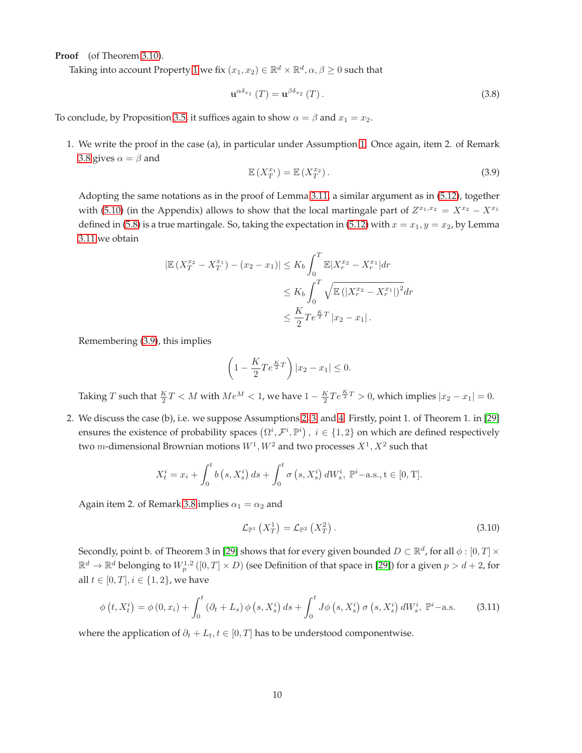**Proof** (of Theorem 3.10).

Taking into account Property 1 we fix $(x_1, x_2) \in \mathbb{R}^d \times \mathbb{R}^d, \alpha, \beta \geq 0$ such that

$$\mathbf{u}^{\alpha\delta_{x_1}}(T) = \mathbf{u}^{\beta\delta_{x_2}}(T). \tag{3.8}$$

To conclude, by Proposition 3.5, it suffices again to show $\alpha = \beta$ and $x_1 = x_2$.

1. We write the proof in the case (a), in particular under Assumption 1. Once again, item 2. of Remark 3.8 gives $\alpha = \beta$ and
$$\mathbb{E}\left(X_T^{x_1}\right) = \mathbb{E}\left(X_T^{x_2}\right). \tag{3.9}$$
Adopting the same notations as in the proof of Lemma 3.11, a similar argument as in (5.12), together with (5.10) (in the Appendix) allows to show that the local martingale part of $Z^{x_1,x_2} = X^{x_2} - X^{x_1}$ defined in (5.8) is a true martingale. So, taking the expectation in (5.12) with $x = x_1, y = x_2$, by Lemma 3.11 we obtain
$$\begin{aligned}
\left|\mathbb{E}\left(X_T^{x_2} - X_T^{x_1}\right) - (x_2 - x_1)\right| &\leq K_b \int_0^T \mathbb{E}|X_r^{x_2} - X_r^{x_1}| dr \\
&\leq K_b \int_0^T \sqrt{\mathbb{E}\left(|X_r^{x_2} - X_r^{x_1}|\right)^2} dr \\
&\leq \frac{K}{2} T e^{\frac{K}{2}T} |x_2 - x_1|.
\end{aligned}$$
Remembering (3.9), this implies
$$\left(1 - \frac{K}{2} T e^{\frac{K}{2}T}\right) |x_2 - x_1| \leq 0.$$
Taking $T$ such that $\frac{K}{2}T < M$ with $Me^M < 1$, we have $1 - \frac{K}{2}Te^{\frac{K}{2}T} > 0$, which implies $|x_2 - x_1| = 0$.

2. We discuss the case (b), i.e. we suppose Assumptions 2, 3 and 4. Firstly, point 1. of Theorem 1. in [29] ensures the existence of probability spaces $\left(\Omega^i, \mathcal{F}^i, \mathbb{P}^i\right), \ i \in \{1, 2\}$ on which are defined respectively two $m$-dimensional Brownian motions $W^1, W^2$ and two processes $X^1, X^2$ such that
$$X_t^i = x_i + \int_0^t b\left(s, X_s^i\right) ds + \int_0^t \sigma\left(s, X_s^i\right) dW_s^i, \ \mathbb{P}^i\text{–a.s.}, \mathrm{t} \in [0, \mathrm{T}].$$
Again item 2. of Remark 3.8 implies $\alpha_1 = \alpha_2$ and
$$\mathcal{L}_{\mathbb{P}^1}\left(X_T^1\right) = \mathcal{L}_{\mathbb{P}^2}\left(X_T^2\right). \tag{3.10}$$
Secondly, point b. of Theorem 3 in [29] shows that for every given bounded $D \subset \mathbb{R}^d$, for all $\phi : [0, T] \times \mathbb{R}^d \to \mathbb{R}^d$ belonging to $W_p^{1,2}([0, T] \times D)$ (see Definition of that space in [29]) for a given $p > d + 2$, for all $t \in [0, T], i \in \{1, 2\}$, we have
$$\phi\left(t, X_t^i\right) = \phi\left(0, x_i\right) + \int_0^t \left(\partial_t + L_s\right) \phi\left(s, X_s^i\right) ds + \int_0^t J\phi\left(s, X_s^i\right) \sigma\left(s, X_s^i\right) dW_s^i, \ \mathbb{P}^i\text{–a.s.} \tag{3.11}$$
where the application of $\partial_t + L_t, t \in [0, T]$ has to be understood componentwise.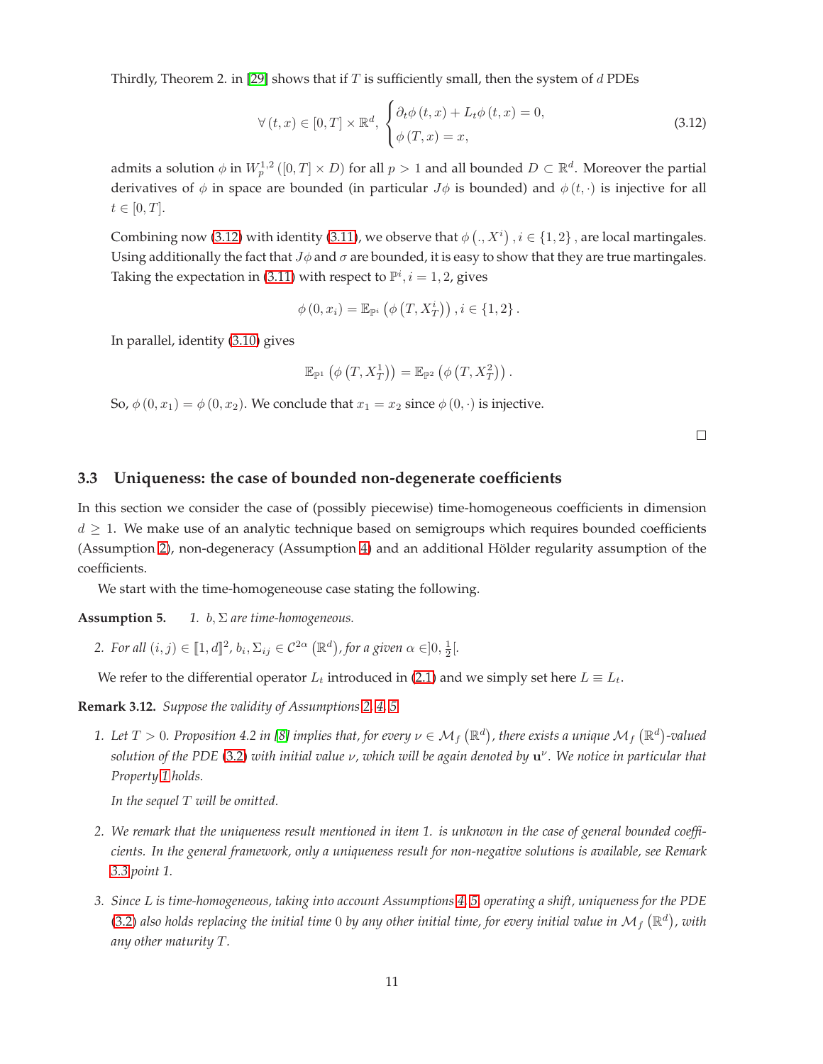Thirdly, Theorem 2. in [29] shows that if $T$ is sufficiently small, then the system of $d$ PDEs

$$
\forall (t,x) \in [0,T] \times \mathbb{R}^d, \begin{cases} \partial_t \phi(t,x) + L_t \phi(t,x) = 0, \\ \phi(T,x) = x, \end{cases} \tag{3.12}
$$

admits a solution $\phi$ in $W_p^{1,2}([0,T] \times D)$ for all $p > 1$ and all bounded $D \subset \mathbb{R}^d$. Moreover the partial derivatives of $\phi$ in space are bounded (in particular $J\phi$ is bounded) and $\phi(t,\cdot)$ is injective for all $t \in [0,T]$.

Combining now (3.12) with identity (3.11), we observe that $\phi(.,X^i), i \in \{1,2\}$, are local martingales. Using additionally the fact that $J\phi$ and $\sigma$ are bounded, it is easy to show that they are true martingales. Taking the expectation in (3.11) with respect to $\mathbb{P}^i, i = 1,2$, gives

$$
\phi(0,x_i) = \mathbb{E}_{\mathbb{P}^i}\left(\phi\left(T,X_T^i\right)\right), i \in \{1,2\}.
$$

In parallel, identity (3.10) gives

$$
\mathbb{E}_{\mathbb{P}^1}\left(\phi\left(T,X_T^1\right)\right) = \mathbb{E}_{\mathbb{P}^2}\left(\phi\left(T,X_T^2\right)\right).
$$

So, $\phi(0,x_1) = \phi(0,x_2)$. We conclude that $x_1 = x_2$ since $\phi(0,\cdot)$ is injective.

□

## 3.3 Uniqueness: the case of bounded non-degenerate coefficients

In this section we consider the case of (possibly piecewise) time-homogeneous coefficients in dimension $d \geq 1$. We make use of an analytic technique based on semigroups which requires bounded coefficients (Assumption 2), non-degeneracy (Assumption 4) and an additional Hölder regularity assumption of the coefficients.

We start with the time-homogeneouse case stating the following.

**Assumption 5.**
1. *$b, \Sigma$ are time-homogeneous.*
2. *For all $(i,j) \in [\![1,d]\!]^2$, $b_i, \Sigma_{ij} \in \mathcal{C}^{2\alpha}(\mathbb{R}^d)$, for a given $\alpha \in ]0, \frac{1}{2}[$.*

We refer to the differential operator $L_t$ introduced in (2.1) and we simply set here $L \equiv L_t$.

**Remark 3.12.** *Suppose the validity of Assumptions 2, 4, 5.*

1. *Let $T > 0$. Proposition 4.2 in [8] implies that, for every $\nu \in \mathcal{M}_f(\mathbb{R}^d)$, there exists a unique $\mathcal{M}_f(\mathbb{R}^d)$-valued solution of the PDE (3.2) with initial value $\nu$, which will be again denoted by $\mathbf{u}^\nu$. We notice in particular that Property 1 holds.*

   *In the sequel $T$ will be omitted.*

2. *We remark that the uniqueness result mentioned in item 1. is unknown in the case of general bounded coefficients. In the general framework, only a uniqueness result for non-negative solutions is available, see Remark 3.3 point 1.*

3. *Since $L$ is time-homogeneous, taking into account Assumptions 4, 5, operating a shift, uniqueness for the PDE (3.2) also holds replacing the initial time 0 by any other initial time, for every initial value in $\mathcal{M}_f(\mathbb{R}^d)$, with any other maturity $T$.*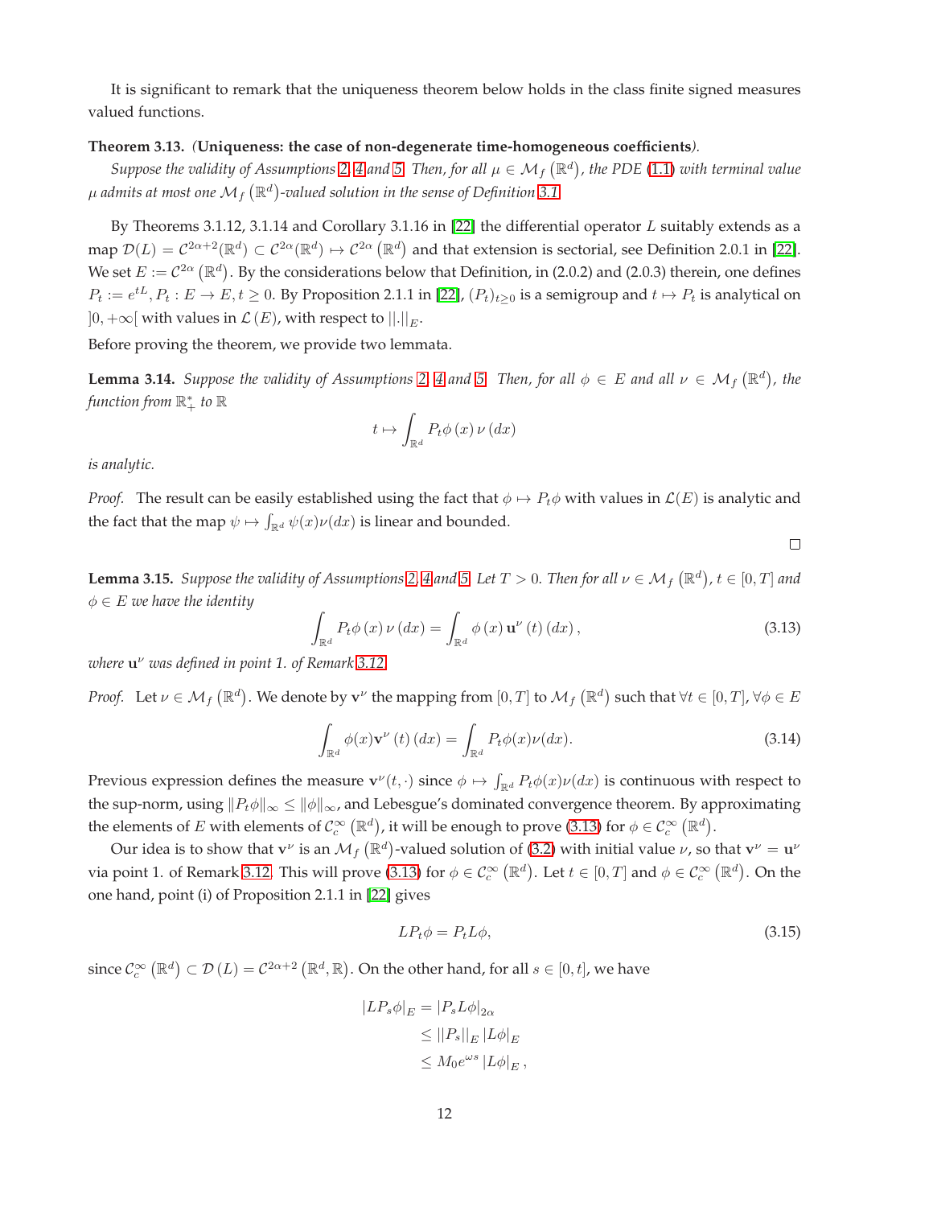It is significant to remark that the uniqueness theorem below holds in the class finite signed measures valued functions.

**Theorem 3.13.** *(***Uniqueness: the case of non-degenerate time-homogeneous coefficients***). Suppose the validity of Assumptions 2, 4 and 5. Then, for all $\mu \in \mathcal{M}_f(\mathbb{R}^d)$, the PDE (1.1) with terminal value $\mu$ admits at most one $\mathcal{M}_f(\mathbb{R}^d)$-valued solution in the sense of Definition 3.1.*

By Theorems 3.1.12, 3.1.14 and Corollary 3.1.16 in [22] the differential operator $L$ suitably extends as a map $\mathcal{D}(L) = \mathcal{C}^{2\alpha+2}(\mathbb{R}^d) \subset \mathcal{C}^{2\alpha}(\mathbb{R}^d) \mapsto \mathcal{C}^{2\alpha}(\mathbb{R}^d)$ and that extension is sectorial, see Definition 2.0.1 in [22]. We set $E := \mathcal{C}^{2\alpha}(\mathbb{R}^d)$. By the considerations below that Definition, in (2.0.2) and (2.0.3) therein, one defines $P_t := e^{tL}, P_t : E \to E, t \geq 0$. By Proposition 2.1.1 in [22], $(P_t)_{t\geq 0}$ is a semigroup and $t \mapsto P_t$ is analytical on $]0, +\infty[$ with values in $\mathcal{L}(E)$, with respect to $||.||_E$.

Before proving the theorem, we provide two lemmata.

**Lemma 3.14.** *Suppose the validity of Assumptions 2, 4 and 5. Then, for all $\phi \in E$ and all $\nu \in \mathcal{M}_f(\mathbb{R}^d)$, the function from $\mathbb{R}_+^*$ to $\mathbb{R}$*

$$t \mapsto \int_{\mathbb{R}^d} P_t\phi(x)\,\nu(dx)$$

*is analytic.*

*Proof.* The result can be easily established using the fact that $\phi \mapsto P_t\phi$ with values in $\mathcal{L}(E)$ is analytic and the fact that the map $\psi \mapsto \int_{\mathbb{R}^d} \psi(x)\nu(dx)$ is linear and bounded. □

**Lemma 3.15.** *Suppose the validity of Assumptions 2, 4 and 5. Let $T > 0$. Then for all $\nu \in \mathcal{M}_f(\mathbb{R}^d)$, $t \in [0, T]$ and $\phi \in E$ we have the identity*

$$\int_{\mathbb{R}^d} P_t\phi(x)\,\nu(dx) = \int_{\mathbb{R}^d} \phi(x)\,\mathbf{u}^\nu(t)(dx), \tag{3.13}$$

*where $\mathbf{u}^\nu$ was defined in point 1. of Remark 3.12.*

*Proof.* Let $\nu \in \mathcal{M}_f(\mathbb{R}^d)$. We denote by $\mathbf{v}^\nu$ the mapping from $[0, T]$ to $\mathcal{M}_f(\mathbb{R}^d)$ such that $\forall t \in [0, T]$, $\forall \phi \in E$

$$\int_{\mathbb{R}^d} \phi(x)\mathbf{v}^\nu(t)(dx) = \int_{\mathbb{R}^d} P_t\phi(x)\nu(dx). \tag{3.14}$$

Previous expression defines the measure $\mathbf{v}^\nu(t, \cdot)$ since $\phi \mapsto \int_{\mathbb{R}^d} P_t\phi(x)\nu(dx)$ is continuous with respect to the sup-norm, using $\|P_t\phi\|_\infty \leq \|\phi\|_\infty$, and Lebesgue's dominated convergence theorem. By approximating the elements of $E$ with elements of $\mathcal{C}_c^\infty(\mathbb{R}^d)$, it will be enough to prove (3.13) for $\phi \in \mathcal{C}_c^\infty(\mathbb{R}^d)$.

Our idea is to show that $\mathbf{v}^\nu$ is an $\mathcal{M}_f(\mathbb{R}^d)$-valued solution of (3.2) with initial value $\nu$, so that $\mathbf{v}^\nu = \mathbf{u}^\nu$ via point 1. of Remark 3.12. This will prove (3.13) for $\phi \in \mathcal{C}_c^\infty(\mathbb{R}^d)$. Let $t \in [0, T]$ and $\phi \in \mathcal{C}_c^\infty(\mathbb{R}^d)$. On the one hand, point (i) of Proposition 2.1.1 in [22] gives

$$LP_t\phi = P_tL\phi, \tag{3.15}$$

since $\mathcal{C}_c^\infty(\mathbb{R}^d) \subset \mathcal{D}(L) = \mathcal{C}^{2\alpha+2}(\mathbb{R}^d, \mathbb{R})$. On the other hand, for all $s \in [0, t]$, we have

$$\begin{aligned}
|LP_s\phi|_E &= |P_sL\phi|_{2\alpha} \\
&\leq ||P_s||_E\,|L\phi|_E \\
&\leq M_0e^{\omega s}\,|L\phi|_E\,,
\end{aligned}$$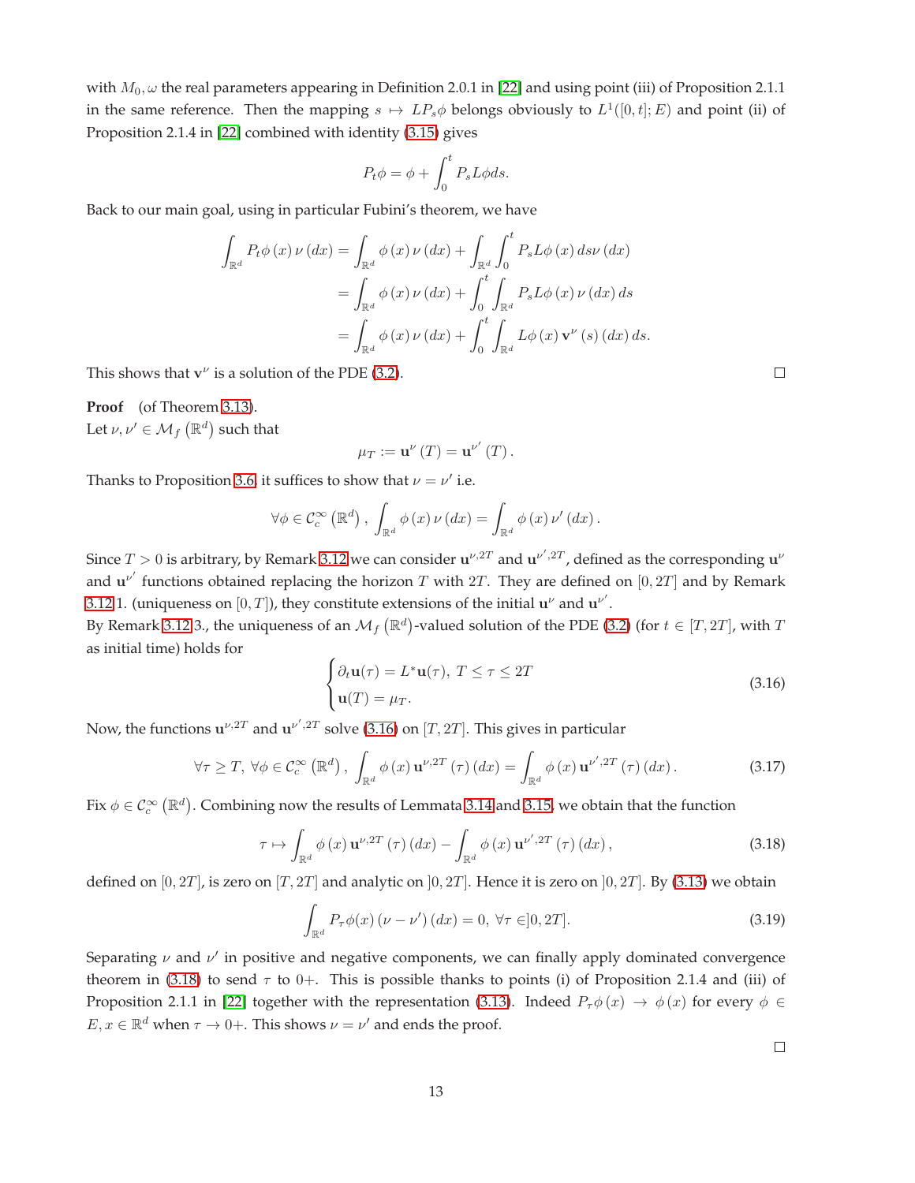with $M_0, \omega$ the real parameters appearing in Definition 2.0.1 in [22] and using point (iii) of Proposition 2.1.1 in the same reference. Then the mapping $s \mapsto LP_s\phi$ belongs obviously to $L^1([0,t];E)$ and point (ii) of Proposition 2.1.4 in [22] combined with identity (3.15) gives

$$P_t\phi = \phi + \int_0^t P_s L\phi ds.$$

Back to our main goal, using in particular Fubini's theorem, we have

$$\begin{aligned}
\int_{\mathbb{R}^d} P_t\phi(x)\,\nu(dx) &= \int_{\mathbb{R}^d} \phi(x)\,\nu(dx) + \int_{\mathbb{R}^d}\int_0^t P_s L\phi(x)\,ds\nu(dx) \\
&= \int_{\mathbb{R}^d} \phi(x)\,\nu(dx) + \int_0^t \int_{\mathbb{R}^d} P_s L\phi(x)\,\nu(dx)\,ds \\
&= \int_{\mathbb{R}^d} \phi(x)\,\nu(dx) + \int_0^t \int_{\mathbb{R}^d} L\phi(x)\,\mathbf{v}^\nu(s)(dx)\,ds.
\end{aligned}$$

This shows that $\mathbf{v}^\nu$ is a solution of the PDE (3.2). □

**Proof** (of Theorem 3.13).
Let $\nu, \nu' \in \mathcal{M}_f(\mathbb{R}^d)$ such that

$$\mu_T := \mathbf{u}^\nu(T) = \mathbf{u}^{\nu'}(T).$$

Thanks to Proposition 3.6, it suffices to show that $\nu = \nu'$ i.e.

$$\forall \phi \in \mathcal{C}_c^\infty(\mathbb{R}^d), \int_{\mathbb{R}^d} \phi(x)\,\nu(dx) = \int_{\mathbb{R}^d} \phi(x)\,\nu'(dx).$$

Since $T > 0$ is arbitrary, by Remark 3.12 we can consider $\mathbf{u}^{\nu,2T}$ and $\mathbf{u}^{\nu',2T}$, defined as the corresponding $\mathbf{u}^\nu$ and $\mathbf{u}^{\nu'}$ functions obtained replacing the horizon $T$ with $2T$. They are defined on $[0,2T]$ and by Remark 3.12 1. (uniqueness on $[0,T]$), they constitute extensions of the initial $\mathbf{u}^\nu$ and $\mathbf{u}^{\nu'}$.
By Remark 3.12 3., the uniqueness of an $\mathcal{M}_f(\mathbb{R}^d)$-valued solution of the PDE (3.2) (for $t \in [T,2T]$, with $T$ as initial time) holds for

$$\begin{cases} \partial_t \mathbf{u}(\tau) = L^*\mathbf{u}(\tau), \; T \le \tau \le 2T \\ \mathbf{u}(T) = \mu_T. \end{cases} \tag{3.16}$$

Now, the functions $\mathbf{u}^{\nu,2T}$ and $\mathbf{u}^{\nu',2T}$ solve (3.16) on $[T,2T]$. This gives in particular

$$\forall \tau \ge T, \; \forall \phi \in \mathcal{C}_c^\infty(\mathbb{R}^d), \int_{\mathbb{R}^d} \phi(x)\,\mathbf{u}^{\nu,2T}(\tau)(dx) = \int_{\mathbb{R}^d} \phi(x)\,\mathbf{u}^{\nu',2T}(\tau)(dx). \tag{3.17}$$

Fix $\phi \in \mathcal{C}_c^\infty(\mathbb{R}^d)$. Combining now the results of Lemmata 3.14 and 3.15, we obtain that the function

$$\tau \mapsto \int_{\mathbb{R}^d} \phi(x)\,\mathbf{u}^{\nu,2T}(\tau)(dx) - \int_{\mathbb{R}^d} \phi(x)\,\mathbf{u}^{\nu',2T}(\tau)(dx), \tag{3.18}$$

defined on $[0,2T]$, is zero on $[T,2T]$ and analytic on $]0,2T]$. Hence it is zero on $]0,2T]$. By (3.13) we obtain

$$\int_{\mathbb{R}^d} P_\tau\phi(x)\,(\nu - \nu')(dx) = 0, \; \forall \tau \in ]0,2T]. \tag{3.19}$$

Separating $\nu$ and $\nu'$ in positive and negative components, we can finally apply dominated convergence theorem in (3.18) to send $\tau$ to $0+$. This is possible thanks to points (i) of Proposition 2.1.4 and (iii) of Proposition 2.1.1 in [22] together with the representation (3.13). Indeed $P_\tau\phi(x) \to \phi(x)$ for every $\phi \in E, x \in \mathbb{R}^d$ when $\tau \to 0+$. This shows $\nu = \nu'$ and ends the proof. □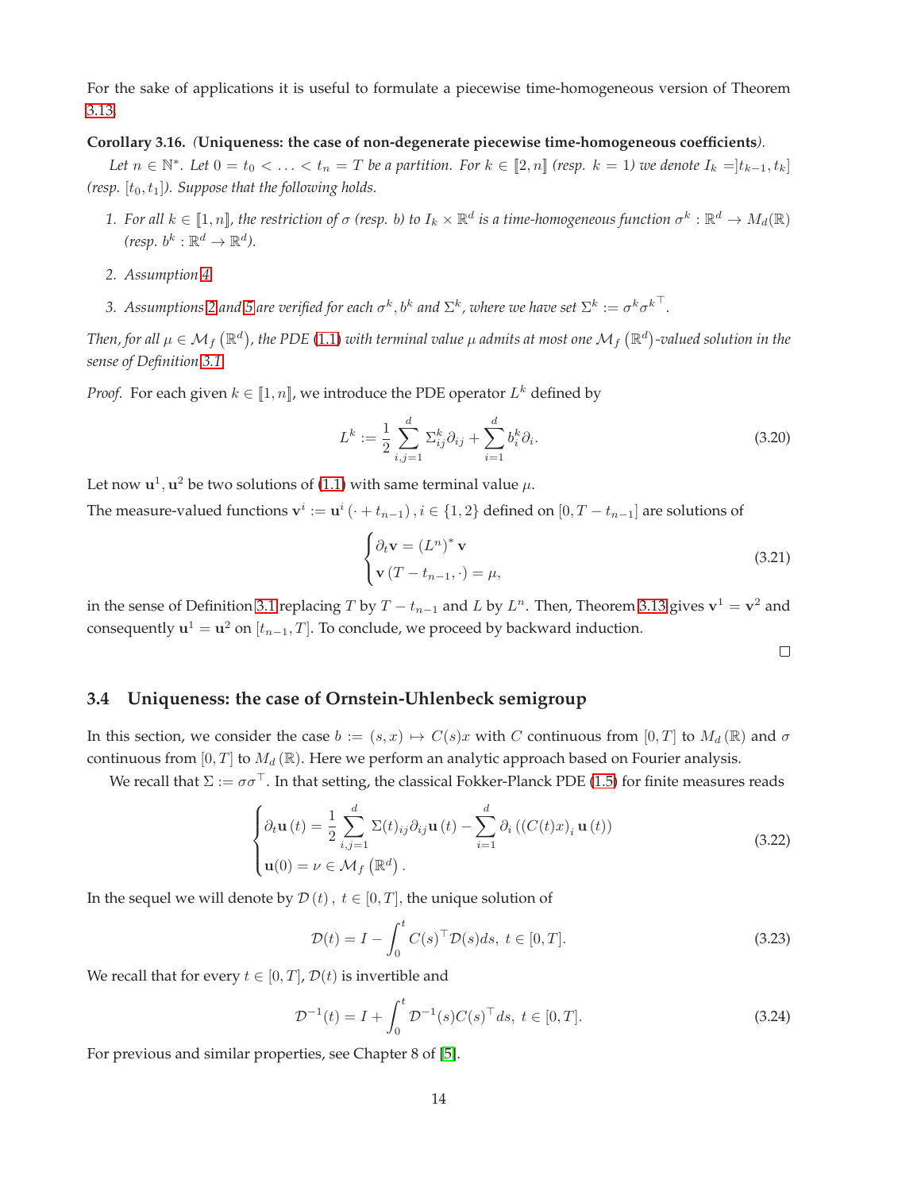For the sake of applications it is useful to formulate a piecewise time-homogeneous version of Theorem 3.13.

**Corollary 3.16.** *(**Uniqueness: the case of non-degenerate piecewise time-homogeneous coefficients**).*

*Let $n \in \mathbb{N}^*$. Let $0 = t_0 < \ldots < t_n = T$ be a partition. For $k \in [\![2, n]\!]$ (resp. $k = 1$) we denote $I_k = ]t_{k-1}, t_k]$ (resp. $[t_0, t_1]$). Suppose that the following holds.*

1. *For all $k \in [\![1, n]\!]$, the restriction of $\sigma$ (resp. $b$) to $I_k \times \mathbb{R}^d$ is a time-homogeneous function $\sigma^k : \mathbb{R}^d \to M_d(\mathbb{R})$ (resp. $b^k : \mathbb{R}^d \to \mathbb{R}^d$).*
2. *Assumption 4.*
3. *Assumptions 2 and 5 are verified for each $\sigma^k, b^k$ and $\Sigma^k$, where we have set $\Sigma^k := \sigma^k {\sigma^k}^\top$.*

*Then, for all $\mu \in \mathcal{M}_f(\mathbb{R}^d)$, the PDE (1.1) with terminal value $\mu$ admits at most one $\mathcal{M}_f(\mathbb{R}^d)$-valued solution in the sense of Definition 3.1.*

*Proof.* For each given $k \in [\![1, n]\!]$, we introduce the PDE operator $L^k$ defined by

$$L^k := \frac{1}{2} \sum_{i,j=1}^{d} \Sigma^k_{ij} \partial_{ij} + \sum_{i=1}^{d} b^k_i \partial_i. \tag{3.20}$$

Let now $\mathbf{u}^1, \mathbf{u}^2$ be two solutions of (1.1) with same terminal value $\mu$.

The measure-valued functions $\mathbf{v}^i := \mathbf{u}^i (\cdot + t_{n-1}), i \in \{1, 2\}$ defined on $[0, T - t_{n-1}]$ are solutions of

$$\begin{cases} \partial_t \mathbf{v} = (L^n)^* \mathbf{v} \\ \mathbf{v}(T - t_{n-1}, \cdot) = \mu, \end{cases} \tag{3.21}$$

in the sense of Definition 3.1 replacing $T$ by $T - t_{n-1}$ and $L$ by $L^n$. Then, Theorem 3.13 gives $\mathbf{v}^1 = \mathbf{v}^2$ and consequently $\mathbf{u}^1 = \mathbf{u}^2$ on $[t_{n-1}, T]$. To conclude, we proceed by backward induction.

□

## 3.4 Uniqueness: the case of Ornstein-Uhlenbeck semigroup

In this section, we consider the case $b := (s, x) \mapsto C(s)x$ with $C$ continuous from $[0, T]$ to $M_d(\mathbb{R})$ and $\sigma$ continuous from $[0, T]$ to $M_d(\mathbb{R})$. Here we perform an analytic approach based on Fourier analysis.

We recall that $\Sigma := \sigma\sigma^\top$. In that setting, the classical Fokker-Planck PDE (1.5) for finite measures reads

$$\begin{cases} \partial_t \mathbf{u}(t) = \frac{1}{2} \sum_{i,j=1}^{d} \Sigma(t)_{ij} \partial_{ij} \mathbf{u}(t) - \sum_{i=1}^{d} \partial_i \left( (C(t)x)_i \mathbf{u}(t) \right) \\ \mathbf{u}(0) = \nu \in \mathcal{M}_f(\mathbb{R}^d). \end{cases} \tag{3.22}$$

In the sequel we will denote by $\mathcal{D}(t)$, $t \in [0, T]$, the unique solution of

$$\mathcal{D}(t) = I - \int_0^t C(s)^\top \mathcal{D}(s) ds, \ t \in [0, T]. \tag{3.23}$$

We recall that for every $t \in [0, T]$, $\mathcal{D}(t)$ is invertible and

$$\mathcal{D}^{-1}(t) = I + \int_0^t \mathcal{D}^{-1}(s) C(s)^\top ds, \ t \in [0, T]. \tag{3.24}$$

For previous and similar properties, see Chapter 8 of [5].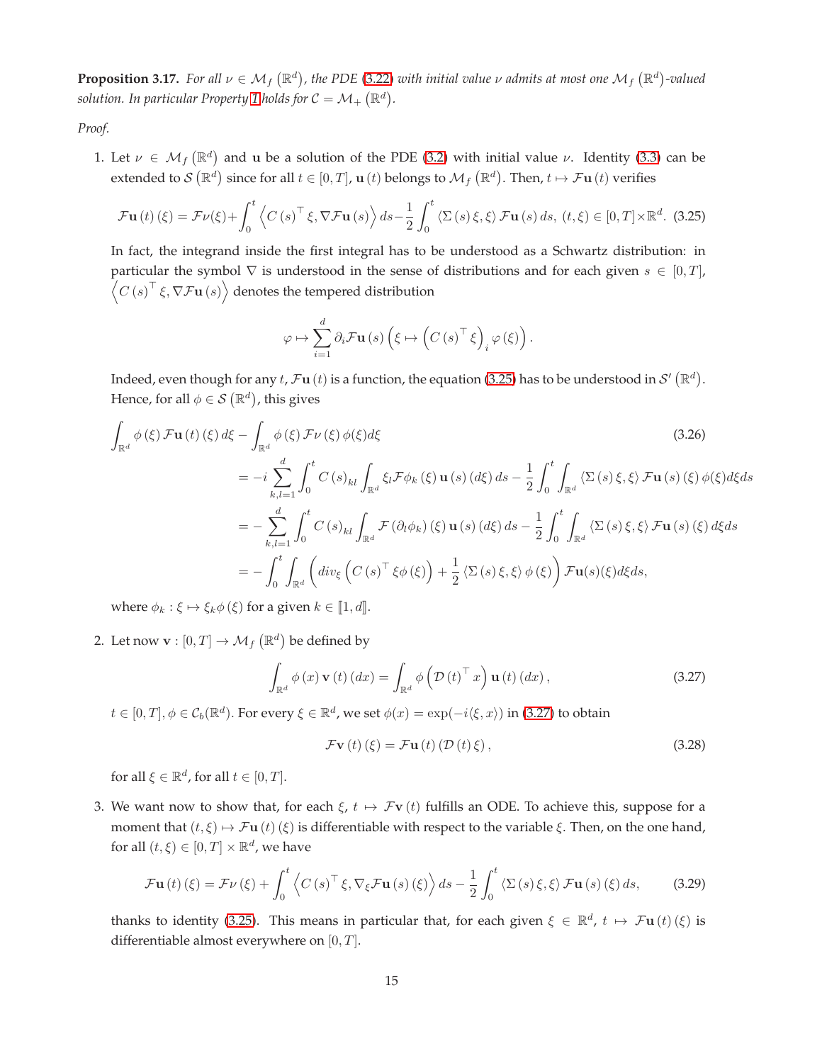**Proposition 3.17.** *For all $\nu \in \mathcal{M}_f(\mathbb{R}^d)$, the PDE (3.22) with initial value $\nu$ admits at most one $\mathcal{M}_f(\mathbb{R}^d)$-valued solution. In particular Property 1 holds for $\mathcal{C} = \mathcal{M}_+(\mathbb{R}^d)$.*

*Proof.*

1. Let $\nu \in \mathcal{M}_f(\mathbb{R}^d)$ and $\mathbf{u}$ be a solution of the PDE (3.2) with initial value $\nu$. Identity (3.3) can be extended to $\mathcal{S}(\mathbb{R}^d)$ since for all $t \in [0,T]$, $\mathbf{u}(t)$ belongs to $\mathcal{M}_f(\mathbb{R}^d)$. Then, $t \mapsto \mathcal{F}\mathbf{u}(t)$ verifies

$$\mathcal{F}\mathbf{u}(t)(\xi) = \mathcal{F}\nu(\xi) + \int_0^t \left\langle C(s)^\top \xi, \nabla \mathcal{F}\mathbf{u}(s) \right\rangle ds - \frac{1}{2}\int_0^t \langle \Sigma(s)\xi, \xi\rangle \mathcal{F}\mathbf{u}(s)\, ds,\ (t,\xi) \in [0,T]\times\mathbb{R}^d. \quad (3.25)$$

In fact, the integrand inside the first integral has to be understood as a Schwartz distribution: in particular the symbol $\nabla$ is understood in the sense of distributions and for each given $s \in [0,T]$, $\left\langle C(s)^\top \xi, \nabla \mathcal{F}\mathbf{u}(s) \right\rangle$ denotes the tempered distribution

$$\varphi \mapsto \sum_{i=1}^d \partial_i \mathcal{F}\mathbf{u}(s) \left( \xi \mapsto \left( C(s)^\top \xi \right)_i \varphi(\xi) \right).$$

Indeed, even though for any $t$, $\mathcal{F}\mathbf{u}(t)$ is a function, the equation (3.25) has to be understood in $\mathcal{S}'(\mathbb{R}^d)$. Hence, for all $\phi \in \mathcal{S}(\mathbb{R}^d)$, this gives

$$\begin{aligned}
\int_{\mathbb{R}^d} \phi(\xi)\mathcal{F}\mathbf{u}(t)(\xi)\, d\xi &- \int_{\mathbb{R}^d} \phi(\xi)\mathcal{F}\nu(\xi)\,\phi(\xi) d\xi \qquad (3.26)\\
&= -i \sum_{k,l=1}^d \int_0^t C(s)_{kl} \int_{\mathbb{R}^d} \xi_l \mathcal{F}\phi_k(\xi)\, \mathbf{u}(s)(d\xi)\, ds - \frac{1}{2}\int_0^t \int_{\mathbb{R}^d} \langle \Sigma(s)\xi,\xi\rangle \mathcal{F}\mathbf{u}(s)(\xi)\,\phi(\xi) d\xi ds\\
&= -\sum_{k,l=1}^d \int_0^t C(s)_{kl} \int_{\mathbb{R}^d} \mathcal{F}(\partial_l \phi_k)(\xi)\, \mathbf{u}(s)(d\xi)\, ds - \frac{1}{2}\int_0^t \int_{\mathbb{R}^d} \langle \Sigma(s)\xi,\xi\rangle \mathcal{F}\mathbf{u}(s)(\xi)\, d\xi ds\\
&= -\int_0^t \int_{\mathbb{R}^d} \left( div_\xi \left( C(s)^\top \xi \phi(\xi) \right) + \frac{1}{2}\langle \Sigma(s)\xi,\xi\rangle \phi(\xi) \right) \mathcal{F}\mathbf{u}(s)(\xi) d\xi ds,
\end{aligned}$$

where $\phi_k : \xi \mapsto \xi_k \phi(\xi)$ for a given $k \in [\![1,d]\!]$.

2. Let now $\mathbf{v} : [0,T] \to \mathcal{M}_f(\mathbb{R}^d)$ be defined by

$$\int_{\mathbb{R}^d} \phi(x)\,\mathbf{v}(t)(dx) = \int_{\mathbb{R}^d} \phi\left(\mathcal{D}(t)^\top x\right) \mathbf{u}(t)(dx), \quad (3.27)$$

$t \in [0,T], \phi \in \mathcal{C}_b(\mathbb{R}^d)$. For every $\xi \in \mathbb{R}^d$, we set $\phi(x) = \exp(-i\langle \xi, x\rangle)$ in (3.27) to obtain

$$\mathcal{F}\mathbf{v}(t)(\xi) = \mathcal{F}\mathbf{u}(t)(\mathcal{D}(t)\xi), \quad (3.28)$$

for all $\xi \in \mathbb{R}^d$, for all $t \in [0,T]$.

3. We want now to show that, for each $\xi$, $t \mapsto \mathcal{F}\mathbf{v}(t)$ fulfills an ODE. To achieve this, suppose for a moment that $(t,\xi) \mapsto \mathcal{F}\mathbf{u}(t)(\xi)$ is differentiable with respect to the variable $\xi$. Then, on the one hand, for all $(t,\xi) \in [0,T] \times \mathbb{R}^d$, we have

$$\mathcal{F}\mathbf{u}(t)(\xi) = \mathcal{F}\nu(\xi) + \int_0^t \left\langle C(s)^\top \xi, \nabla_\xi \mathcal{F}\mathbf{u}(s)(\xi) \right\rangle ds - \frac{1}{2}\int_0^t \langle \Sigma(s)\xi,\xi\rangle \mathcal{F}\mathbf{u}(s)(\xi)\, ds, \quad (3.29)$$

thanks to identity (3.25). This means in particular that, for each given $\xi \in \mathbb{R}^d$, $t \mapsto \mathcal{F}\mathbf{u}(t)(\xi)$ is differentiable almost everywhere on $[0,T]$.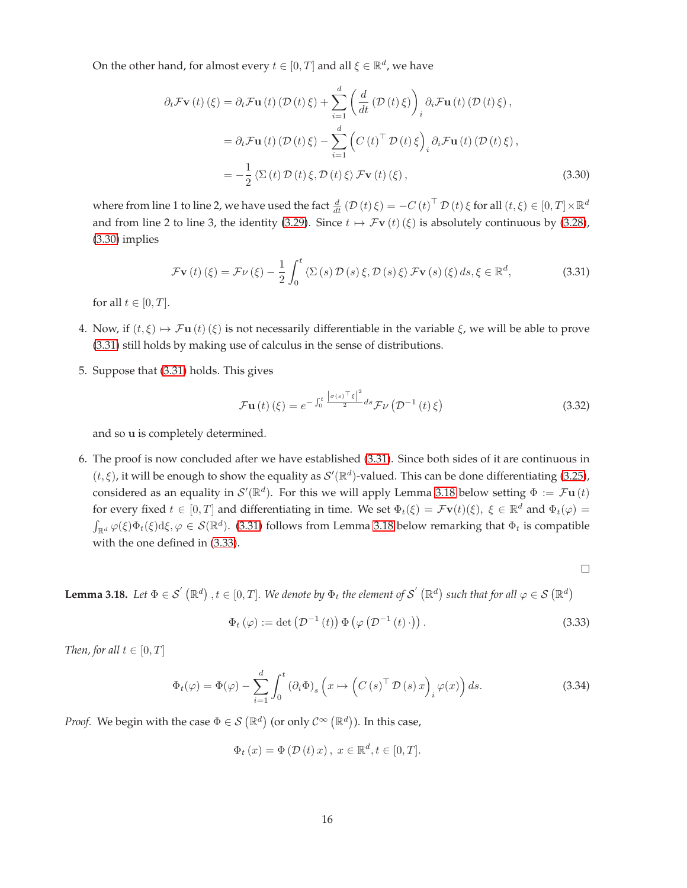On the other hand, for almost every $t \in [0,T]$ and all $\xi \in \mathbb{R}^d$, we have

$$
\begin{aligned}
\partial_t \mathcal{F}\mathbf{v}(t)(\xi) &= \partial_t \mathcal{F}\mathbf{u}(t)(\mathcal{D}(t)\xi) + \sum_{i=1}^{d} \left( \frac{d}{dt}(\mathcal{D}(t)\xi) \right)_i \partial_i \mathcal{F}\mathbf{u}(t)(\mathcal{D}(t)\xi), \\
&= \partial_t \mathcal{F}\mathbf{u}(t)(\mathcal{D}(t)\xi) - \sum_{i=1}^{d} \left( C(t)^\top \mathcal{D}(t)\xi \right)_i \partial_i \mathcal{F}\mathbf{u}(t)(\mathcal{D}(t)\xi), \\
&= -\frac{1}{2} \langle \Sigma(t)\mathcal{D}(t)\xi, \mathcal{D}(t)\xi \rangle \mathcal{F}\mathbf{v}(t)(\xi),
\end{aligned} \tag{3.30}
$$

where from line 1 to line 2, we have used the fact $\frac{d}{dt}(\mathcal{D}(t)\xi) = -C(t)^\top \mathcal{D}(t)\xi$ for all $(t,\xi) \in [0,T] \times \mathbb{R}^d$ and from line 2 to line 3, the identity (3.29). Since $t \mapsto \mathcal{F}\mathbf{v}(t)(\xi)$ is absolutely continuous by (3.28), (3.30) implies

$$
\mathcal{F}\mathbf{v}(t)(\xi) = \mathcal{F}\nu(\xi) - \frac{1}{2}\int_0^t \langle \Sigma(s)\mathcal{D}(s)\xi, \mathcal{D}(s)\xi \rangle \mathcal{F}\mathbf{v}(s)(\xi)\, ds, \xi \in \mathbb{R}^d, \tag{3.31}
$$

for all $t \in [0,T]$.

4. Now, if $(t,\xi) \mapsto \mathcal{F}\mathbf{u}(t)(\xi)$ is not necessarily differentiable in the variable $\xi$, we will be able to prove (3.31) still holds by making use of calculus in the sense of distributions.

5. Suppose that (3.31) holds. This gives

$$
\mathcal{F}\mathbf{u}(t)(\xi) = e^{-\int_0^t \frac{\left|\sigma(s)^\top \xi\right|^2}{2} ds} \mathcal{F}\nu\left(\mathcal{D}^{-1}(t)\xi\right) \tag{3.32}
$$

and so $\mathbf{u}$ is completely determined.

6. The proof is now concluded after we have established (3.31). Since both sides of it are continuous in $(t,\xi)$, it will be enough to show the equality as $\mathcal{S}'(\mathbb{R}^d)$-valued. This can be done differentiating (3.25), considered as an equality in $\mathcal{S}'(\mathbb{R}^d)$. For this we will apply Lemma 3.18 below setting $\Phi := \mathcal{F}\mathbf{u}(t)$ for every fixed $t \in [0,T]$ and differentiating in time. We set $\Phi_t(\xi) = \mathcal{F}\mathbf{v}(t)(\xi)$, $\xi \in \mathbb{R}^d$ and $\Phi_t(\varphi) = \int_{\mathbb{R}^d} \varphi(\xi)\Phi_t(\xi) \mathrm{d}\xi, \varphi \in \mathcal{S}(\mathbb{R}^d)$. (3.31) follows from Lemma 3.18 below remarking that $\Phi_t$ is compatible with the one defined in (3.33).

$\square$

**Lemma 3.18.** *Let $\Phi \in \mathcal{S}'(\mathbb{R}^d)$, $t \in [0,T]$. We denote by $\Phi_t$ the element of $\mathcal{S}'(\mathbb{R}^d)$ such that for all $\varphi \in \mathcal{S}(\mathbb{R}^d)$*

$$
\Phi_t(\varphi) := \det\left(\mathcal{D}^{-1}(t)\right) \Phi\left(\varphi\left(\mathcal{D}^{-1}(t)\cdot\right)\right). \tag{3.33}
$$

*Then, for all $t \in [0,T]$*

$$
\Phi_t(\varphi) = \Phi(\varphi) - \sum_{i=1}^{d} \int_0^t (\partial_i \Phi)_s \left( x \mapsto \left( C(s)^\top \mathcal{D}(s)x \right)_i \varphi(x) \right) ds. \tag{3.34}
$$

*Proof.* We begin with the case $\Phi \in \mathcal{S}(\mathbb{R}^d)$ (or only $\mathcal{C}^\infty(\mathbb{R}^d)$). In this case,

$$
\Phi_t(x) = \Phi(\mathcal{D}(t)x), \; x \in \mathbb{R}^d, t \in [0,T].
$$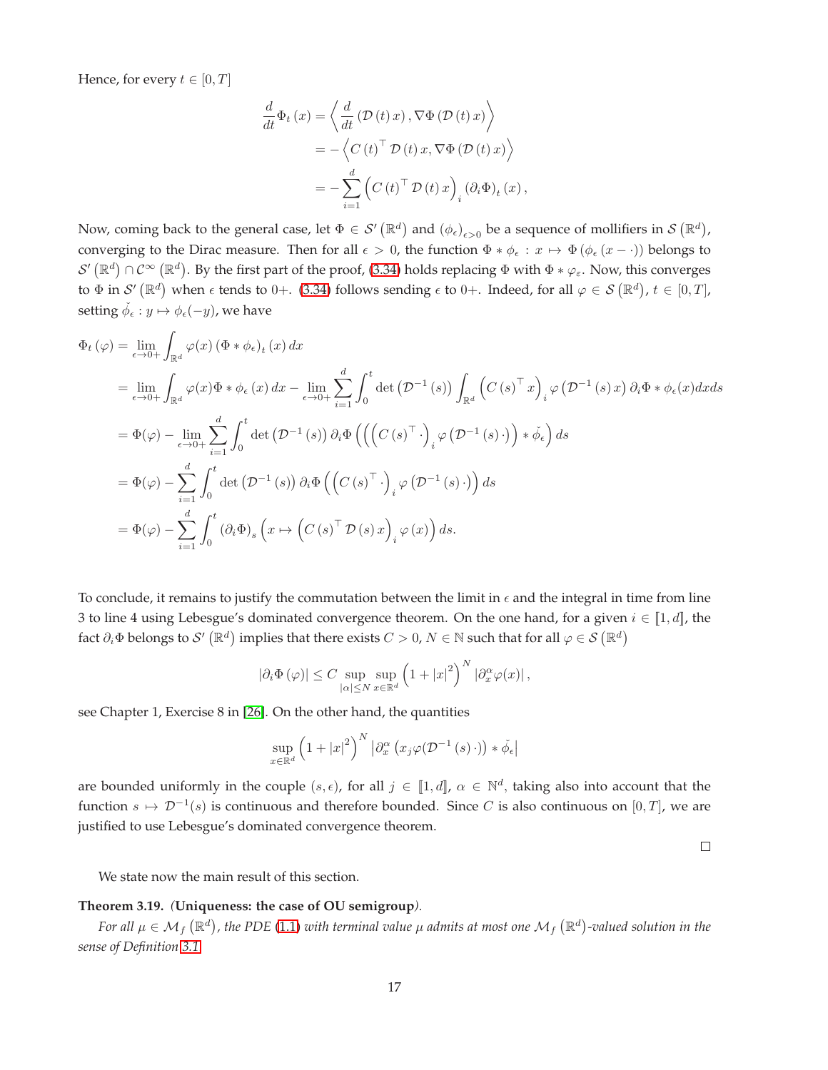Hence, for every $t \in [0, T]$

$$
\begin{aligned}
\frac{d}{dt} \Phi_t(x) &= \left\langle \frac{d}{dt} (\mathcal{D}(t) x), \nabla \Phi (\mathcal{D}(t) x) \right\rangle \\
&= - \left\langle C(t)^\top \mathcal{D}(t) x, \nabla \Phi (\mathcal{D}(t) x) \right\rangle \\
&= - \sum_{i=1}^d \left( C(t)^\top \mathcal{D}(t) x \right)_i (\partial_i \Phi)_t (x),
\end{aligned}
$$

Now, coming back to the general case, let $\Phi \in \mathcal{S}'(\mathbb{R}^d)$ and $(\phi_\epsilon)_{\epsilon > 0}$ be a sequence of mollifiers in $\mathcal{S}(\mathbb{R}^d)$, converging to the Dirac measure. Then for all $\epsilon > 0$, the function $\Phi * \phi_\epsilon : x \mapsto \Phi(\phi_\epsilon (x - \cdot))$ belongs to $\mathcal{S}'(\mathbb{R}^d) \cap \mathcal{C}^\infty(\mathbb{R}^d)$. By the first part of the proof, (3.34) holds replacing $\Phi$ with $\Phi * \varphi_\varepsilon$. Now, this converges to $\Phi$ in $\mathcal{S}'(\mathbb{R}^d)$ when $\epsilon$ tends to $0+$. (3.34) follows sending $\epsilon$ to $0+$. Indeed, for all $\varphi \in \mathcal{S}(\mathbb{R}^d)$, $t \in [0, T]$, setting $\check{\phi}_\epsilon : y \mapsto \phi_\epsilon(-y)$, we have

$$
\begin{aligned}
\Phi_t(\varphi) &= \lim_{\epsilon \to 0+} \int_{\mathbb{R}^d} \varphi(x) (\Phi * \phi_\epsilon)_t (x) \, dx \\
&= \lim_{\epsilon \to 0+} \int_{\mathbb{R}^d} \varphi(x) \Phi * \phi_\epsilon (x) \, dx - \lim_{\epsilon \to 0+} \sum_{i=1}^d \int_0^t \det \left( \mathcal{D}^{-1}(s) \right) \int_{\mathbb{R}^d} \left( C(s)^\top x \right)_i \varphi \left( \mathcal{D}^{-1}(s) x \right) \partial_i \Phi * \phi_\epsilon(x) dx ds \\
&= \Phi(\varphi) - \lim_{\epsilon \to 0+} \sum_{i=1}^d \int_0^t \det \left( \mathcal{D}^{-1}(s) \right) \partial_i \Phi \left( \left( \left( C(s)^\top \cdot \right)_i \varphi \left( \mathcal{D}^{-1}(s) \cdot \right) \right) * \check{\phi}_\epsilon \right) ds \\
&= \Phi(\varphi) - \sum_{i=1}^d \int_0^t \det \left( \mathcal{D}^{-1}(s) \right) \partial_i \Phi \left( \left( C(s)^\top \cdot \right)_i \varphi \left( \mathcal{D}^{-1}(s) \cdot \right) \right) ds \\
&= \Phi(\varphi) - \sum_{i=1}^d \int_0^t (\partial_i \Phi)_s \left( x \mapsto \left( C(s)^\top \mathcal{D}(s) x \right)_i \varphi(x) \right) ds.
\end{aligned}
$$

To conclude, it remains to justify the commutation between the limit in $\epsilon$ and the integral in time from line 3 to line 4 using Lebesgue's dominated convergence theorem. On the one hand, for a given $i \in [\![1, d]\!]$, the fact $\partial_i \Phi$ belongs to $\mathcal{S}'(\mathbb{R}^d)$ implies that there exists $C > 0$, $N \in \mathbb{N}$ such that for all $\varphi \in \mathcal{S}(\mathbb{R}^d)$

$$
|\partial_i \Phi(\varphi)| \leq C \sup_{|\alpha| \leq N} \sup_{x \in \mathbb{R}^d} \left( 1 + |x|^2 \right)^N |\partial_x^\alpha \varphi(x)|,
$$

see Chapter 1, Exercise 8 in [26]. On the other hand, the quantities

$$
\sup_{x \in \mathbb{R}^d} \left( 1 + |x|^2 \right)^N \left| \partial_x^\alpha \left( x_j \varphi(\mathcal{D}^{-1}(s) \cdot) \right) * \check{\phi}_\epsilon \right|
$$

are bounded uniformly in the couple $(s, \epsilon)$, for all $j \in [\![1, d]\!]$, $\alpha \in \mathbb{N}^d$, taking also into account that the function $s \mapsto \mathcal{D}^{-1}(s)$ is continuous and therefore bounded. Since $C$ is also continuous on $[0, T]$, we are justified to use Lebesgue's dominated convergence theorem.

□

We state now the main result of this section.

**Theorem 3.19.** *(***Uniqueness: the case of OU semigroup***).*

*For all $\mu \in \mathcal{M}_f(\mathbb{R}^d)$, the PDE (1.1) with terminal value $\mu$ admits at most one $\mathcal{M}_f(\mathbb{R}^d)$-valued solution in the sense of Definition 3.1.*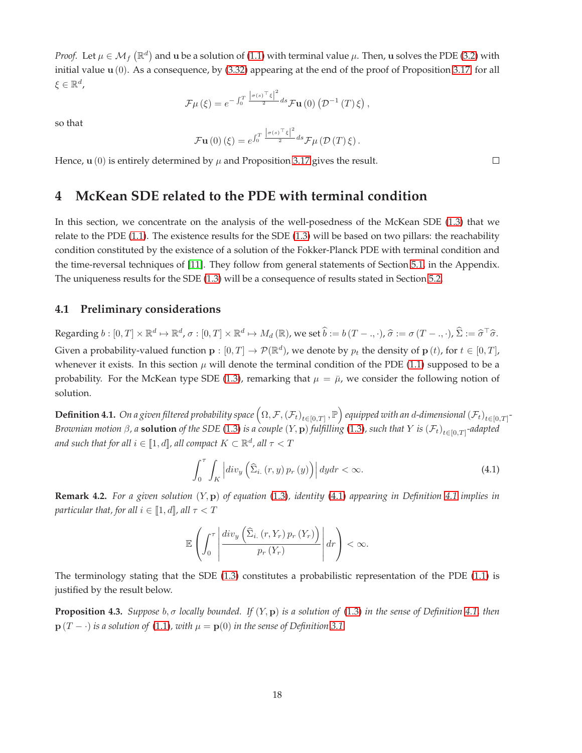*Proof.* Let $\mu \in \mathcal{M}_f\left(\mathbb{R}^d\right)$ and $\mathbf{u}$ be a solution of (1.1) with terminal value $\mu$. Then, $\mathbf{u}$ solves the PDE (3.2) with initial value $\mathbf{u}(0)$. As a consequence, by (3.32) appearing at the end of the proof of Proposition 3.17, for all $\xi \in \mathbb{R}^d$,

$$\mathcal{F}\mu(\xi) = e^{-\int_0^T \frac{\left|\sigma(s)^\top \xi\right|^2}{2} ds} \mathcal{F}\mathbf{u}(0)\left(\mathcal{D}^{-1}(T)\xi\right),$$

so that

$$\mathcal{F}\mathbf{u}(0)(\xi) = e^{\int_0^T \frac{\left|\sigma(s)^\top \xi\right|^2}{2} ds} \mathcal{F}\mu\left(\mathcal{D}(T)\xi\right).$$

Hence, $\mathbf{u}(0)$ is entirely determined by $\mu$ and Proposition 3.17 gives the result. □

# 4 McKean SDE related to the PDE with terminal condition

In this section, we concentrate on the analysis of the well-posedness of the McKean SDE (1.3) that we relate to the PDE (1.1). The existence results for the SDE (1.3) will be based on two pillars: the reachability condition constituted by the existence of a solution of the Fokker-Planck PDE with terminal condition and the time-reversal techniques of [11]. They follow from general statements of Section 5.1. in the Appendix. The uniqueness results for the SDE (1.3) will be a consequence of results stated in Section 5.2.

## 4.1 Preliminary considerations

Regarding $b : [0,T] \times \mathbb{R}^d \mapsto \mathbb{R}^d$, $\sigma : [0,T] \times \mathbb{R}^d \mapsto M_d(\mathbb{R})$, we set $\widehat{b} := b(T - .,\cdot)$, $\widehat{\sigma} := \sigma(T - .,\cdot)$, $\widehat{\Sigma} := \widehat{\sigma}^\top \widehat{\sigma}$. Given a probability-valued function $\mathbf{p} : [0,T] \to \mathcal{P}(\mathbb{R}^d)$, we denote by $p_t$ the density of $\mathbf{p}(t)$, for $t \in [0,T]$, whenever it exists. In this section $\mu$ will denote the terminal condition of the PDE (1.1) supposed to be a probability. For the McKean type SDE (1.3), remarking that $\mu = \bar{\mu}$, we consider the following notion of solution.

**Definition 4.1.** *On a given filtered probability space $\left(\Omega, \mathcal{F}, (\mathcal{F}_t)_{t\in[0,T]}, \mathbb{P}\right)$ equipped with an d-dimensional $(\mathcal{F}_t)_{t\in[0,T]}$-Brownian motion $\beta$, a* **solution** *of the SDE (1.3) is a couple $(Y,\mathbf{p})$ fulfilling (1.3), such that $Y$ is $(\mathcal{F}_t)_{t\in[0,T]}$-adapted and such that for all $i \in [\![1,d]\!]$, all compact $K \subset \mathbb{R}^d$, all $\tau < T$*

$$\int_0^\tau \int_K \left| div_y \left(\widehat{\Sigma}_{i\cdot}(r,y)\, p_r(y)\right)\right| dy dr < \infty. \tag{4.1}$$

**Remark 4.2.** *For a given solution $(Y,\mathbf{p})$ of equation (1.3), identity (4.1) appearing in Definition 4.1 implies in particular that, for all $i \in [\![1,d]\!]$, all $\tau < T$*

$$\mathbb{E}\left(\int_0^\tau \left|\frac{div_y\left(\widehat{\Sigma}_{i\cdot}(r,Y_r)\, p_r(Y_r)\right)}{p_r(Y_r)}\right| dr\right) < \infty.$$

The terminology stating that the SDE (1.3) constitutes a probabilistic representation of the PDE (1.1) is justified by the result below.

**Proposition 4.3.** *Suppose $b, \sigma$ locally bounded. If $(Y,\mathbf{p})$ is a solution of (1.3) in the sense of Definition 4.1, then $\mathbf{p}(T-\cdot)$ is a solution of (1.1), with $\mu = \mathbf{p}(0)$ in the sense of Definition 3.1.*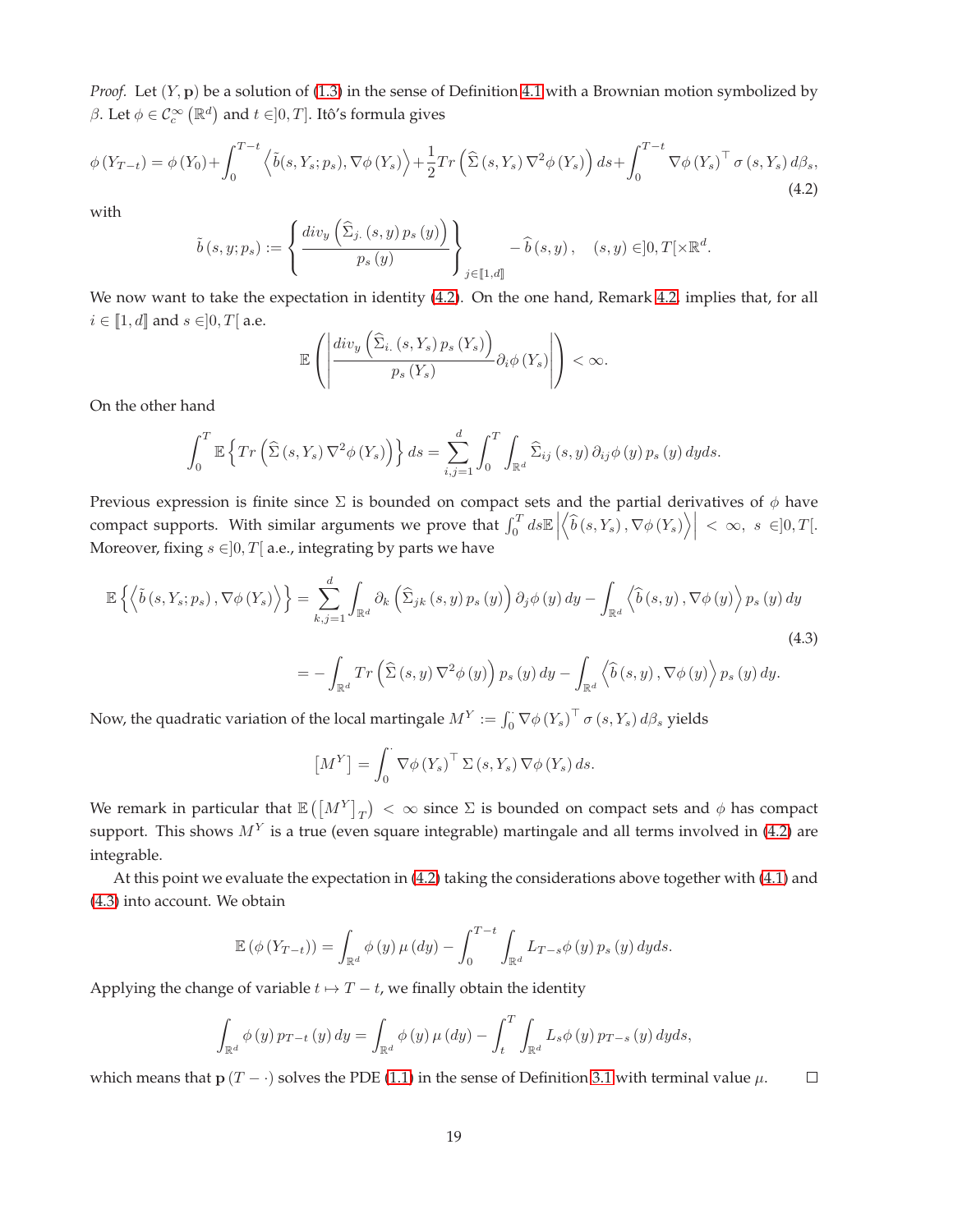*Proof.* Let $(Y, \mathbf{p})$ be a solution of (1.3) in the sense of Definition 4.1 with a Brownian motion symbolized by $\beta$. Let $\phi \in \mathcal{C}_c^\infty(\mathbb{R}^d)$ and $t \in ]0,T]$. Itô's formula gives

$$\phi(Y_{T-t}) = \phi(Y_0) + \int_0^{T-t} \left\langle \tilde{b}(s, Y_s; p_s), \nabla\phi(Y_s) \right\rangle + \frac{1}{2} Tr\left(\widehat{\Sigma}(s, Y_s)\nabla^2\phi(Y_s)\right) ds + \int_0^{T-t} \nabla\phi(Y_s)^\top \sigma(s, Y_s)\, d\beta_s, \tag{4.2}$$

with

$$\tilde{b}(s, y; p_s) := \left\{ \frac{div_y\left(\widehat{\Sigma}_{j.}(s,y)\,p_s(y)\right)}{p_s(y)} \right\}_{j\in[\![1,d]\!]} - \widehat{b}(s,y), \quad (s,y) \in ]0,T[\times\mathbb{R}^d.$$

We now want to take the expectation in identity (4.2). On the one hand, Remark 4.2, implies that, for all $i \in [\![1,d]\!]$ and $s \in ]0,T[$ a.e.

$$\mathbb{E}\left(\left| \frac{div_y\left(\widehat{\Sigma}_{i.}(s,Y_s)\,p_s(Y_s)\right)}{p_s(Y_s)} \partial_i\phi(Y_s) \right|\right) < \infty.$$

On the other hand

$$\int_0^T \mathbb{E}\left\{ Tr\left(\widehat{\Sigma}(s,Y_s)\nabla^2\phi(Y_s)\right)\right\} ds = \sum_{i,j=1}^d \int_0^T \int_{\mathbb{R}^d} \widehat{\Sigma}_{ij}(s,y)\,\partial_{ij}\phi(y)\,p_s(y)\,dyds.$$

Previous expression is finite since $\Sigma$ is bounded on compact sets and the partial derivatives of $\phi$ have compact supports. With similar arguments we prove that $\int_0^T ds \mathbb{E}\left|\left\langle \widehat{b}(s,Y_s), \nabla\phi(Y_s)\right\rangle\right| < \infty,\ s \in ]0,T[$. Moreover, fixing $s \in ]0,T[$ a.e., integrating by parts we have

$$\begin{aligned}
\mathbb{E}\left\{\left\langle \tilde{b}(s,Y_s;p_s), \nabla\phi(Y_s)\right\rangle\right\} &= \sum_{k,j=1}^d \int_{\mathbb{R}^d} \partial_k\left(\widehat{\Sigma}_{jk}(s,y)\,p_s(y)\right)\partial_j\phi(y)\,dy - \int_{\mathbb{R}^d}\left\langle \widehat{b}(s,y), \nabla\phi(y)\right\rangle p_s(y)\,dy \\
&= -\int_{\mathbb{R}^d} Tr\left(\widehat{\Sigma}(s,y)\nabla^2\phi(y)\right)p_s(y)\,dy - \int_{\mathbb{R}^d}\left\langle \widehat{b}(s,y),\nabla\phi(y)\right\rangle p_s(y)\,dy.
\end{aligned} \tag{4.3}$$

Now, the quadratic variation of the local martingale $M^Y := \int_0^\cdot \nabla\phi(Y_s)^\top \sigma(s,Y_s)\,d\beta_s$ yields

$$\left[M^Y\right] = \int_0^\cdot \nabla\phi(Y_s)^\top \Sigma(s,Y_s)\nabla\phi(Y_s)\,ds.$$

We remark in particular that $\mathbb{E}\left(\left[M^Y\right]_T\right) < \infty$ since $\Sigma$ is bounded on compact sets and $\phi$ has compact support. This shows $M^Y$ is a true (even square integrable) martingale and all terms involved in (4.2) are integrable.

At this point we evaluate the expectation in (4.2) taking the considerations above together with (4.1) and (4.3) into account. We obtain

$$\mathbb{E}\left(\phi(Y_{T-t})\right) = \int_{\mathbb{R}^d}\phi(y)\,\mu(dy) - \int_0^{T-t}\int_{\mathbb{R}^d} L_{T-s}\phi(y)\,p_s(y)\,dyds.$$

Applying the change of variable $t \mapsto T-t$, we finally obtain the identity

$$\int_{\mathbb{R}^d}\phi(y)\,p_{T-t}(y)\,dy = \int_{\mathbb{R}^d}\phi(y)\,\mu(dy) - \int_t^T\int_{\mathbb{R}^d} L_s\phi(y)\,p_{T-s}(y)\,dyds,$$

which means that $\mathbf{p}(T-\cdot)$ solves the PDE (1.1) in the sense of Definition 3.1 with terminal value $\mu$. $\square$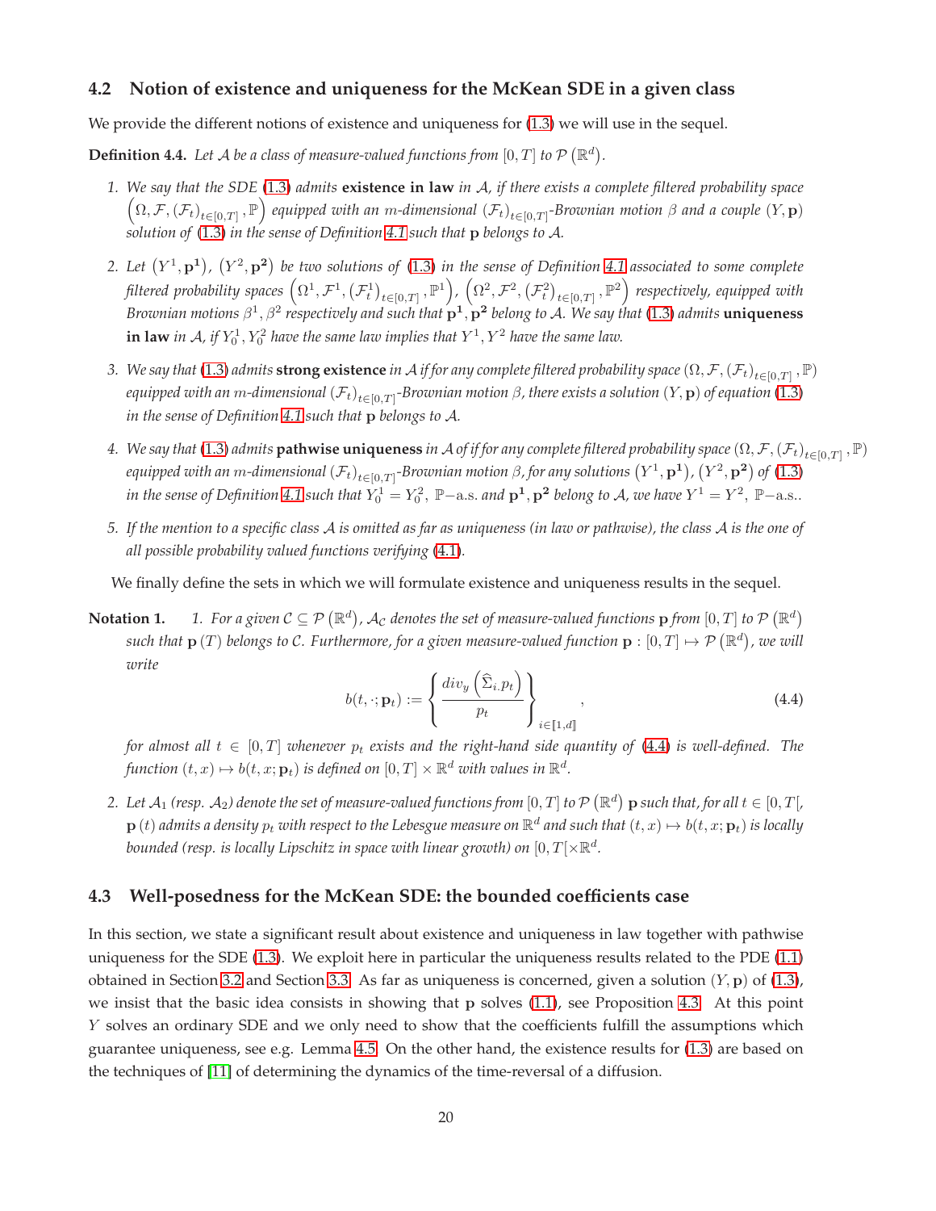### 4.2 Notion of existence and uniqueness for the McKean SDE in a given class

We provide the different notions of existence and uniqueness for (1.3) we will use in the sequel.

**Definition 4.4.** *Let $\mathcal{A}$ be a class of measure-valued functions from $[0,T]$ to $\mathcal{P}\left(\mathbb{R}^d\right)$.*

1. *We say that the SDE (1.3) admits* **existence in law** *in $\mathcal{A}$, if there exists a complete filtered probability space $\left(\Omega, \mathcal{F}, (\mathcal{F}_t)_{t\in[0,T]}, \mathbb{P}\right)$ equipped with an $m$-dimensional $(\mathcal{F}_t)_{t\in[0,T]}$-Brownian motion $\beta$ and a couple $(Y, \mathbf{p})$ solution of (1.3) in the sense of Definition 4.1 such that $\mathbf{p}$ belongs to $\mathcal{A}$.*

2. *Let $\left(Y^1, \mathbf{p^1}\right)$, $\left(Y^2, \mathbf{p^2}\right)$ be two solutions of (1.3) in the sense of Definition 4.1 associated to some complete filtered probability spaces $\left(\Omega^1, \mathcal{F}^1, (\mathcal{F}^1_t)_{t\in[0,T]}, \mathbb{P}^1\right)$, $\left(\Omega^2, \mathcal{F}^2, (\mathcal{F}^2_t)_{t\in[0,T]}, \mathbb{P}^2\right)$ respectively, equipped with Brownian motions $\beta^1, \beta^2$ respectively and such that $\mathbf{p^1}, \mathbf{p^2}$ belong to $\mathcal{A}$. We say that (1.3) admits* **uniqueness in law** *in $\mathcal{A}$, if $Y^1_0, Y^2_0$ have the same law implies that $Y^1, Y^2$ have the same law.*

3. *We say that (1.3) admits* **strong existence** *in $\mathcal{A}$ if for any complete filtered probability space $\left(\Omega, \mathcal{F}, (\mathcal{F}_t)_{t\in[0,T]}, \mathbb{P}\right)$ equipped with an $m$-dimensional $(\mathcal{F}_t)_{t\in[0,T]}$-Brownian motion $\beta$, there exists a solution $(Y, \mathbf{p})$ of equation (1.3) in the sense of Definition 4.1 such that $\mathbf{p}$ belongs to $\mathcal{A}$.*

4. *We say that (1.3) admits* **pathwise uniqueness** *in $\mathcal{A}$ of if for any complete filtered probability space $\left(\Omega, \mathcal{F}, (\mathcal{F}_t)_{t\in[0,T]}, \mathbb{P}\right)$ equipped with an $m$-dimensional $(\mathcal{F}_t)_{t\in[0,T]}$-Brownian motion $\beta$, for any solutions $\left(Y^1, \mathbf{p^1}\right)$, $\left(Y^2, \mathbf{p^2}\right)$ of (1.3) in the sense of Definition 4.1 such that $Y^1_0 = Y^2_0$, $\mathbb{P}-$a.s. and $\mathbf{p^1}, \mathbf{p^2}$ belong to $\mathcal{A}$, we have $Y^1 = Y^2$, $\mathbb{P}-$a.s..*

5. *If the mention to a specific class $\mathcal{A}$ is omitted as far as uniqueness (in law or pathwise), the class $\mathcal{A}$ is the one of all possible probability valued functions verifying (4.1).*

We finally define the sets in which we will formulate existence and uniqueness results in the sequel.

**Notation 1.**

1. *For a given $\mathcal{C} \subseteq \mathcal{P}\left(\mathbb{R}^d\right)$, $\mathcal{A}_{\mathcal{C}}$ denotes the set of measure-valued functions $\mathbf{p}$ from $[0,T]$ to $\mathcal{P}\left(\mathbb{R}^d\right)$ such that $\mathbf{p}(T)$ belongs to $\mathcal{C}$. Furthermore, for a given measure-valued function $\mathbf{p} : [0,T] \mapsto \mathcal{P}\left(\mathbb{R}^d\right)$, we will write*

$$b(t, \cdot; \mathbf{p}_t) := \left\{ \frac{div_y\left(\widehat{\Sigma}_{i.} p_t\right)}{p_t} \right\}_{i\in[\![1,d]\!]}, \tag{4.4}$$

*for almost all $t \in [0,T]$ whenever $p_t$ exists and the right-hand side quantity of (4.4) is well-defined. The function $(t,x) \mapsto b(t,x;\mathbf{p}_t)$ is defined on $[0,T] \times \mathbb{R}^d$ with values in $\mathbb{R}^d$.*

2. *Let $\mathcal{A}_1$ (resp. $\mathcal{A}_2$) denote the set of measure-valued functions from $[0,T]$ to $\mathcal{P}\left(\mathbb{R}^d\right)$ $\mathbf{p}$ such that, for all $t \in [0,T[$, $\mathbf{p}(t)$ admits a density $p_t$ with respect to the Lebesgue measure on $\mathbb{R}^d$ and such that $(t,x) \mapsto b(t,x;\mathbf{p}_t)$ is locally bounded (resp. is locally Lipschitz in space with linear growth) on $[0,T[\times\mathbb{R}^d$.*

### 4.3 Well-posedness for the McKean SDE: the bounded coefficients case

In this section, we state a significant result about existence and uniqueness in law together with pathwise uniqueness for the SDE (1.3). We exploit here in particular the uniqueness results related to the PDE (1.1) obtained in Section 3.2 and Section 3.3. As far as uniqueness is concerned, given a solution $(Y, \mathbf{p})$ of (1.3), we insist that the basic idea consists in showing that $\mathbf{p}$ solves (1.1), see Proposition 4.3. At this point $Y$ solves an ordinary SDE and we only need to show that the coefficients fulfill the assumptions which guarantee uniqueness, see e.g. Lemma 4.5. On the other hand, the existence results for (1.3) are based on the techniques of [11] of determining the dynamics of the time-reversal of a diffusion.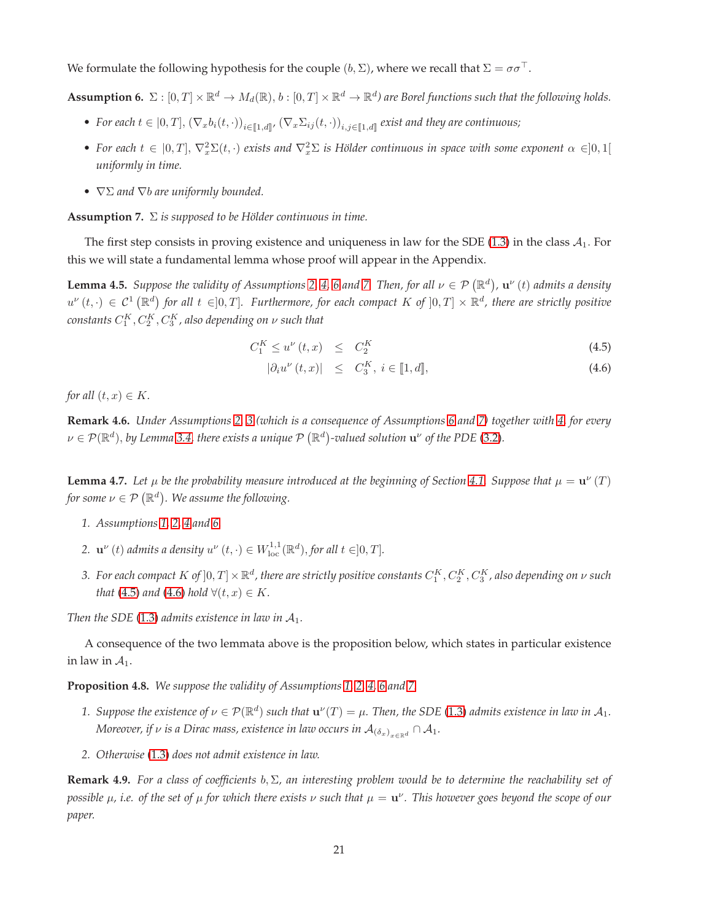We formulate the following hypothesis for the couple $(b, \Sigma)$, where we recall that $\Sigma = \sigma\sigma^\top$.

**Assumption 6.** *$\Sigma : [0,T] \times \mathbb{R}^d \to M_d(\mathbb{R})$, $b : [0,T] \times \mathbb{R}^d \to \mathbb{R}^d$) are Borel functions such that the following holds.*

- *For each $t \in [0,T]$, $(\nabla_x b_i(t,\cdot))_{i \in [\![1,d]\!]}$, $(\nabla_x \Sigma_{ij}(t,\cdot))_{i,j \in [\![1,d]\!]}$ exist and they are continuous;*
- *For each $t \in [0,T]$, $\nabla_x^2 \Sigma(t,\cdot)$ exists and $\nabla_x^2 \Sigma$ is Hölder continuous in space with some exponent $\alpha \in ]0,1[$ uniformly in time.*
- *$\nabla \Sigma$ and $\nabla b$ are uniformly bounded.*

**Assumption 7.** *$\Sigma$ is supposed to be Hölder continuous in time.*

The first step consists in proving existence and uniqueness in law for the SDE (1.3) in the class $\mathcal{A}_1$. For this we will state a fundamental lemma whose proof will appear in the Appendix.

**Lemma 4.5.** *Suppose the validity of Assumptions 2, 4, 6 and 7. Then, for all $\nu \in \mathcal{P}(\mathbb{R}^d)$, $\mathbf{u}^\nu(t)$ admits a density $u^\nu(t,\cdot) \in \mathcal{C}^1(\mathbb{R}^d)$ for all $t \in ]0,T]$. Furthermore, for each compact $K$ of $]0,T] \times \mathbb{R}^d$, there are strictly positive constants $C_1^K, C_2^K, C_3^K$, also depending on $\nu$ such that*

$$
C_1^K \le u^\nu(t,x) \le C_2^K \tag{4.5}
$$

$$
|\partial_i u^\nu(t,x)| \le C_3^K, \ i \in [\![1,d]\!], \tag{4.6}
$$

*for all $(t,x) \in K$.*

**Remark 4.6.** *Under Assumptions 2, 3 (which is a consequence of Assumptions 6 and 7) together with 4, for every $\nu \in \mathcal{P}(\mathbb{R}^d)$, by Lemma 3.4, there exists a unique $\mathcal{P}(\mathbb{R}^d)$-valued solution $\mathbf{u}^\nu$ of the PDE (3.2).*

**Lemma 4.7.** *Let $\mu$ be the probability measure introduced at the beginning of Section 4.1. Suppose that $\mu = \mathbf{u}^\nu(T)$ for some $\nu \in \mathcal{P}(\mathbb{R}^d)$. We assume the following.*

1. *Assumptions 1, 2, 4 and 6.*
2. *$\mathbf{u}^\nu(t)$ admits a density $u^\nu(t,\cdot) \in W^{1,1}_{\mathrm{loc}}(\mathbb{R}^d)$, for all $t \in ]0,T]$.*
3. *For each compact $K$ of $]0,T] \times \mathbb{R}^d$, there are strictly positive constants $C_1^K, C_2^K, C_3^K$, also depending on $\nu$ such that (4.5) and (4.6) hold $\forall (t,x) \in K$.*

*Then the SDE (1.3) admits existence in law in $\mathcal{A}_1$.*

A consequence of the two lemmata above is the proposition below, which states in particular existence in law in $\mathcal{A}_1$.

**Proposition 4.8.** *We suppose the validity of Assumptions 1, 2, 4, 6 and 7.*

1. *Suppose the existence of $\nu \in \mathcal{P}(\mathbb{R}^d)$ such that $\mathbf{u}^\nu(T) = \mu$. Then, the SDE (1.3) admits existence in law in $\mathcal{A}_1$. Moreover, if $\nu$ is a Dirac mass, existence in law occurs in $\mathcal{A}_{(\delta_x)_{x\in\mathbb{R}^d}} \cap \mathcal{A}_1$.*
2. *Otherwise (1.3) does not admit existence in law.*

**Remark 4.9.** *For a class of coefficients $b, \Sigma$, an interesting problem would be to determine the reachability set of possible $\mu$, i.e. of the set of $\mu$ for which there exists $\nu$ such that $\mu = \mathbf{u}^\nu$. This however goes beyond the scope of our paper.*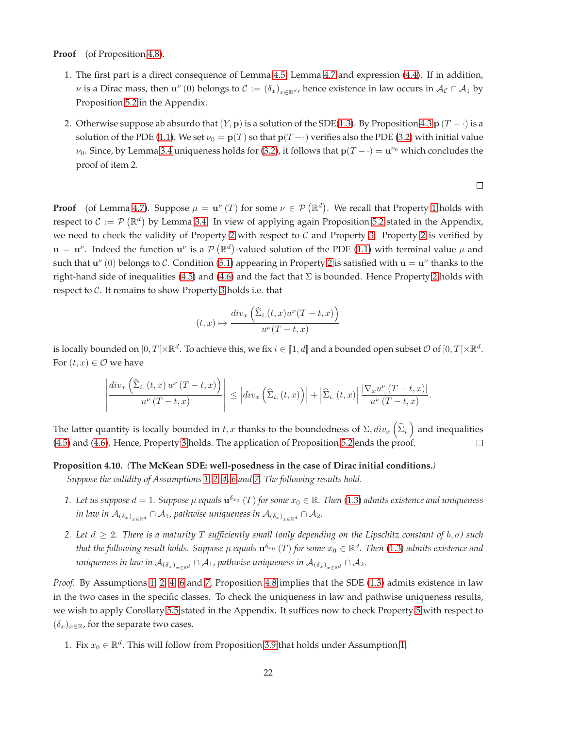**Proof** (of Proposition 4.8).

1. The first part is a direct consequence of Lemma 4.5, Lemma 4.7 and expression (4.4). If in addition, $\nu$ is a Dirac mass, then $\mathbf{u}^{\nu}(0)$ belongs to $\mathcal{C} := (\delta_x)_{x \in \mathbb{R}^d}$, hence existence in law occurs in $\mathcal{A}_{\mathcal{C}} \cap \mathcal{A}_1$ by Proposition 5.2 in the Appendix.

2. Otherwise suppose ab absurdo that $(Y, \mathbf{p})$ is a solution of the SDE(1.3). By Proposition 4.3 $\mathbf{p}(T - \cdot)$ is a solution of the PDE (1.1). We set $\nu_0 = \mathbf{p}(T)$ so that $\mathbf{p}(T - \cdot)$ verifies also the PDE (3.2) with initial value $\nu_0$. Since, by Lemma 3.4 uniqueness holds for (3.2), it follows that $\mathbf{p}(T - \cdot) = \mathbf{u}^{\nu_0}$ which concludes the proof of item 2.

□

**Proof** (of Lemma 4.7). Suppose $\mu = \mathbf{u}^{\nu}(T)$ for some $\nu \in \mathcal{P}(\mathbb{R}^d)$. We recall that Property 1 holds with respect to $\mathcal{C} := \mathcal{P}(\mathbb{R}^d)$ by Lemma 3.4. In view of applying again Proposition 5.2 stated in the Appendix, we need to check the validity of Property 2 with respect to $\mathcal{C}$ and Property 3. Property 2 is verified by $\mathbf{u} = \mathbf{u}^{\nu}$. Indeed the function $\mathbf{u}^{\nu}$ is a $\mathcal{P}(\mathbb{R}^d)$-valued solution of the PDE (1.1) with terminal value $\mu$ and such that $\mathbf{u}^{\nu}(0)$ belongs to $\mathcal{C}$. Condition (5.1) appearing in Property 2 is satisfied with $\mathbf{u} = \mathbf{u}^{\nu}$ thanks to the right-hand side of inequalities (4.5) and (4.6) and the fact that $\Sigma$ is bounded. Hence Property 2 holds with respect to $\mathcal{C}$. It remains to show Property 3 holds i.e. that

$$(t,x) \mapsto \frac{div_x\left(\widehat{\Sigma}_{i\cdot}(t,x)u^{\nu}(T-t,x)\right)}{u^{\nu}(T-t,x)}$$

is locally bounded on $[0, T[\times\mathbb{R}^d$. To achieve this, we fix $i \in [\![1, d]\!]$ and a bounded open subset $\mathcal{O}$ of $[0, T[\times\mathbb{R}^d$. For $(t, x) \in \mathcal{O}$ we have

$$\left|\frac{div_x\left(\widehat{\Sigma}_{i\cdot}(t,x)\,u^{\nu}(T-t,x)\right)}{u^{\nu}(T-t,x)}\right| \le \left|div_x\left(\widehat{\Sigma}_{i\cdot}(t,x)\right)\right| + \left|\widehat{\Sigma}_{i\cdot}(t,x)\right| \frac{|\nabla_x u^{\nu}(T-t,x)|}{u^{\nu}(T-t,x)}.$$

The latter quantity is locally bounded in $t, x$ thanks to the boundedness of $\Sigma$, $div_x\left(\widehat{\Sigma}_{i\cdot}\right)$ and inequalities (4.5) and (4.6). Hence, Property 3 holds. The application of Proposition 5.2 ends the proof. □

**Proposition 4.10.** *(***The McKean SDE: well-posedness in the case of Dirac initial conditions.***)* *Suppose the validity of Assumptions 1, 2, 4, 6 and 7. The following results hold.*

1. *Let us suppose $d = 1$. Suppose $\mu$ equals $\mathbf{u}^{\delta_{x_0}}(T)$ for some $x_0 \in \mathbb{R}$. Then (1.3) admits existence and uniqueness in law in $\mathcal{A}_{(\delta_x)_{x\in\mathbb{R}^d}} \cap \mathcal{A}_1$, pathwise uniqueness in $\mathcal{A}_{(\delta_x)_{x\in\mathbb{R}^d}} \cap \mathcal{A}_2$.*

2. *Let $d \ge 2$. There is a maturity $T$ sufficiently small (only depending on the Lipschitz constant of $b, \sigma$) such that the following result holds. Suppose $\mu$ equals $\mathbf{u}^{\delta_{x_0}}(T)$ for some $x_0 \in \mathbb{R}^d$. Then (1.3) admits existence and uniqueness in law in $\mathcal{A}_{(\delta_x)_{x\in\mathbb{R}^d}} \cap \mathcal{A}_1$, pathwise uniqueness in $\mathcal{A}_{(\delta_x)_{x\in\mathbb{R}^d}} \cap \mathcal{A}_2$.*

*Proof.* By Assumptions 1, 2, 4, 6 and 7, Proposition 4.8 implies that the SDE (1.3) admits existence in law in the two cases in the specific classes. To check the uniqueness in law and pathwise uniqueness results, we wish to apply Corollary 5.5 stated in the Appendix. It suffices now to check Property 5 with respect to $(\delta_x)_{x\in\mathbb{R}}$, for the separate two cases.

1. Fix $x_0 \in \mathbb{R}^d$. This will follow from Proposition 3.9 that holds under Assumption 1.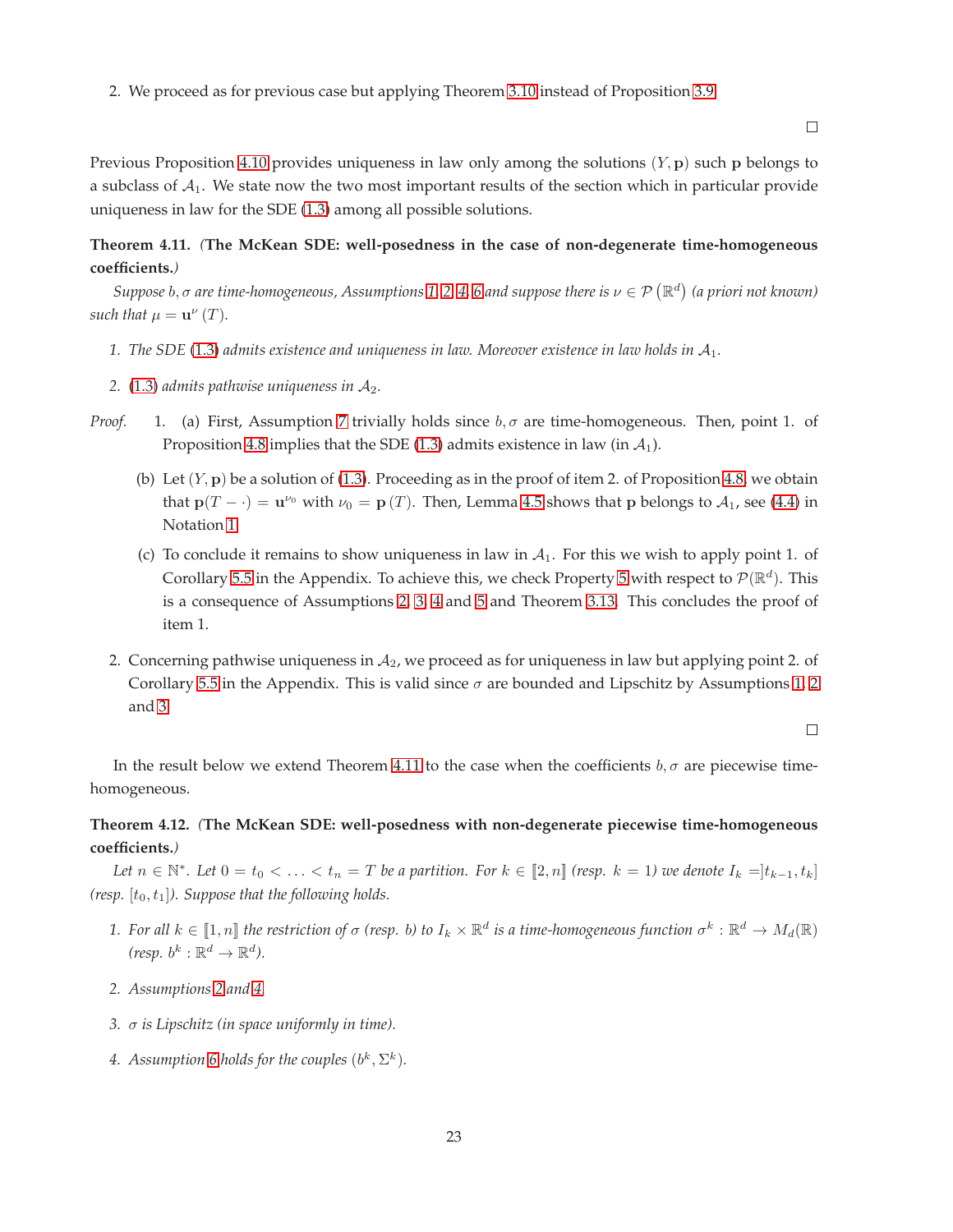2. We proceed as for previous case but applying Theorem 3.10 instead of Proposition 3.9.

□

Previous Proposition 4.10 provides uniqueness in law only among the solutions $(Y, \mathbf{p})$ such $\mathbf{p}$ belongs to a subclass of $\mathcal{A}_1$. We state now the two most important results of the section which in particular provide uniqueness in law for the SDE (1.3) among all possible solutions.

**Theorem 4.11.** *(***The McKean SDE: well-posedness in the case of non-degenerate time-homogeneous coefficients.***)*

*Suppose $b, \sigma$ are time-homogeneous, Assumptions 1, 2, 4, 6 and suppose there is $\nu \in \mathcal{P}(\mathbb{R}^d)$ (a priori not known) such that $\mu = \mathbf{u}^\nu(T)$.*

1. *The SDE (1.3) admits existence and uniqueness in law. Moreover existence in law holds in $\mathcal{A}_1$.*
2. *(1.3) admits pathwise uniqueness in $\mathcal{A}_2$.*

*Proof.*

1. (a) First, Assumption 7 trivially holds since $b, \sigma$ are time-homogeneous. Then, point 1. of Proposition 4.8 implies that the SDE (1.3) admits existence in law (in $\mathcal{A}_1$).

   (b) Let $(Y, \mathbf{p})$ be a solution of (1.3). Proceeding as in the proof of item 2. of Proposition 4.8, we obtain that $\mathbf{p}(T - \cdot) = \mathbf{u}^{\nu_0}$ with $\nu_0 = \mathbf{p}(T)$. Then, Lemma 4.5 shows that $\mathbf{p}$ belongs to $\mathcal{A}_1$, see (4.4) in Notation 1.

   (c) To conclude it remains to show uniqueness in law in $\mathcal{A}_1$. For this we wish to apply point 1. of Corollary 5.5 in the Appendix. To achieve this, we check Property 5 with respect to $\mathcal{P}(\mathbb{R}^d)$. This is a consequence of Assumptions 2, 3, 4 and 5 and Theorem 3.13. This concludes the proof of item 1.

2. Concerning pathwise uniqueness in $\mathcal{A}_2$, we proceed as for uniqueness in law but applying point 2. of Corollary 5.5 in the Appendix. This is valid since $\sigma$ are bounded and Lipschitz by Assumptions 1, 2 and 3.

□

In the result below we extend Theorem 4.11 to the case when the coefficients $b, \sigma$ are piecewise time-homogeneous.

**Theorem 4.12.** *(***The McKean SDE: well-posedness with non-degenerate piecewise time-homogeneous coefficients.***)*

*Let $n \in \mathbb{N}^*$. Let $0 = t_0 < \ldots < t_n = T$ be a partition. For $k \in [\![2, n]\!]$ (resp. $k = 1$) we denote $I_k = ]t_{k-1}, t_k]$ (resp. $[t_0, t_1]$). Suppose that the following holds.*

1. *For all $k \in [\![1, n]\!]$ the restriction of $\sigma$ (resp. $b$) to $I_k \times \mathbb{R}^d$ is a time-homogeneous function $\sigma^k : \mathbb{R}^d \to M_d(\mathbb{R})$ (resp. $b^k : \mathbb{R}^d \to \mathbb{R}^d$).*
2. *Assumptions 2 and 4.*
3. *$\sigma$ is Lipschitz (in space uniformly in time).*
4. *Assumption 6 holds for the couples $(b^k, \Sigma^k)$.*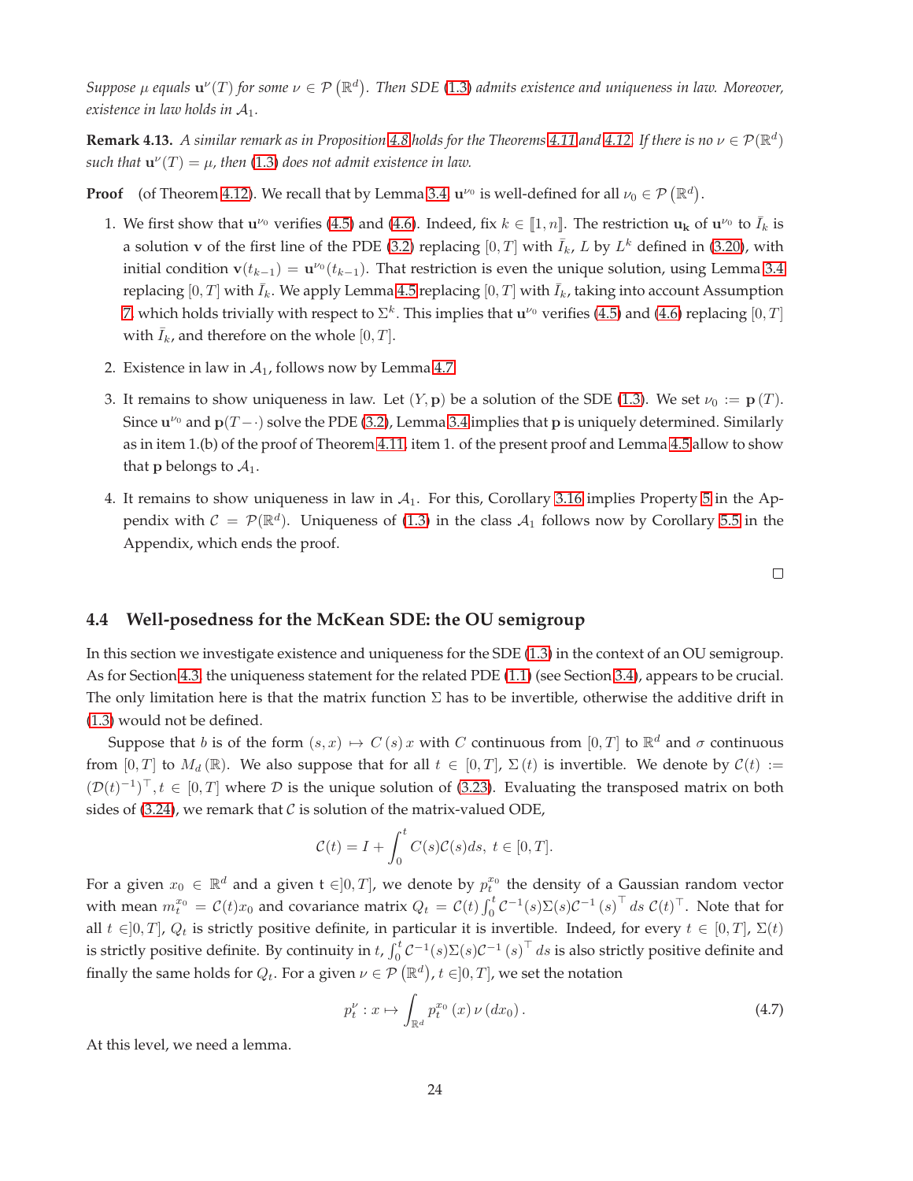*Suppose $\mu$ equals $\mathbf{u}^\nu(T)$ for some $\nu \in \mathcal{P}\left(\mathbb{R}^d\right)$. Then SDE (1.3) admits existence and uniqueness in law. Moreover, existence in law holds in $\mathcal{A}_1$.*

**Remark 4.13.** *A similar remark as in Proposition 4.8 holds for the Theorems 4.11 and 4.12. If there is no $\nu \in \mathcal{P}(\mathbb{R}^d)$ such that $\mathbf{u}^\nu(T) = \mu$, then (1.3) does not admit existence in law.*

**Proof** (of Theorem 4.12). We recall that by Lemma 3.4 $\mathbf{u}^{\nu_0}$ is well-defined for all $\nu_0 \in \mathcal{P}\left(\mathbb{R}^d\right)$.

1. We first show that $\mathbf{u}^{\nu_0}$ verifies (4.5) and (4.6). Indeed, fix $k \in [\![1, n]\!]$. The restriction $\mathbf{u_k}$ of $\mathbf{u}^{\nu_0}$ to $\bar{I}_k$ is a solution $\mathbf{v}$ of the first line of the PDE (3.2) replacing $[0,T]$ with $\bar{I}_k$, $L$ by $L^k$ defined in (3.20), with initial condition $\mathbf{v}(t_{k-1}) = \mathbf{u}^{\nu_0}(t_{k-1})$. That restriction is even the unique solution, using Lemma 3.4 replacing $[0,T]$ with $\bar{I}_k$. We apply Lemma 4.5 replacing $[0,T]$ with $\bar{I}_k$, taking into account Assumption 7 which holds trivially with respect to $\Sigma^k$. This implies that $\mathbf{u}^{\nu_0}$ verifies (4.5) and (4.6) replacing $[0,T]$ with $\bar{I}_k$, and therefore on the whole $[0,T]$.

2. Existence in law in $\mathcal{A}_1$, follows now by Lemma 4.7.

3. It remains to show uniqueness in law. Let $(Y, \mathbf{p})$ be a solution of the SDE (1.3). We set $\nu_0 := \mathbf{p}(T)$. Since $\mathbf{u}^{\nu_0}$ and $\mathbf{p}(T-\cdot)$ solve the PDE (3.2), Lemma 3.4 implies that $\mathbf{p}$ is uniquely determined. Similarly as in item 1.(b) of the proof of Theorem 4.11, item 1. of the present proof and Lemma 4.5 allow to show that $\mathbf{p}$ belongs to $\mathcal{A}_1$.

4. It remains to show uniqueness in law in $\mathcal{A}_1$. For this, Corollary 3.16 implies Property 5 in the Appendix with $\mathcal{C} = \mathcal{P}(\mathbb{R}^d)$. Uniqueness of (1.3) in the class $\mathcal{A}_1$ follows now by Corollary 5.5 in the Appendix, which ends the proof.

□

## 4.4 Well-posedness for the McKean SDE: the OU semigroup

In this section we investigate existence and uniqueness for the SDE (1.3) in the context of an OU semigroup. As for Section 4.3, the uniqueness statement for the related PDE (1.1) (see Section 3.4), appears to be crucial. The only limitation here is that the matrix function $\Sigma$ has to be invertible, otherwise the additive drift in (1.3) would not be defined.

Suppose that $b$ is of the form $(s,x) \mapsto C(s)\,x$ with $C$ continuous from $[0,T]$ to $\mathbb{R}^d$ and $\sigma$ continuous from $[0,T]$ to $M_d(\mathbb{R})$. We also suppose that for all $t \in [0,T]$, $\Sigma(t)$ is invertible. We denote by $\mathcal{C}(t) := (\mathcal{D}(t)^{-1})^\top, t \in [0,T]$ where $\mathcal{D}$ is the unique solution of (3.23). Evaluating the transposed matrix on both sides of (3.24), we remark that $\mathcal{C}$ is solution of the matrix-valued ODE,

$$\mathcal{C}(t) = I + \int_0^t C(s)\mathcal{C}(s)ds,\ t \in [0,T].$$

For a given $x_0 \in \mathbb{R}^d$ and a given t $\in ]0,T]$, we denote by $p_t^{x_0}$ the density of a Gaussian random vector with mean $m_t^{x_0} = \mathcal{C}(t)x_0$ and covariance matrix $Q_t = \mathcal{C}(t)\int_0^t \mathcal{C}^{-1}(s)\Sigma(s)\mathcal{C}^{-1}(s)^\top ds\ \mathcal{C}(t)^\top$. Note that for all $t \in ]0,T]$, $Q_t$ is strictly positive definite, in particular it is invertible. Indeed, for every $t \in [0,T]$, $\Sigma(t)$ is strictly positive definite. By continuity in $t$, $\int_0^t \mathcal{C}^{-1}(s)\Sigma(s)\mathcal{C}^{-1}(s)^\top ds$ is also strictly positive definite and finally the same holds for $Q_t$. For a given $\nu \in \mathcal{P}\left(\mathbb{R}^d\right)$, $t \in ]0,T]$, we set the notation

$$p_t^\nu : x \mapsto \int_{\mathbb{R}^d} p_t^{x_0}(x)\,\nu(dx_0)\,. \tag{4.7}$$

At this level, we need a lemma.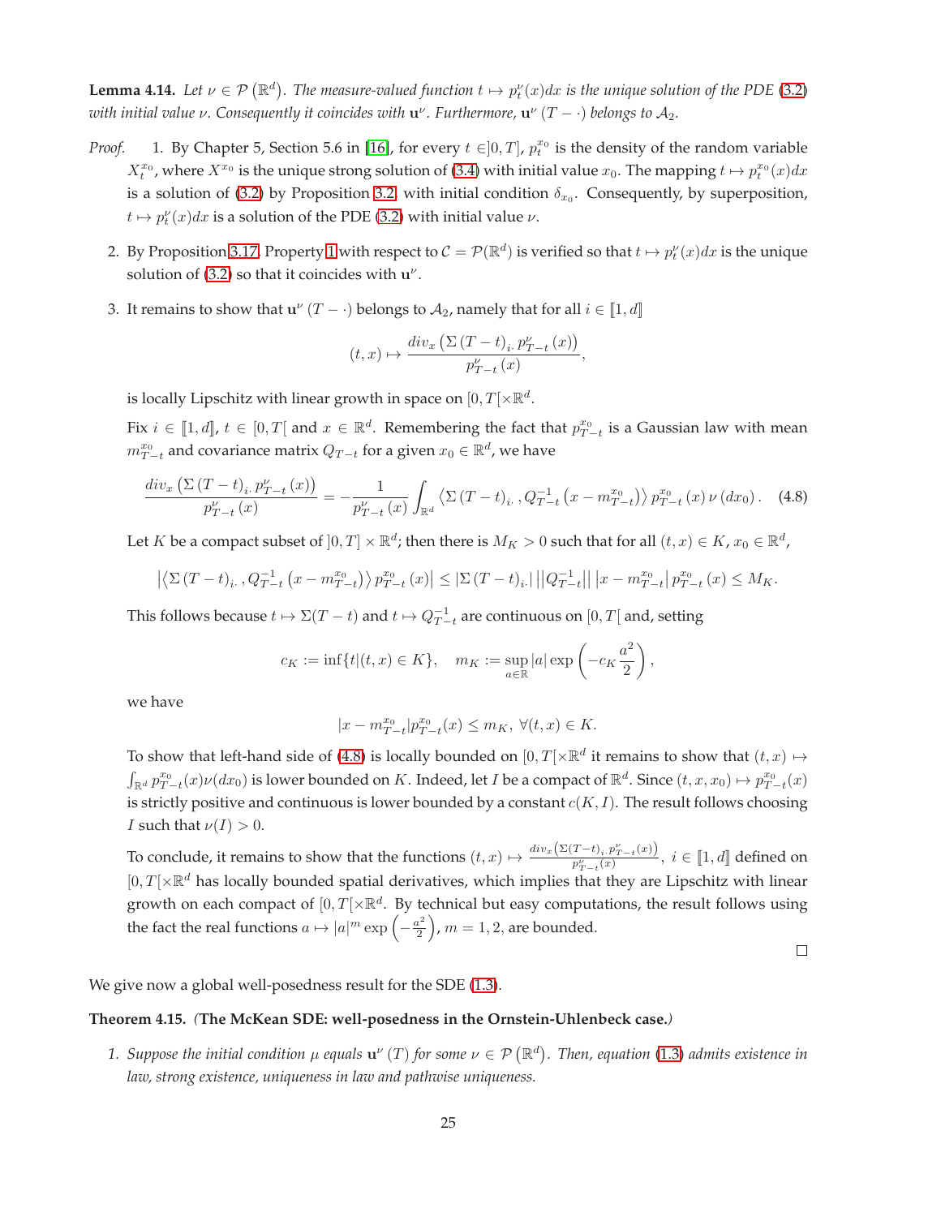**Lemma 4.14.** *Let $\nu \in \mathcal{P}(\mathbb{R}^d)$. The measure-valued function $t \mapsto p_t^\nu(x)dx$ is the unique solution of the PDE (3.2) with initial value $\nu$. Consequently it coincides with $\mathbf{u}^\nu$. Furthermore, $\mathbf{u}^\nu(T - \cdot)$ belongs to $\mathcal{A}_2$.*

*Proof.*

1. By Chapter 5, Section 5.6 in [16], for every $t \in ]0, T]$, $p_t^{x_0}$ is the density of the random variable $X_t^{x_0}$, where $X^{x_0}$ is the unique strong solution of (3.4) with initial value $x_0$. The mapping $t \mapsto p_t^{x_0}(x)dx$ is a solution of (3.2) by Proposition 3.2, with initial condition $\delta_{x_0}$. Consequently, by superposition, $t \mapsto p_t^\nu(x)dx$ is a solution of the PDE (3.2) with initial value $\nu$.

2. By Proposition 3.17, Property 1 with respect to $\mathcal{C} = \mathcal{P}(\mathbb{R}^d)$ is verified so that $t \mapsto p_t^\nu(x)dx$ is the unique solution of (3.2) so that it coincides with $\mathbf{u}^\nu$.

3. It remains to show that $\mathbf{u}^\nu(T - \cdot)$ belongs to $\mathcal{A}_2$, namely that for all $i \in [\![1, d]\!]$

$$(t, x) \mapsto \frac{div_x\left(\Sigma(T-t)_{i.}\, p_{T-t}^\nu(x)\right)}{p_{T-t}^\nu(x)},$$

is locally Lipschitz with linear growth in space on $[0, T[\times\mathbb{R}^d$.

Fix $i \in [\![1, d]\!]$, $t \in [0, T[$ and $x \in \mathbb{R}^d$. Remembering the fact that $p_{T-t}^{x_0}$ is a Gaussian law with mean $m_{T-t}^{x_0}$ and covariance matrix $Q_{T-t}$ for a given $x_0 \in \mathbb{R}^d$, we have

$$\frac{div_x\left(\Sigma(T-t)_{i.}\, p_{T-t}^\nu(x)\right)}{p_{T-t}^\nu(x)} = -\frac{1}{p_{T-t}^\nu(x)} \int_{\mathbb{R}^d} \left\langle \Sigma(T-t)_{i.}\, , Q_{T-t}^{-1}\left(x - m_{T-t}^{x_0}\right)\right\rangle p_{T-t}^{x_0}(x)\, \nu(dx_0). \quad (4.8)$$

Let $K$ be a compact subset of $]0, T] \times \mathbb{R}^d$; then there is $M_K > 0$ such that for all $(t, x) \in K$, $x_0 \in \mathbb{R}^d$,

$$\left|\left\langle \Sigma(T-t)_{i.}\, , Q_{T-t}^{-1}\left(x - m_{T-t}^{x_0}\right)\right\rangle p_{T-t}^{x_0}(x)\right| \leq |\Sigma(T-t)_{i.}|\, ||Q_{T-t}^{-1}||\, \left|x - m_{T-t}^{x_0}\right| p_{T-t}^{x_0}(x) \leq M_K.$$

This follows because $t \mapsto \Sigma(T-t)$ and $t \mapsto Q_{T-t}^{-1}$ are continuous on $[0, T[$ and, setting

$$c_K := \inf\{t | (t, x) \in K\}, \quad m_K := \sup_{a \in \mathbb{R}} |a| \exp\left(-c_K \frac{a^2}{2}\right),$$

we have

$$|x - m_{T-t}^{x_0}| p_{T-t}^{x_0}(x) \leq m_K, \; \forall (t, x) \in K.$$

To show that left-hand side of (4.8) is locally bounded on $[0, T[\times\mathbb{R}^d$ it remains to show that $(t, x) \mapsto \int_{\mathbb{R}^d} p_{T-t}^{x_0}(x)\nu(dx_0)$ is lower bounded on $K$. Indeed, let $I$ be a compact of $\mathbb{R}^d$. Since $(t, x, x_0) \mapsto p_{T-t}^{x_0}(x)$ is strictly positive and continuous is lower bounded by a constant $c(K, I)$. The result follows choosing $I$ such that $\nu(I) > 0$.

To conclude, it remains to show that the functions $(t, x) \mapsto \frac{div_x\left(\Sigma(T-t)_{i.}\, p_{T-t}^\nu(x)\right)}{p_{T-t}^\nu(x)}$, $i \in [\![1, d]\!]$ defined on $[0, T[\times\mathbb{R}^d$ has locally bounded spatial derivatives, which implies that they are Lipschitz with linear growth on each compact of $[0, T[\times\mathbb{R}^d$. By technical but easy computations, the result follows using the fact the real functions $a \mapsto |a|^m \exp\left(-\frac{a^2}{2}\right)$, $m = 1, 2$, are bounded.

□

We give now a global well-posedness result for the SDE (1.3).

**Theorem 4.15.** *(The McKean SDE: well-posedness in the Ornstein-Uhlenbeck case.)*

1. *Suppose the initial condition $\mu$ equals $\mathbf{u}^\nu(T)$ for some $\nu \in \mathcal{P}(\mathbb{R}^d)$. Then, equation (1.3) admits existence in law, strong existence, uniqueness in law and pathwise uniqueness.*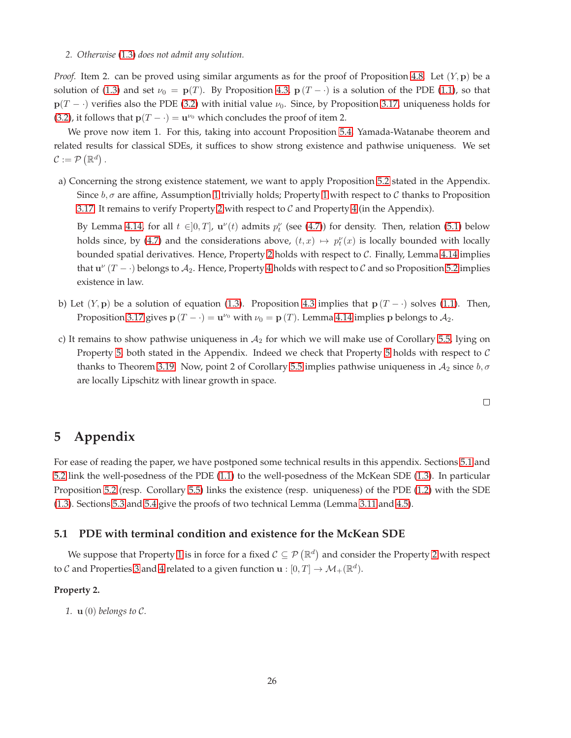2. *Otherwise* (1.3) *does not admit any solution.*

*Proof.* Item 2. can be proved using similar arguments as for the proof of Proposition 4.8. Let $(Y, \mathbf{p})$ be a solution of (1.3) and set $\nu_0 = \mathbf{p}(T)$. By Proposition 4.3, $\mathbf{p}(T - \cdot)$ is a solution of the PDE (1.1), so that $\mathbf{p}(T - \cdot)$ verifies also the PDE (3.2) with initial value $\nu_0$. Since, by Proposition 3.17, uniqueness holds for (3.2), it follows that $\mathbf{p}(T - \cdot) = \mathbf{u}^{\nu_0}$ which concludes the proof of item 2.

We prove now item 1. For this, taking into account Proposition 5.4, Yamada-Watanabe theorem and related results for classical SDEs, it suffices to show strong existence and pathwise uniqueness. We set $\mathcal{C} := \mathcal{P}\left(\mathbb{R}^d\right)$.

a) Concerning the strong existence statement, we want to apply Proposition 5.2 stated in the Appendix. Since $b, \sigma$ are affine, Assumption 1 trivially holds; Property 1 with respect to $\mathcal{C}$ thanks to Proposition 3.17. It remains to verify Property 2 with respect to $\mathcal{C}$ and Property 4 (in the Appendix).

   By Lemma 4.14, for all $t \in ]0, T]$, $\mathbf{u}^{\nu}(t)$ admits $p^{\nu}_t$ (see (4.7)) for density. Then, relation (5.1) below holds since, by (4.7) and the considerations above, $(t, x) \mapsto p^{\nu}_t(x)$ is locally bounded with locally bounded spatial derivatives. Hence, Property 2 holds with respect to $\mathcal{C}$. Finally, Lemma 4.14 implies that $\mathbf{u}^{\nu}(T - \cdot)$ belongs to $\mathcal{A}_2$. Hence, Property 4 holds with respect to $\mathcal{C}$ and so Proposition 5.2 implies existence in law.

b) Let $(Y, \mathbf{p})$ be a solution of equation (1.3). Proposition 4.3 implies that $\mathbf{p}(T - \cdot)$ solves (1.1). Then, Proposition 3.17 gives $\mathbf{p}(T - \cdot) = \mathbf{u}^{\nu_0}$ with $\nu_0 = \mathbf{p}(T)$. Lemma 4.14 implies $\mathbf{p}$ belongs to $\mathcal{A}_2$.

c) It remains to show pathwise uniqueness in $\mathcal{A}_2$ for which we will make use of Corollary 5.5, lying on Property 5, both stated in the Appendix. Indeed we check that Property 5 holds with respect to $\mathcal{C}$ thanks to Theorem 3.19. Now, point 2 of Corollary 5.5 implies pathwise uniqueness in $\mathcal{A}_2$ since $b, \sigma$ are locally Lipschitz with linear growth in space.

□

# 5 Appendix

For ease of reading the paper, we have postponed some technical results in this appendix. Sections 5.1 and 5.2 link the well-posedness of the PDE (1.1) to the well-posedness of the McKean SDE (1.3). In particular Proposition 5.2 (resp. Corollary 5.5) links the existence (resp. uniqueness) of the PDE (1.2) with the SDE (1.3). Sections 5.3 and 5.4 give the proofs of two technical Lemma (Lemma 3.11 and 4.5).

## 5.1 PDE with terminal condition and existence for the McKean SDE

We suppose that Property 1 is in force for a fixed $\mathcal{C} \subseteq \mathcal{P}\left(\mathbb{R}^d\right)$ and consider the Property 2 with respect to $\mathcal{C}$ and Properties 3 and 4 related to a given function $\mathbf{u} : [0, T] \to \mathcal{M}_+(\mathbb{R}^d)$.

**Property 2.**

1. $\mathbf{u}(0)$ *belongs to* $\mathcal{C}$.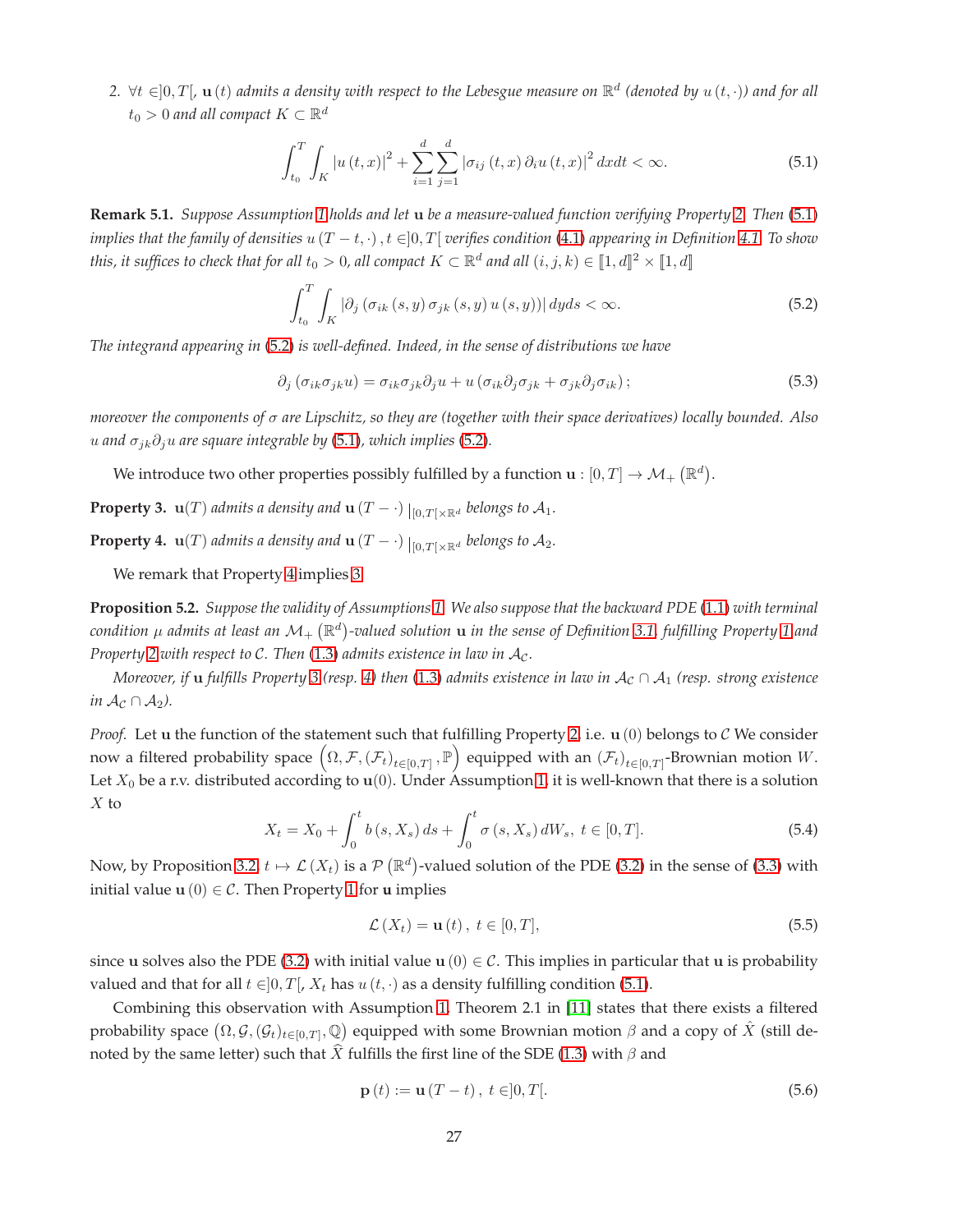2. $\forall t \in ]0,T[$, $\mathbf{u}(t)$ *admits a density with respect to the Lebesgue measure on* $\mathbb{R}^d$ *(denoted by* $u(t,\cdot)$*) and for all* $t_0 > 0$ *and all compact* $K \subset \mathbb{R}^d$

$$\int_{t_0}^{T}\int_{K} |u(t,x)|^2 + \sum_{i=1}^{d}\sum_{j=1}^{d} |\sigma_{ij}(t,x)\,\partial_i u(t,x)|^2\, dxdt < \infty. \tag{5.1}$$

**Remark 5.1.** *Suppose Assumption 1 holds and let* $\mathbf{u}$ *be a measure-valued function verifying Property 2. Then (5.1) implies that the family of densities* $u(T-t,\cdot)$, $t \in ]0,T[$ *verifies condition (4.1) appearing in Definition 4.1. To show this, it suffices to check that for all* $t_0 > 0$*, all compact* $K \subset \mathbb{R}^d$ *and all* $(i,j,k) \in [\![1,d]\!]^2 \times [\![1,d]\!]$

$$\int_{t_0}^{T}\int_{K} |\partial_j(\sigma_{ik}(s,y)\,\sigma_{jk}(s,y)\,u(s,y))|\, dyds < \infty. \tag{5.2}$$

*The integrand appearing in (5.2) is well-defined. Indeed, in the sense of distributions we have*

$$\partial_j(\sigma_{ik}\sigma_{jk}u) = \sigma_{ik}\sigma_{jk}\partial_j u + u(\sigma_{ik}\partial_j\sigma_{jk} + \sigma_{jk}\partial_j\sigma_{ik})\,; \tag{5.3}$$

*moreover the components of* $\sigma$ *are Lipschitz, so they are (together with their space derivatives) locally bounded. Also* $u$ *and* $\sigma_{jk}\partial_j u$ *are square integrable by (5.1), which implies (5.2).*

We introduce two other properties possibly fulfilled by a function $\mathbf{u} : [0,T] \to \mathcal{M}_+(\mathbb{R}^d)$.

**Property 3.** $\mathbf{u}(T)$ *admits a density and* $\mathbf{u}(T-\cdot)\,|_{[0,T[\times\mathbb{R}^d}$ *belongs to* $\mathcal{A}_1$.

**Property 4.** $\mathbf{u}(T)$ *admits a density and* $\mathbf{u}(T-\cdot)\,|_{[0,T[\times\mathbb{R}^d}$ *belongs to* $\mathcal{A}_2$.

We remark that Property 4 implies 3.

**Proposition 5.2.** *Suppose the validity of Assumptions 1. We also suppose that the backward PDE (1.1) with terminal condition* $\mu$ *admits at least an* $\mathcal{M}_+(\mathbb{R}^d)$*-valued solution* $\mathbf{u}$ *in the sense of Definition 3.1, fulfilling Property 1 and Property 2 with respect to* $\mathcal{C}$*. Then (1.3) admits existence in law in* $\mathcal{A}_\mathcal{C}$*.*

*Moreover, if* $\mathbf{u}$ *fulfills Property 3 (resp. 4) then (1.3) admits existence in law in* $\mathcal{A}_\mathcal{C} \cap \mathcal{A}_1$ *(resp. strong existence in* $\mathcal{A}_\mathcal{C} \cap \mathcal{A}_2$*).*

*Proof.* Let $\mathbf{u}$ the function of the statement such that fulfilling Property 2, i.e. $\mathbf{u}(0)$ belongs to $\mathcal{C}$ We consider now a filtered probability space $\left(\Omega, \mathcal{F}, (\mathcal{F}_t)_{t\in[0,T]}, \mathbb{P}\right)$ equipped with an $(\mathcal{F}_t)_{t\in[0,T]}$-Brownian motion $W$. Let $X_0$ be a r.v. distributed according to $\mathbf{u}(0)$. Under Assumption 1, it is well-known that there is a solution $X$ to

$$X_t = X_0 + \int_0^t b(s,X_s)\,ds + \int_0^t \sigma(s,X_s)\,dW_s,\ t \in [0,T]. \tag{5.4}$$

Now, by Proposition 3.2, $t \mapsto \mathcal{L}(X_t)$ is a $\mathcal{P}(\mathbb{R}^d)$-valued solution of the PDE (3.2) in the sense of (3.3) with initial value $\mathbf{u}(0) \in \mathcal{C}$. Then Property 1 for $\mathbf{u}$ implies

$$\mathcal{L}(X_t) = \mathbf{u}(t),\ t \in [0,T], \tag{5.5}$$

since $\mathbf{u}$ solves also the PDE (3.2) with initial value $\mathbf{u}(0) \in \mathcal{C}$. This implies in particular that $\mathbf{u}$ is probability valued and that for all $t \in ]0,T[$, $X_t$ has $u(t,\cdot)$ as a density fulfilling condition (5.1).

Combining this observation with Assumption 1, Theorem 2.1 in [11] states that there exists a filtered probability space $(\Omega, \mathcal{G}, (\mathcal{G}_t)_{t\in[0,T]}, \mathbb{Q})$ equipped with some Brownian motion $\beta$ and a copy of $\hat{X}$ (still denoted by the same letter) such that $\widehat{X}$ fulfills the first line of the SDE (1.3) with $\beta$ and

$$\mathbf{p}(t) := \mathbf{u}(T-t),\ t \in ]0,T[. \tag{5.6}$$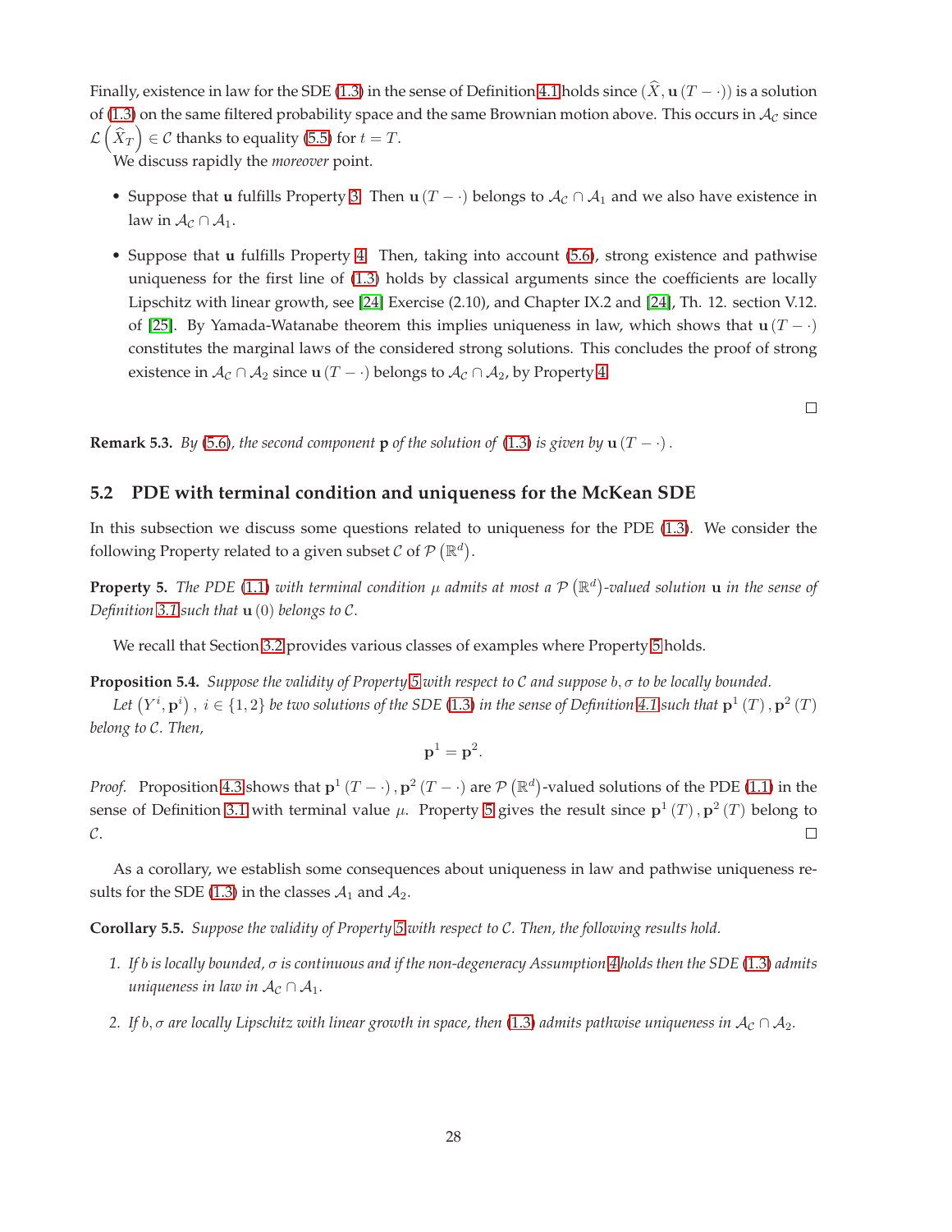Finally, existence in law for the SDE (1.3) in the sense of Definition 4.1 holds since $(\widehat{X}, \mathbf{u}(T-\cdot))$ is a solution of (1.3) on the same filtered probability space and the same Brownian motion above. This occurs in $\mathcal{A}_{\mathcal{C}}$ since $\mathcal{L}\left(\widehat{X}_T\right) \in \mathcal{C}$ thanks to equality (5.5) for $t = T$.

We discuss rapidly the *moreover* point.

- Suppose that $\mathbf{u}$ fulfills Property 3. Then $\mathbf{u}(T-\cdot)$ belongs to $\mathcal{A}_{\mathcal{C}} \cap \mathcal{A}_1$ and we also have existence in law in $\mathcal{A}_{\mathcal{C}} \cap \mathcal{A}_1$.
- Suppose that $\mathbf{u}$ fulfills Property 4. Then, taking into account (5.6), strong existence and pathwise uniqueness for the first line of (1.3) holds by classical arguments since the coefficients are locally Lipschitz with linear growth, see [24] Exercise (2.10), and Chapter IX.2 and [24], Th. 12. section V.12. of [25]. By Yamada-Watanabe theorem this implies uniqueness in law, which shows that $\mathbf{u}(T-\cdot)$ constitutes the marginal laws of the considered strong solutions. This concludes the proof of strong existence in $\mathcal{A}_{\mathcal{C}} \cap \mathcal{A}_2$ since $\mathbf{u}(T-\cdot)$ belongs to $\mathcal{A}_{\mathcal{C}} \cap \mathcal{A}_2$, by Property 4.

□

**Remark 5.3.** *By (5.6), the second component $\mathbf{p}$ of the solution of (1.3) is given by $\mathbf{u}(T-\cdot)$.*

## 5.2 PDE with terminal condition and uniqueness for the McKean SDE

In this subsection we discuss some questions related to uniqueness for the PDE (1.3). We consider the following Property related to a given subset $\mathcal{C}$ of $\mathcal{P}\left(\mathbb{R}^d\right)$.

**Property 5.** *The PDE (1.1) with terminal condition $\mu$ admits at most a $\mathcal{P}\left(\mathbb{R}^d\right)$-valued solution $\mathbf{u}$ in the sense of Definition 3.1 such that $\mathbf{u}(0)$ belongs to $\mathcal{C}$.*

We recall that Section 3.2 provides various classes of examples where Property 5 holds.

**Proposition 5.4.** *Suppose the validity of Property 5 with respect to $\mathcal{C}$ and suppose $b, \sigma$ to be locally bounded.*

*Let $\left(Y^i, \mathbf{p}^i\right),\ i \in \{1, 2\}$ be two solutions of the SDE (1.3) in the sense of Definition 4.1 such that $\mathbf{p}^1(T), \mathbf{p}^2(T)$ belong to $\mathcal{C}$. Then,*

$$\mathbf{p}^1 = \mathbf{p}^2.$$

*Proof.* Proposition 4.3 shows that $\mathbf{p}^1(T-\cdot), \mathbf{p}^2(T-\cdot)$ are $\mathcal{P}\left(\mathbb{R}^d\right)$-valued solutions of the PDE (1.1) in the sense of Definition 3.1 with terminal value $\mu$. Property 5 gives the result since $\mathbf{p}^1(T), \mathbf{p}^2(T)$ belong to $\mathcal{C}$. □

As a corollary, we establish some consequences about uniqueness in law and pathwise uniqueness results for the SDE (1.3) in the classes $\mathcal{A}_1$ and $\mathcal{A}_2$.

**Corollary 5.5.** *Suppose the validity of Property 5 with respect to $\mathcal{C}$. Then, the following results hold.*

1. *If $b$ is locally bounded, $\sigma$ is continuous and if the non-degeneracy Assumption 4 holds then the SDE (1.3) admits uniqueness in law in $\mathcal{A}_{\mathcal{C}} \cap \mathcal{A}_1$.*
2. *If $b, \sigma$ are locally Lipschitz with linear growth in space, then (1.3) admits pathwise uniqueness in $\mathcal{A}_{\mathcal{C}} \cap \mathcal{A}_2$.*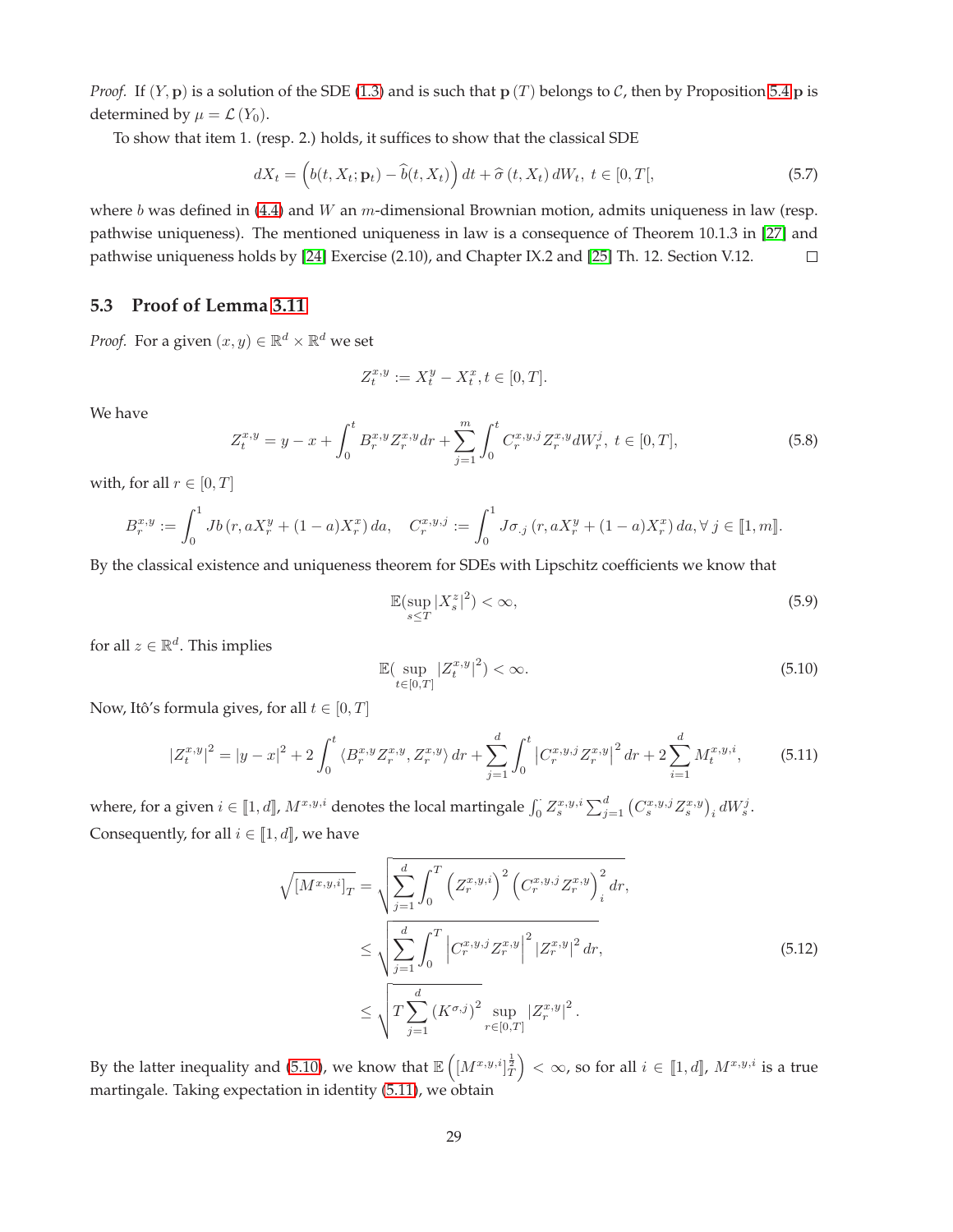*Proof.* If $(Y, \mathbf{p})$ is a solution of the SDE (1.3) and is such that $\mathbf{p}(T)$ belongs to $\mathcal{C}$, then by Proposition 5.4 $\mathbf{p}$ is determined by $\mu = \mathcal{L}(Y_0)$.

To show that item 1. (resp. 2.) holds, it suffices to show that the classical SDE

$$dX_t = \left(b(t, X_t; \mathbf{p}_t) - \widehat{b}(t, X_t)\right) dt + \widehat{\sigma}(t, X_t) \, dW_t, \; t \in [0, T[, \tag{5.7}$$

where $b$ was defined in (4.4) and $W$ an $m$-dimensional Brownian motion, admits uniqueness in law (resp. pathwise uniqueness). The mentioned uniqueness in law is a consequence of Theorem 10.1.3 in [27] and pathwise uniqueness holds by [24] Exercise (2.10), and Chapter IX.2 and [25] Th. 12. Section V.12. $\square$

## 5.3 Proof of Lemma 3.11

*Proof.* For a given $(x, y) \in \mathbb{R}^d \times \mathbb{R}^d$ we set

$$Z_t^{x,y} := X_t^y - X_t^x, t \in [0, T].$$

We have

$$Z_t^{x,y} = y - x + \int_0^t B_r^{x,y} Z_r^{x,y} dr + \sum_{j=1}^m \int_0^t C_r^{x,y,j} Z_r^{x,y} dW_r^j, \; t \in [0, T], \tag{5.8}$$

with, for all $r \in [0, T]$

$$B_r^{x,y} := \int_0^1 Jb\left(r, aX_r^y + (1-a)X_r^x\right) da, \quad C_r^{x,y,j} := \int_0^1 J\sigma_{.j}\left(r, aX_r^y + (1-a)X_r^x\right) da, \forall \, j \in [\![1, m]\!].$$

By the classical existence and uniqueness theorem for SDEs with Lipschitz coefficients we know that

$$\mathbb{E}(\sup_{s \le T} |X_s^z|^2) < \infty, \tag{5.9}$$

for all $z \in \mathbb{R}^d$. This implies

$$\mathbb{E}(\sup_{t \in [0,T]} |Z_t^{x,y}|^2) < \infty. \tag{5.10}$$

Now, Itô's formula gives, for all $t \in [0, T]$

$$|Z_t^{x,y}|^2 = |y - x|^2 + 2\int_0^t \langle B_r^{x,y} Z_r^{x,y}, Z_r^{x,y} \rangle \, dr + \sum_{j=1}^d \int_0^t \left| C_r^{x,y,j} Z_r^{x,y} \right|^2 dr + 2\sum_{i=1}^d M_t^{x,y,i}, \tag{5.11}$$

where, for a given $i \in [\![1, d]\!]$, $M^{x,y,i}$ denotes the local martingale $\int_0^{\cdot} Z_s^{x,y,i} \sum_{j=1}^d \left(C_s^{x,y,j} Z_s^{x,y}\right)_i dW_s^j$. Consequently, for all $i \in [\![1, d]\!]$, we have

$$\begin{aligned}
\sqrt{[M^{x,y,i}]_T} &= \sqrt{\sum_{j=1}^d \int_0^T \left(Z_r^{x,y,i}\right)^2 \left(C_r^{x,y,j} Z_r^{x,y}\right)_i^2 dr}, \\
&\le \sqrt{\sum_{j=1}^d \int_0^T \left|C_r^{x,y,j} Z_r^{x,y}\right|^2 |Z_r^{x,y}|^2 \, dr}, \\
&\le \sqrt{T \sum_{j=1}^d \left(K^{\sigma,j}\right)^2 \sup_{r \in [0,T]} |Z_r^{x,y}|^2}.
\end{aligned} \tag{5.12}$$

By the latter inequality and (5.10), we know that $\mathbb{E}\left([M^{x,y,i}]_T^{\frac{1}{2}}\right) < \infty$, so for all $i \in [\![1, d]\!]$, $M^{x,y,i}$ is a true martingale. Taking expectation in identity (5.11), we obtain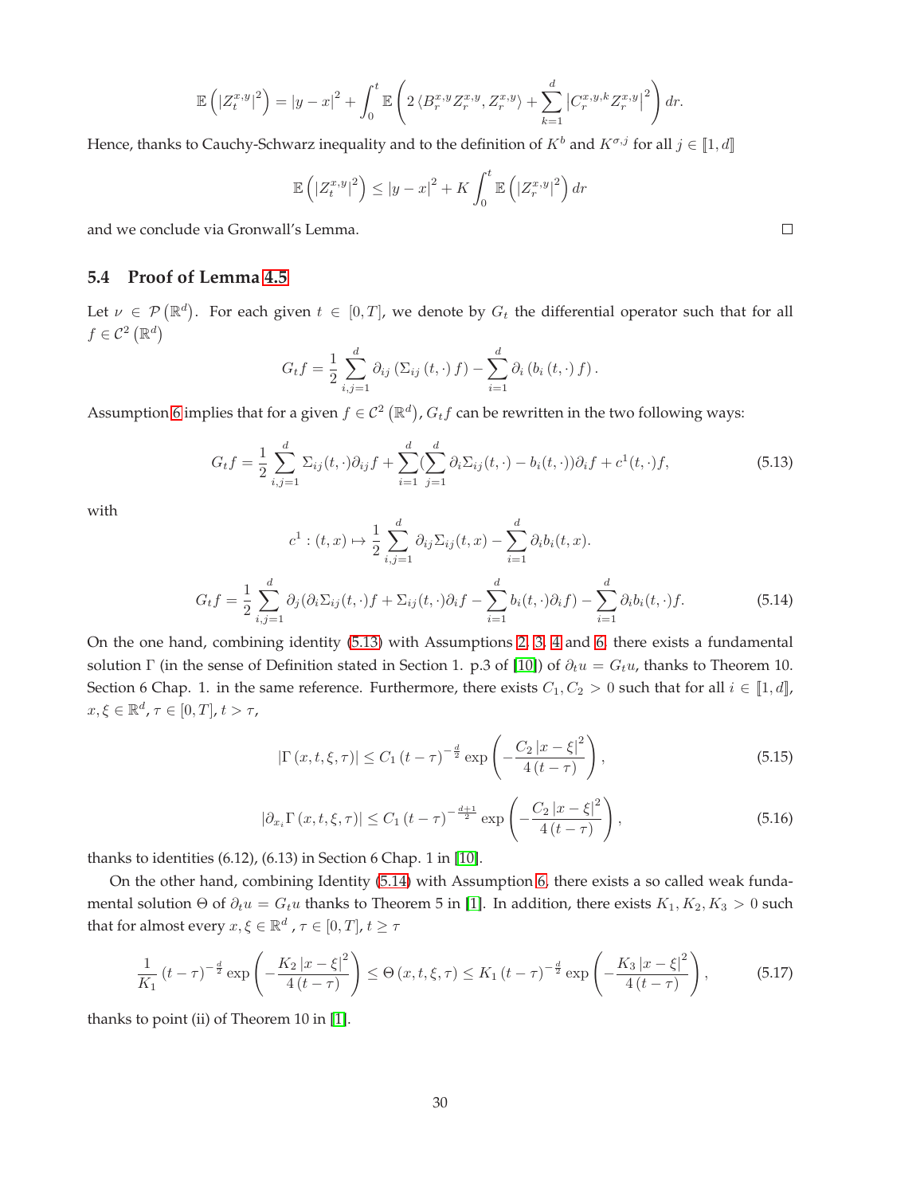$$\mathbb{E}\left(\left|Z_t^{x,y}\right|^2\right) = |y-x|^2 + \int_0^t \mathbb{E}\left(2\left\langle B_r^{x,y} Z_r^{x,y}, Z_r^{x,y}\right\rangle + \sum_{k=1}^d \left|C_r^{x,y,k} Z_r^{x,y}\right|^2\right) dr.$$

Hence, thanks to Cauchy-Schwarz inequality and to the definition of $K^b$ and $K^{\sigma,j}$ for all $j \in [\![1,d]\!]$

$$\mathbb{E}\left(\left|Z_t^{x,y}\right|^2\right) \leq |y-x|^2 + K\int_0^t \mathbb{E}\left(\left|Z_r^{x,y}\right|^2\right) dr$$

and we conclude via Gronwall's Lemma. □

## 5.4 Proof of Lemma 4.5

Let $\nu \in \mathcal{P}\left(\mathbb{R}^d\right)$. For each given $t \in [0,T]$, we denote by $G_t$ the differential operator such that for all $f \in \mathcal{C}^2\left(\mathbb{R}^d\right)$

$$G_t f = \frac{1}{2}\sum_{i,j=1}^d \partial_{ij}\left(\Sigma_{ij}\left(t,\cdot\right) f\right) - \sum_{i=1}^d \partial_i\left(b_i\left(t,\cdot\right) f\right).$$

Assumption 6 implies that for a given $f \in \mathcal{C}^2\left(\mathbb{R}^d\right)$, $G_t f$ can be rewritten in the two following ways:

$$G_t f = \frac{1}{2}\sum_{i,j=1}^d \Sigma_{ij}(t,\cdot)\partial_{ij} f + \sum_{i=1}^d \left(\sum_{j=1}^d \partial_i \Sigma_{ij}(t,\cdot) - b_i(t,\cdot)\right)\partial_i f + c^1(t,\cdot) f, \tag{5.13}$$

with

$$c^1 : (t,x) \mapsto \frac{1}{2}\sum_{i,j=1}^d \partial_{ij}\Sigma_{ij}(t,x) - \sum_{i=1}^d \partial_i b_i(t,x).$$

$$G_t f = \frac{1}{2}\sum_{i,j=1}^d \partial_j(\partial_i \Sigma_{ij}(t,\cdot) f + \Sigma_{ij}(t,\cdot)\partial_i f - \sum_{i=1}^d b_i(t,\cdot)\partial_i f) - \sum_{i=1}^d \partial_i b_i(t,\cdot) f. \tag{5.14}$$

On the one hand, combining identity (5.13) with Assumptions 2, 3, 4 and 6, there exists a fundamental solution $\Gamma$ (in the sense of Definition stated in Section 1. p.3 of [10]) of $\partial_t u = G_t u$, thanks to Theorem 10. Section 6 Chap. 1. in the same reference. Furthermore, there exists $C_1, C_2 > 0$ such that for all $i \in [\![1,d]\!]$, $x, \xi \in \mathbb{R}^d$, $\tau \in [0,T]$, $t > \tau$,

$$\left|\Gamma\left(x,t,\xi,\tau\right)\right| \leq C_1\left(t-\tau\right)^{-\frac{d}{2}} \exp\left(-\frac{C_2\left|x-\xi\right|^2}{4\left(t-\tau\right)}\right), \tag{5.15}$$

$$\left|\partial_{x_i}\Gamma\left(x,t,\xi,\tau\right)\right| \leq C_1\left(t-\tau\right)^{-\frac{d+1}{2}} \exp\left(-\frac{C_2\left|x-\xi\right|^2}{4\left(t-\tau\right)}\right), \tag{5.16}$$

thanks to identities (6.12), (6.13) in Section 6 Chap. 1 in [10].

On the other hand, combining Identity (5.14) with Assumption 6, there exists a so called weak fundamental solution $\Theta$ of $\partial_t u = G_t u$ thanks to Theorem 5 in [1]. In addition, there exists $K_1, K_2, K_3 > 0$ such that for almost every $x, \xi \in \mathbb{R}^d$, $\tau \in [0,T]$, $t \geq \tau$

$$\frac{1}{K_1}\left(t-\tau\right)^{-\frac{d}{2}} \exp\left(-\frac{K_2\left|x-\xi\right|^2}{4\left(t-\tau\right)}\right) \leq \Theta\left(x,t,\xi,\tau\right) \leq K_1\left(t-\tau\right)^{-\frac{d}{2}} \exp\left(-\frac{K_3\left|x-\xi\right|^2}{4\left(t-\tau\right)}\right), \tag{5.17}$$

thanks to point (ii) of Theorem 10 in [1].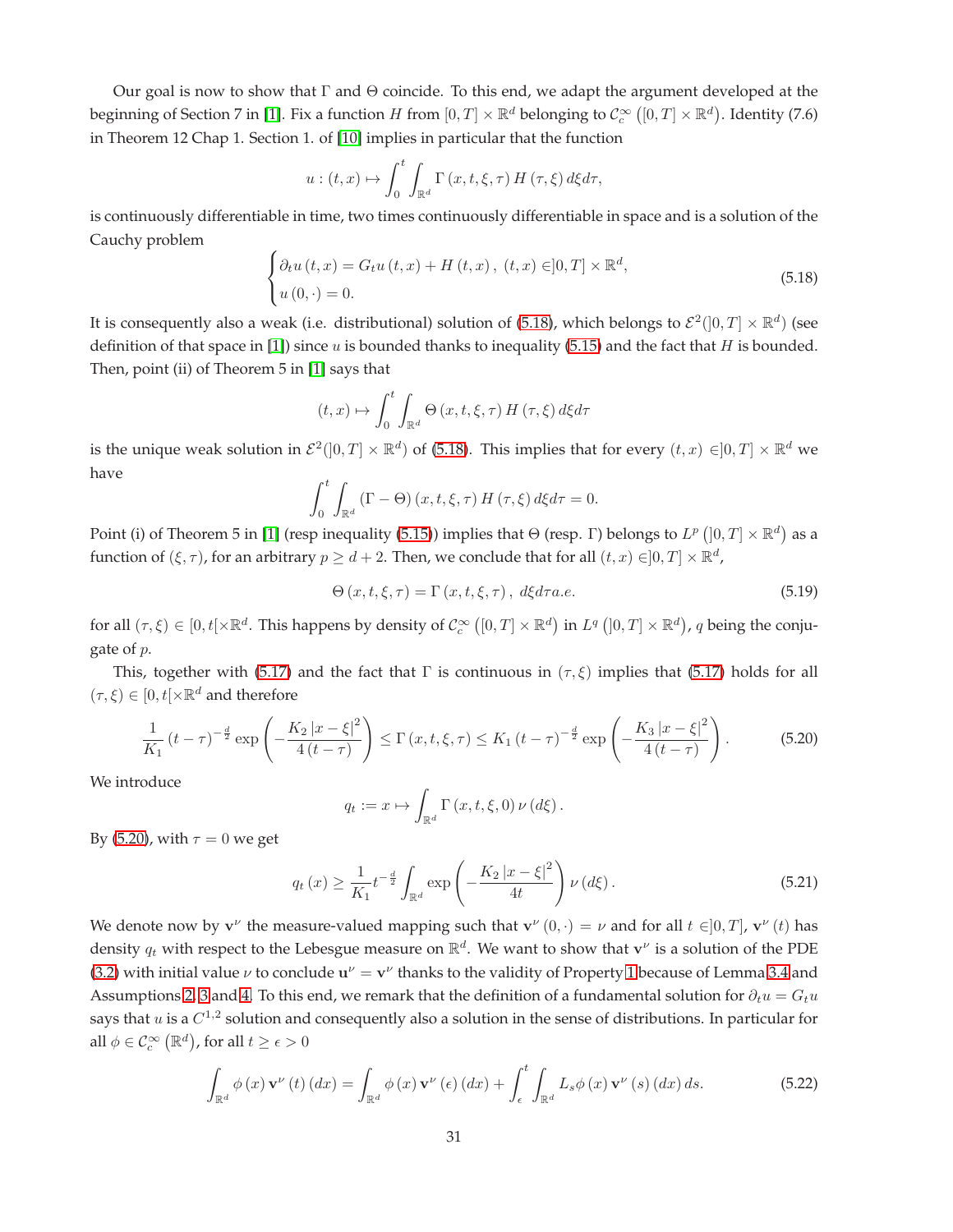Our goal is now to show that $\Gamma$ and $\Theta$ coincide. To this end, we adapt the argument developed at the beginning of Section 7 in [1]. Fix a function $H$ from $[0,T]\times\mathbb{R}^d$ belonging to $\mathcal{C}_c^\infty\left([0,T]\times\mathbb{R}^d\right)$. Identity (7.6) in Theorem 12 Chap 1. Section 1. of [10] implies in particular that the function

$$u:(t,x)\mapsto\int_0^t\int_{\mathbb{R}^d}\Gamma\left(x,t,\xi,\tau\right)H\left(\tau,\xi\right)d\xi d\tau,$$

is continuously differentiable in time, two times continuously differentiable in space and is a solution of the Cauchy problem

$$\begin{cases}\partial_t u\left(t,x\right)=G_t u\left(t,x\right)+H\left(t,x\right),\ (t,x)\in]0,T]\times\mathbb{R}^d,\\ u\left(0,\cdot\right)=0.\end{cases}\tag{5.18}$$

It is consequently also a weak (i.e. distributional) solution of (5.18), which belongs to $\mathcal{E}^2(]0,T]\times\mathbb{R}^d)$ (see definition of that space in [1]) since $u$ is bounded thanks to inequality (5.15) and the fact that $H$ is bounded. Then, point (ii) of Theorem 5 in [1] says that

$$(t,x)\mapsto\int_0^t\int_{\mathbb{R}^d}\Theta\left(x,t,\xi,\tau\right)H\left(\tau,\xi\right)d\xi d\tau$$

is the unique weak solution in $\mathcal{E}^2(]0,T]\times\mathbb{R}^d)$ of (5.18). This implies that for every $(t,x)\in]0,T]\times\mathbb{R}^d$ we have

$$\int_0^t\int_{\mathbb{R}^d}\left(\Gamma-\Theta\right)\left(x,t,\xi,\tau\right)H\left(\tau,\xi\right)d\xi d\tau=0.$$

Point (i) of Theorem 5 in [1] (resp inequality (5.15)) implies that $\Theta$ (resp. $\Gamma$) belongs to $L^p\left(]0,T]\times\mathbb{R}^d\right)$ as a function of $(\xi,\tau)$, for an arbitrary $p\geq d+2$. Then, we conclude that for all $(t,x)\in]0,T]\times\mathbb{R}^d$,

$$\Theta\left(x,t,\xi,\tau\right)=\Gamma\left(x,t,\xi,\tau\right),\ d\xi d\tau a.e.\tag{5.19}$$

for all $(\tau,\xi)\in[0,t[\times\mathbb{R}^d$. This happens by density of $\mathcal{C}_c^\infty\left([0,T]\times\mathbb{R}^d\right)$ in $L^q\left(]0,T]\times\mathbb{R}^d\right)$, $q$ being the conjugate of $p$.

This, together with (5.17) and the fact that $\Gamma$ is continuous in $(\tau,\xi)$ implies that (5.17) holds for all $(\tau,\xi)\in[0,t[\times\mathbb{R}^d$ and therefore

$$\frac{1}{K_1}\left(t-\tau\right)^{-\frac{d}{2}}\exp\left(-\frac{K_2\left|x-\xi\right|^2}{4\left(t-\tau\right)}\right)\leq\Gamma\left(x,t,\xi,\tau\right)\leq K_1\left(t-\tau\right)^{-\frac{d}{2}}\exp\left(-\frac{K_3\left|x-\xi\right|^2}{4\left(t-\tau\right)}\right).\tag{5.20}$$

We introduce

$$q_t:=x\mapsto\int_{\mathbb{R}^d}\Gamma\left(x,t,\xi,0\right)\nu\left(d\xi\right).$$

By (5.20), with $\tau=0$ we get

$$q_t\left(x\right)\geq\frac{1}{K_1}t^{-\frac{d}{2}}\int_{\mathbb{R}^d}\exp\left(-\frac{K_2\left|x-\xi\right|^2}{4t}\right)\nu\left(d\xi\right).\tag{5.21}$$

We denote now by $\mathbf{v}^\nu$ the measure-valued mapping such that $\mathbf{v}^\nu\left(0,\cdot\right)=\nu$ and for all $t\in]0,T]$, $\mathbf{v}^\nu\left(t\right)$ has density $q_t$ with respect to the Lebesgue measure on $\mathbb{R}^d$. We want to show that $\mathbf{v}^\nu$ is a solution of the PDE (3.2) with initial value $\nu$ to conclude $\mathbf{u}^\nu=\mathbf{v}^\nu$ thanks to the validity of Property 1 because of Lemma 3.4 and Assumptions 2, 3 and 4. To this end, we remark that the definition of a fundamental solution for $\partial_t u=G_t u$ says that $u$ is a $C^{1,2}$ solution and consequently also a solution in the sense of distributions. In particular for all $\phi\in\mathcal{C}_c^\infty\left(\mathbb{R}^d\right)$, for all $t\geq\epsilon>0$

$$\int_{\mathbb{R}^d}\phi\left(x\right)\mathbf{v}^\nu\left(t\right)\left(dx\right)=\int_{\mathbb{R}^d}\phi\left(x\right)\mathbf{v}^\nu\left(\epsilon\right)\left(dx\right)+\int_\epsilon^t\int_{\mathbb{R}^d}L_s\phi\left(x\right)\mathbf{v}^\nu\left(s\right)\left(dx\right)ds.\tag{5.22}$$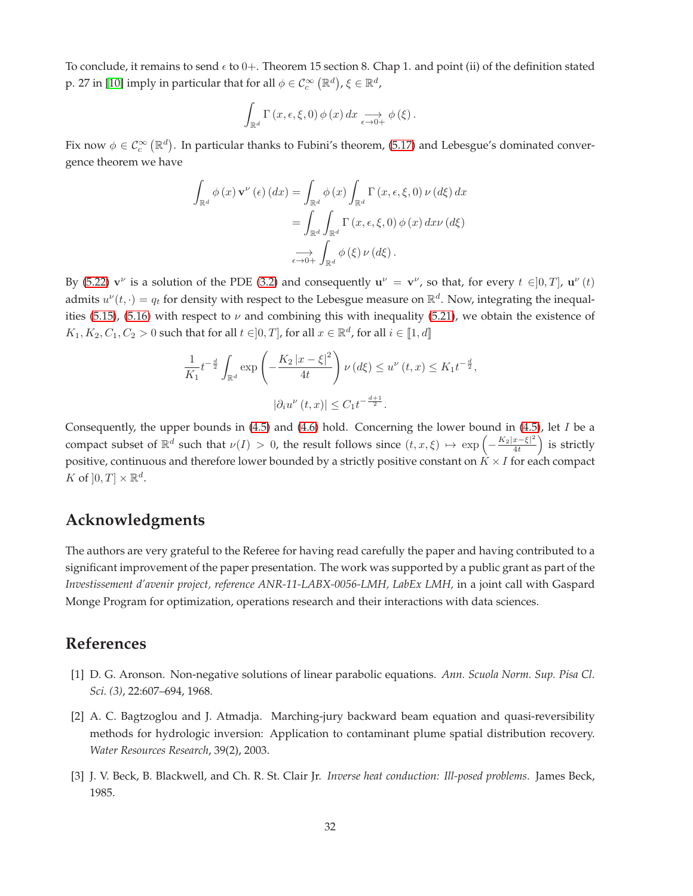To conclude, it remains to send $\epsilon$ to $0+$. Theorem 15 section 8. Chap 1. and point (ii) of the definition stated p. 27 in [10] imply in particular that for all $\phi \in \mathcal{C}_c^\infty\left(\mathbb{R}^d\right)$, $\xi \in \mathbb{R}^d$,

$$\int_{\mathbb{R}^d} \Gamma\left(x, \epsilon, \xi, 0\right) \phi\left(x\right) dx \underset{\epsilon \to 0+}{\longrightarrow} \phi\left(\xi\right).$$

Fix now $\phi \in \mathcal{C}_c^\infty\left(\mathbb{R}^d\right)$. In particular thanks to Fubini's theorem, (5.17) and Lebesgue's dominated convergence theorem we have

$$\begin{aligned}
\int_{\mathbb{R}^d} \phi\left(x\right) \mathbf{v}^\nu\left(\epsilon\right)\left(dx\right) &= \int_{\mathbb{R}^d} \phi\left(x\right) \int_{\mathbb{R}^d} \Gamma\left(x, \epsilon, \xi, 0\right) \nu\left(d\xi\right) dx \\
&= \int_{\mathbb{R}^d} \int_{\mathbb{R}^d} \Gamma\left(x, \epsilon, \xi, 0\right) \phi\left(x\right) dx \nu\left(d\xi\right) \\
&\underset{\epsilon \to 0+}{\longrightarrow} \int_{\mathbb{R}^d} \phi\left(\xi\right) \nu\left(d\xi\right).
\end{aligned}$$

By (5.22) $\mathbf{v}^\nu$ is a solution of the PDE (3.2) and consequently $\mathbf{u}^\nu = \mathbf{v}^\nu$, so that, for every $t \in ]0, T]$, $\mathbf{u}^\nu\left(t\right)$ admits $u^\nu(t, \cdot) = q_t$ for density with respect to the Lebesgue measure on $\mathbb{R}^d$. Now, integrating the inequalities (5.15), (5.16) with respect to $\nu$ and combining this with inequality (5.21), we obtain the existence of $K_1, K_2, C_1, C_2 > 0$ such that for all $t \in ]0, T]$, for all $x \in \mathbb{R}^d$, for all $i \in [\![1, d]\!]$

$$\frac{1}{K_1} t^{-\frac{d}{2}} \int_{\mathbb{R}^d} \exp\left(-\frac{K_2\left|x - \xi\right|^2}{4t}\right) \nu\left(d\xi\right) \leq u^\nu\left(t, x\right) \leq K_1 t^{-\frac{d}{2}},$$

$$\left|\partial_i u^\nu\left(t, x\right)\right| \leq C_1 t^{-\frac{d+1}{2}}.$$

Consequently, the upper bounds in (4.5) and (4.6) hold. Concerning the lower bound in (4.5), let $I$ be a compact subset of $\mathbb{R}^d$ such that $\nu(I) > 0$, the result follows since $(t, x, \xi) \mapsto \exp\left(-\frac{K_2|x-\xi|^2}{4t}\right)$ is strictly positive, continuous and therefore lower bounded by a strictly positive constant on $K \times I$ for each compact $K$ of $]0, T] \times \mathbb{R}^d$.

## Acknowledgments

The authors are very grateful to the Referee for having read carefully the paper and having contributed to a significant improvement of the paper presentation. The work was supported by a public grant as part of the *Investissement d'avenir project, reference ANR-11-LABX-0056-LMH, LabEx LMH,* in a joint call with Gaspard Monge Program for optimization, operations research and their interactions with data sciences.

## References

[1] D. G. Aronson. Non-negative solutions of linear parabolic equations. *Ann. Scuola Norm. Sup. Pisa Cl. Sci. (3)*, 22:607–694, 1968.

[2] A. C. Bagtzoglou and J. Atmadja. Marching-jury backward beam equation and quasi-reversibility methods for hydrologic inversion: Application to contaminant plume spatial distribution recovery. *Water Resources Research*, 39(2), 2003.

[3] J. V. Beck, B. Blackwell, and Ch. R. St. Clair Jr. *Inverse heat conduction: Ill-posed problems*. James Beck, 1985.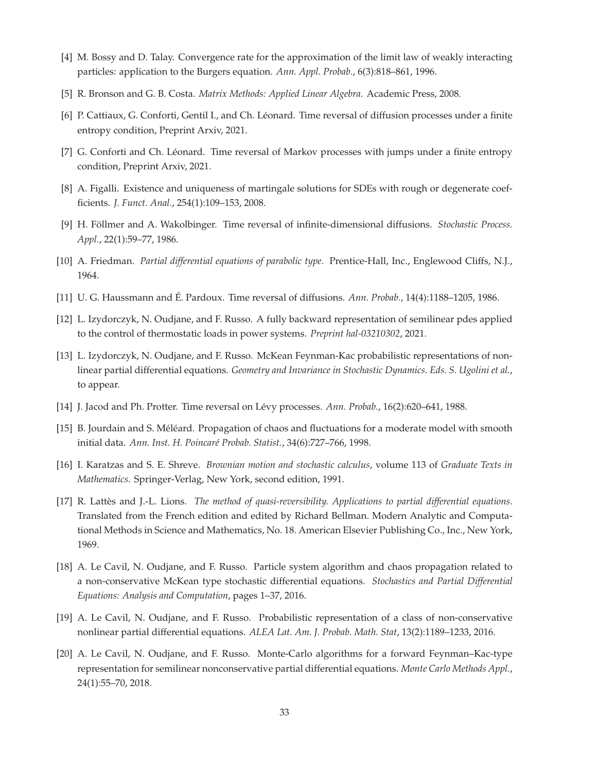[4] M. Bossy and D. Talay. Convergence rate for the approximation of the limit law of weakly interacting particles: application to the Burgers equation. *Ann. Appl. Probab.*, 6(3):818–861, 1996.

[5] R. Bronson and G. B. Costa. *Matrix Methods: Applied Linear Algebra*. Academic Press, 2008.

[6] P. Cattiaux, G. Conforti, Gentil I., and Ch. Léonard. Time reversal of diffusion processes under a finite entropy condition, Preprint Arxiv, 2021.

[7] G. Conforti and Ch. Léonard. Time reversal of Markov processes with jumps under a finite entropy condition, Preprint Arxiv, 2021.

[8] A. Figalli. Existence and uniqueness of martingale solutions for SDEs with rough or degenerate coefficients. *J. Funct. Anal.*, 254(1):109–153, 2008.

[9] H. Föllmer and A. Wakolbinger. Time reversal of infinite-dimensional diffusions. *Stochastic Process. Appl.*, 22(1):59–77, 1986.

[10] A. Friedman. *Partial differential equations of parabolic type*. Prentice-Hall, Inc., Englewood Cliffs, N.J., 1964.

[11] U. G. Haussmann and É. Pardoux. Time reversal of diffusions. *Ann. Probab.*, 14(4):1188–1205, 1986.

[12] L. Izydorczyk, N. Oudjane, and F. Russo. A fully backward representation of semilinear pdes applied to the control of thermostatic loads in power systems. *Preprint hal-03210302*, 2021.

[13] L. Izydorczyk, N. Oudjane, and F. Russo. McKean Feynman-Kac probabilistic representations of nonlinear partial differential equations. *Geometry and Invariance in Stochastic Dynamics. Eds. S. Ugolini et al.*, to appear.

[14] J. Jacod and Ph. Protter. Time reversal on Lévy processes. *Ann. Probab.*, 16(2):620–641, 1988.

[15] B. Jourdain and S. Méléard. Propagation of chaos and fluctuations for a moderate model with smooth initial data. *Ann. Inst. H. Poincaré Probab. Statist.*, 34(6):727–766, 1998.

[16] I. Karatzas and S. E. Shreve. *Brownian motion and stochastic calculus*, volume 113 of *Graduate Texts in Mathematics*. Springer-Verlag, New York, second edition, 1991.

[17] R. Lattès and J.-L. Lions. *The method of quasi-reversibility. Applications to partial differential equations*. Translated from the French edition and edited by Richard Bellman. Modern Analytic and Computational Methods in Science and Mathematics, No. 18. American Elsevier Publishing Co., Inc., New York, 1969.

[18] A. Le Cavil, N. Oudjane, and F. Russo. Particle system algorithm and chaos propagation related to a non-conservative McKean type stochastic differential equations. *Stochastics and Partial Differential Equations: Analysis and Computation*, pages 1–37, 2016.

[19] A. Le Cavil, N. Oudjane, and F. Russo. Probabilistic representation of a class of non-conservative nonlinear partial differential equations. *ALEA Lat. Am. J. Probab. Math. Stat*, 13(2):1189–1233, 2016.

[20] A. Le Cavil, N. Oudjane, and F. Russo. Monte-Carlo algorithms for a forward Feynman–Kac-type representation for semilinear nonconservative partial differential equations. *Monte Carlo Methods Appl.*, 24(1):55–70, 2018.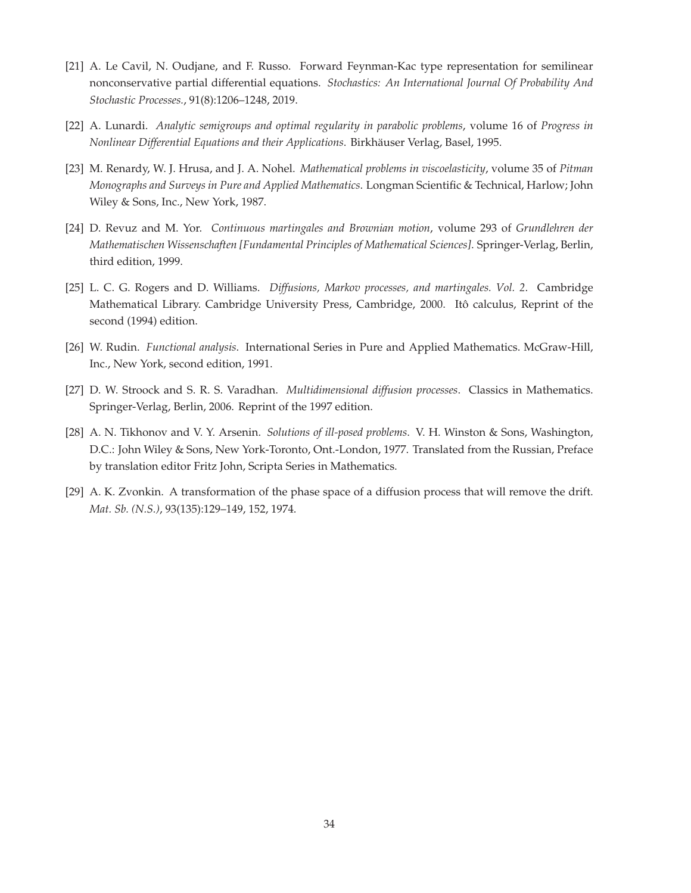[21] A. Le Cavil, N. Oudjane, and F. Russo. Forward Feynman-Kac type representation for semilinear nonconservative partial differential equations. *Stochastics: An International Journal Of Probability And Stochastic Processes.*, 91(8):1206–1248, 2019.

[22] A. Lunardi. *Analytic semigroups and optimal regularity in parabolic problems*, volume 16 of *Progress in Nonlinear Differential Equations and their Applications*. Birkhäuser Verlag, Basel, 1995.

[23] M. Renardy, W. J. Hrusa, and J. A. Nohel. *Mathematical problems in viscoelasticity*, volume 35 of *Pitman Monographs and Surveys in Pure and Applied Mathematics*. Longman Scientific & Technical, Harlow; John Wiley & Sons, Inc., New York, 1987.

[24] D. Revuz and M. Yor. *Continuous martingales and Brownian motion*, volume 293 of *Grundlehren der Mathematischen Wissenschaften [Fundamental Principles of Mathematical Sciences]*. Springer-Verlag, Berlin, third edition, 1999.

[25] L. C. G. Rogers and D. Williams. *Diffusions, Markov processes, and martingales. Vol. 2*. Cambridge Mathematical Library. Cambridge University Press, Cambridge, 2000. Itô calculus, Reprint of the second (1994) edition.

[26] W. Rudin. *Functional analysis*. International Series in Pure and Applied Mathematics. McGraw-Hill, Inc., New York, second edition, 1991.

[27] D. W. Stroock and S. R. S. Varadhan. *Multidimensional diffusion processes*. Classics in Mathematics. Springer-Verlag, Berlin, 2006. Reprint of the 1997 edition.

[28] A. N. Tikhonov and V. Y. Arsenin. *Solutions of ill-posed problems*. V. H. Winston & Sons, Washington, D.C.: John Wiley & Sons, New York-Toronto, Ont.-London, 1977. Translated from the Russian, Preface by translation editor Fritz John, Scripta Series in Mathematics.

[29] A. K. Zvonkin. A transformation of the phase space of a diffusion process that will remove the drift. *Mat. Sb. (N.S.)*, 93(135):129–149, 152, 1974.